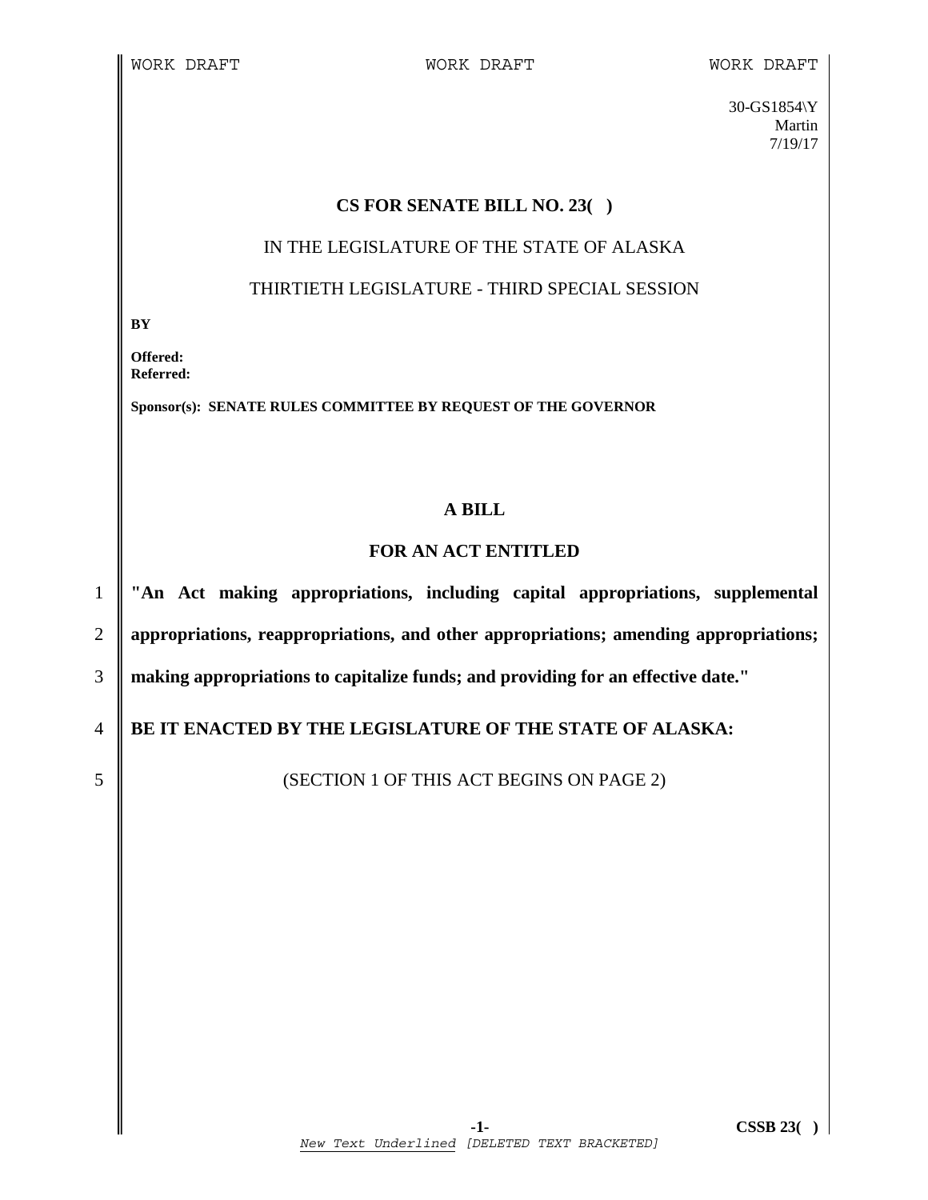WORK DRAFT WORK DRAFT WORK DRAFT

30-GS1854\Y
Martin
7/19/17

**CS FOR SENATE BILL NO. 23( )**

IN THE LEGISLATURE OF THE STATE OF ALASKA

THIRTIETH LEGISLATURE - THIRD SPECIAL SESSION

**BY**

**Offered:**
**Referred:**

**Sponsor(s): SENATE RULES COMMITTEE BY REQUEST OF THE GOVERNOR**

**A BILL**

**FOR AN ACT ENTITLED**

1 **"An Act making appropriations, including capital appropriations, supplemental**
2 **appropriations, reappropriations, and other appropriations; amending appropriations;**
3 **making appropriations to capitalize funds; and providing for an effective date."**

4 **BE IT ENACTED BY THE LEGISLATURE OF THE STATE OF ALASKA:**

5 (SECTION 1 OF THIS ACT BEGINS ON PAGE 2)

*New Text Underlined [DELETED TEXT BRACKETED]*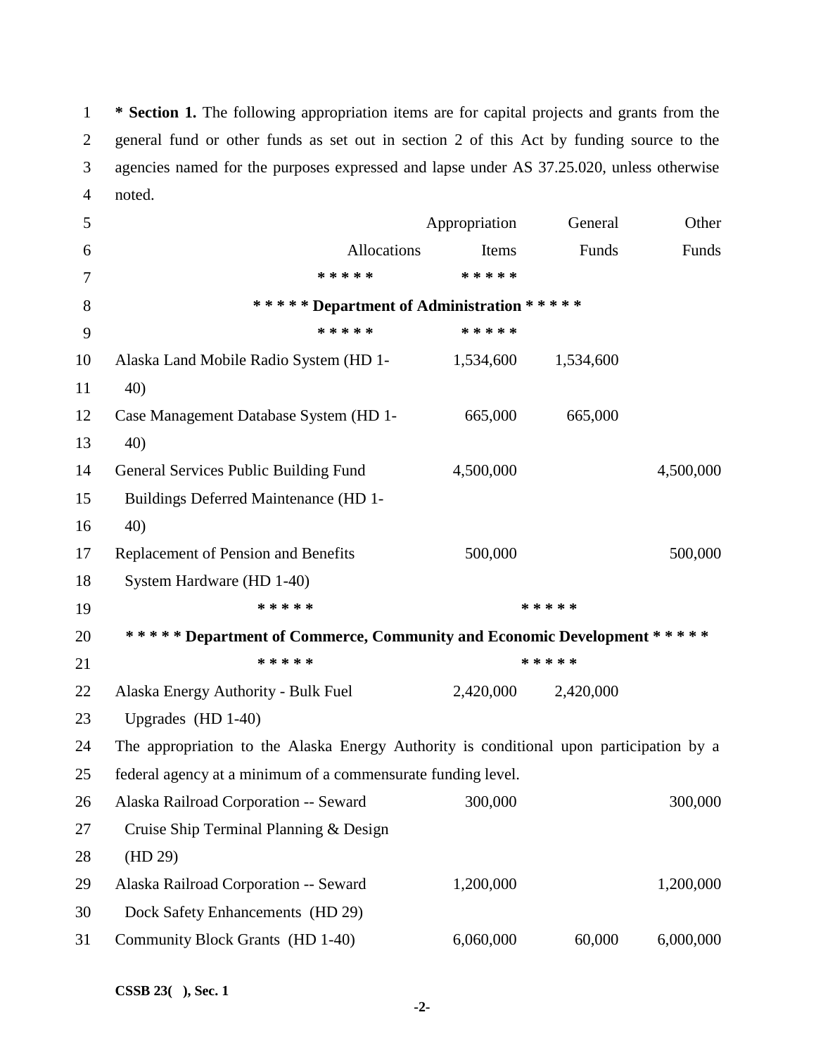**\* Section 1.** The following appropriation items are for capital projects and grants from the general fund or other funds as set out in section 2 of this Act by funding source to the agencies named for the purposes expressed and lapse under AS 37.25.020, unless otherwise noted.

| | Allocations | Appropriation Items | General Funds | Other Funds |
|---|---|---|---|---|
| | * * * * * | * * * * * | | |
| **\* \* \* \* \* Department of Administration \* \* \* \* \*** | | | | |
| | * * * * * | * * * * * | | |
| Alaska Land Mobile Radio System (HD 1-40) | | 1,534,600 | 1,534,600 | |
| Case Management Database System (HD 1-40) | | 665,000 | 665,000 | |
| General Services Public Building Fund Buildings Deferred Maintenance (HD 1-40) | | 4,500,000 | | 4,500,000 |
| Replacement of Pension and Benefits System Hardware (HD 1-40) | | 500,000 | | 500,000 |
| | * * * * * | | * * * * * | |
| **\* \* \* \* \* Department of Commerce, Community and Economic Development \* \* \* \* \*** | | | | |
| | * * * * * | | * * * * * | |
| Alaska Energy Authority - Bulk Fuel Upgrades (HD 1-40) | | 2,420,000 | 2,420,000 | |

The appropriation to the Alaska Energy Authority is conditional upon participation by a federal agency at a minimum of a commensurate funding level.

| | Allocations | Appropriation Items | General Funds | Other Funds |
|---|---|---|---|---|
| Alaska Railroad Corporation -- Seward Cruise Ship Terminal Planning & Design (HD 29) | | 300,000 | | 300,000 |
| Alaska Railroad Corporation -- Seward Dock Safety Enhancements (HD 29) | | 1,200,000 | | 1,200,000 |
| Community Block Grants (HD 1-40) | | 6,060,000 | 60,000 | 6,000,000 |

CSSB 23( ), Sec. 1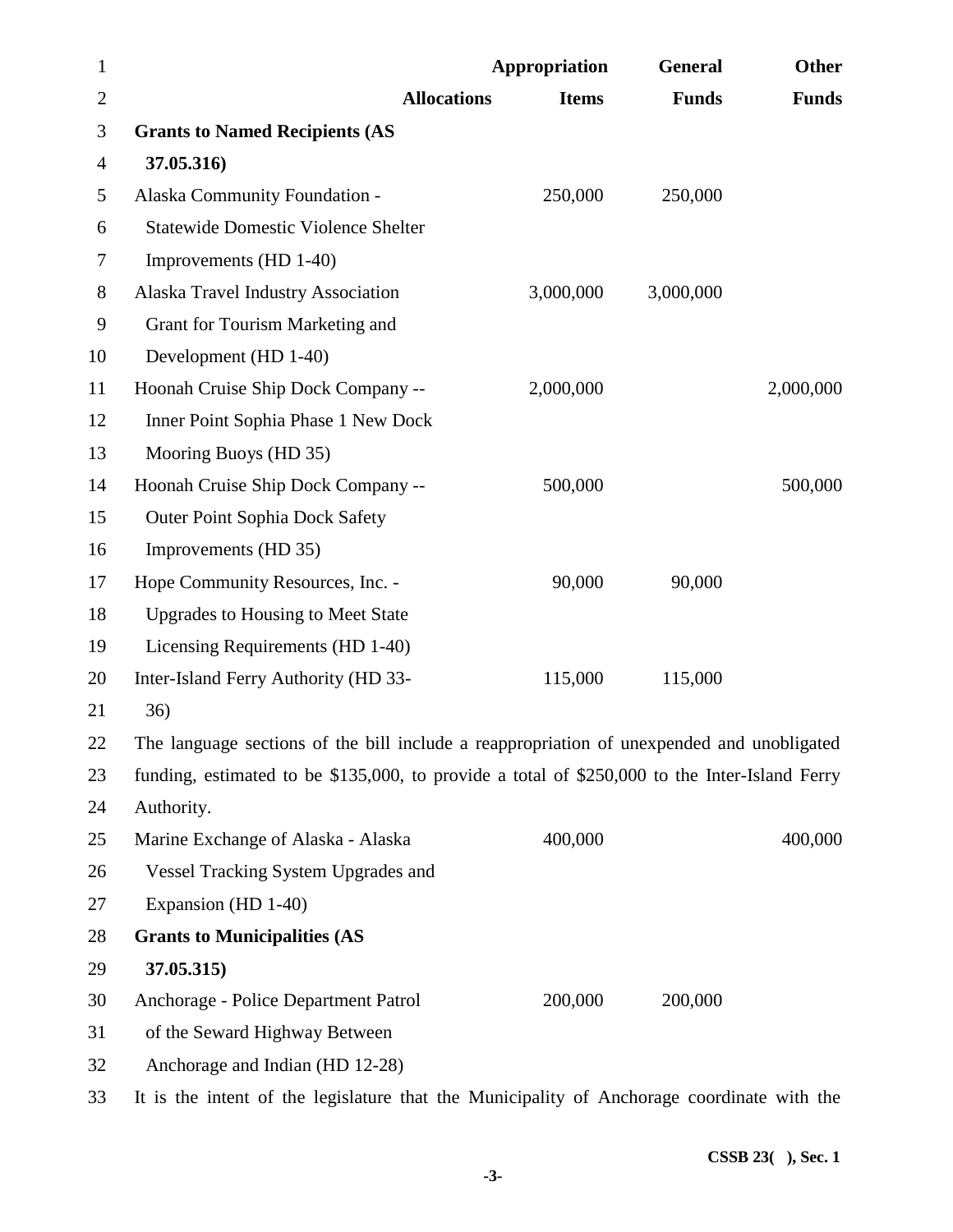| | Allocations | Appropriation Items | General Funds | Other Funds |
|---|---|---|---|---|
| **Grants to Named Recipients (AS 37.05.316)** | | | | |
| Alaska Community Foundation - Statewide Domestic Violence Shelter Improvements (HD 1-40) | | 250,000 | 250,000 | |
| Alaska Travel Industry Association Grant for Tourism Marketing and Development (HD 1-40) | | 3,000,000 | 3,000,000 | |
| Hoonah Cruise Ship Dock Company -- Inner Point Sophia Phase 1 New Dock Mooring Buoys (HD 35) | | 2,000,000 | | 2,000,000 |
| Hoonah Cruise Ship Dock Company -- Outer Point Sophia Dock Safety Improvements (HD 35) | | 500,000 | | 500,000 |
| Hope Community Resources, Inc. - Upgrades to Housing to Meet State Licensing Requirements (HD 1-40) | | 90,000 | 90,000 | |
| Inter-Island Ferry Authority (HD 33-36) | | 115,000 | 115,000 | |

The language sections of the bill include a reappropriation of unexpended and unobligated funding, estimated to be $135,000, to provide a total of $250,000 to the Inter-Island Ferry Authority.

| | Allocations | Appropriation Items | General Funds | Other Funds |
|---|---|---|---|---|
| Marine Exchange of Alaska - Alaska Vessel Tracking System Upgrades and Expansion (HD 1-40) | | 400,000 | | 400,000 |
| **Grants to Municipalities (AS 37.05.315)** | | | | |
| Anchorage - Police Department Patrol of the Seward Highway Between Anchorage and Indian (HD 12-28) | | 200,000 | 200,000 | |

It is the intent of the legislature that the Municipality of Anchorage coordinate with the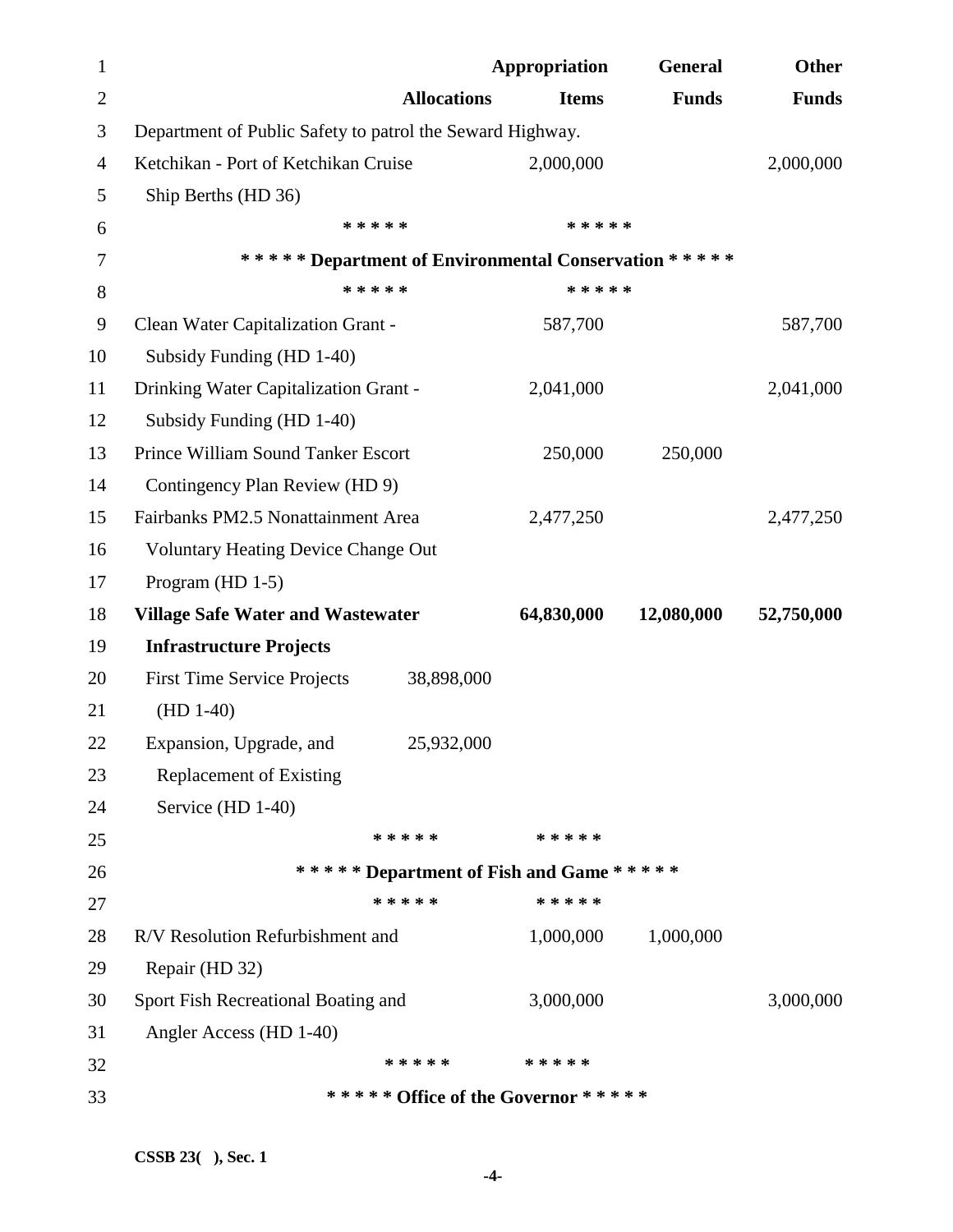| | Allocations | Appropriation Items | General Funds | Other Funds |
|---|---|---|---|---|
| Department of Public Safety to patrol the Seward Highway. | | | | |
| Ketchikan - Port of Ketchikan Cruise Ship Berths (HD 36) | | 2,000,000 | | 2,000,000 |
| | ***** | ***** | | |
| **\*\*\*\*\* Department of Environmental Conservation \*\*\*\*\*** | | | | |
| | ***** | ***** | | |
| Clean Water Capitalization Grant - Subsidy Funding (HD 1-40) | | 587,700 | | 587,700 |
| Drinking Water Capitalization Grant - Subsidy Funding (HD 1-40) | | 2,041,000 | | 2,041,000 |
| Prince William Sound Tanker Escort Contingency Plan Review (HD 9) | | 250,000 | 250,000 | |
| Fairbanks PM2.5 Nonattainment Area Voluntary Heating Device Change Out Program (HD 1-5) | | 2,477,250 | | 2,477,250 |
| **Village Safe Water and Wastewater Infrastructure Projects** | | **64,830,000** | **12,080,000** | **52,750,000** |
| First Time Service Projects (HD 1-40) | 38,898,000 | | | |
| Expansion, Upgrade, and Replacement of Existing Service (HD 1-40) | 25,932,000 | | | |
| | ***** | ***** | | |
| **\*\*\*\*\* Department of Fish and Game \*\*\*\*\*** | | | | |
| | ***** | ***** | | |
| R/V Resolution Refurbishment and Repair (HD 32) | | 1,000,000 | 1,000,000 | |
| Sport Fish Recreational Boating and Angler Access (HD 1-40) | | 3,000,000 | | 3,000,000 |
| | ***** | ***** | | |
| **\*\*\*\*\* Office of the Governor \*\*\*\*\*** | | | | |

CSSB 23( ), Sec. 1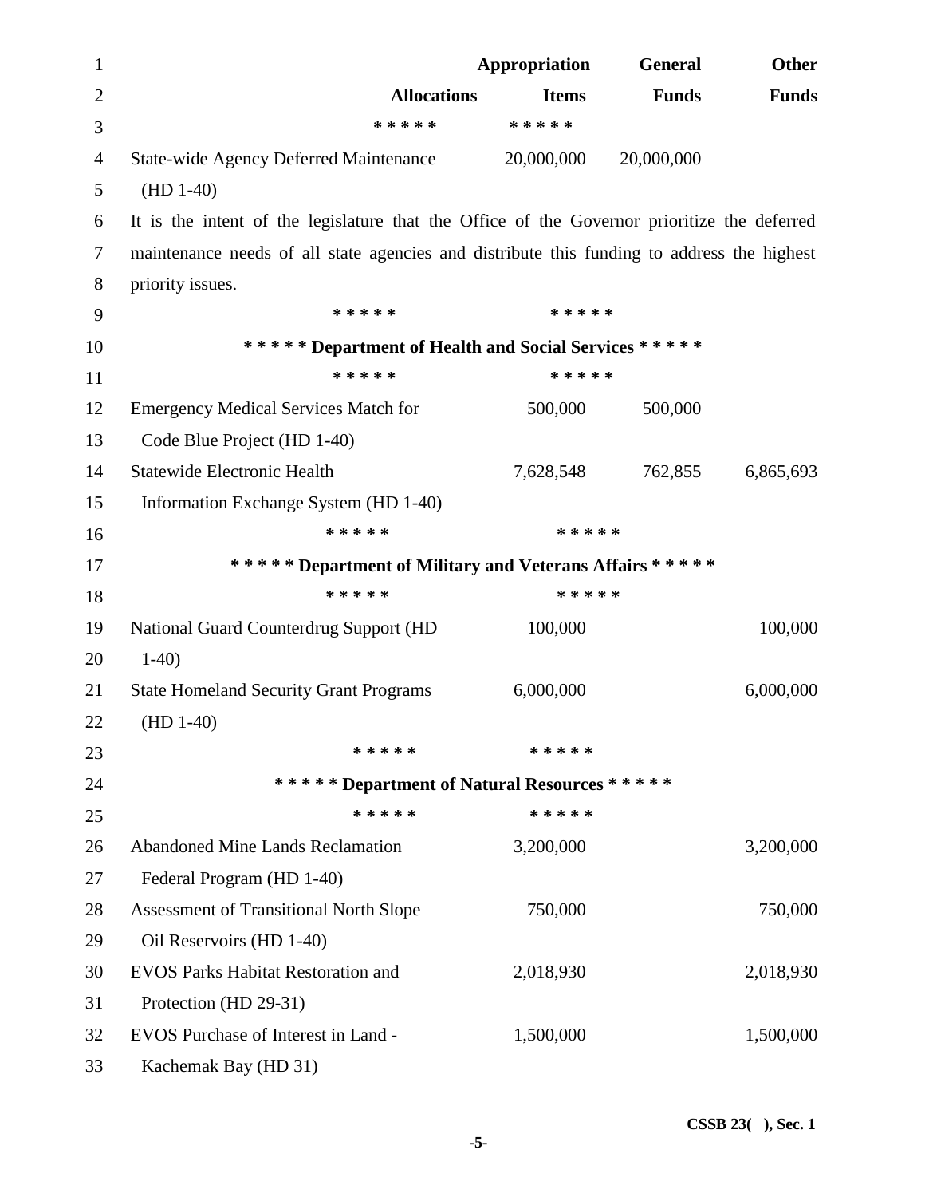| | Allocations | Appropriation Items | General Funds | Other Funds |
|---|---|---|---|---|
| | * * * * * | * * * * * | | |
| State-wide Agency Deferred Maintenance (HD 1-40) | | 20,000,000 | 20,000,000 | |

It is the intent of the legislature that the Office of the Governor prioritize the deferred maintenance needs of all state agencies and distribute this funding to address the highest priority issues.

* * * * * * * * * *

**\* \* \* \* \* Department of Health and Social Services \* \* \* \* \***

* * * * * * * * * *

| | Allocations | Appropriation Items | General Funds | Other Funds |
|---|---|---|---|---|
| Emergency Medical Services Match for Code Blue Project (HD 1-40) | | 500,000 | 500,000 | |
| Statewide Electronic Health Information Exchange System (HD 1-40) | | 7,628,548 | 762,855 | 6,865,693 |

* * * * * * * * * *

**\* \* \* \* \* Department of Military and Veterans Affairs \* \* \* \* \***

* * * * * * * * * *

| | Allocations | Appropriation Items | General Funds | Other Funds |
|---|---|---|---|---|
| National Guard Counterdrug Support (HD 1-40) | | 100,000 | | 100,000 |
| State Homeland Security Grant Programs (HD 1-40) | | 6,000,000 | | 6,000,000 |

* * * * * * * * * *

**\* \* \* \* \* Department of Natural Resources \* \* \* \* \***

* * * * * * * * * *

| | Allocations | Appropriation Items | General Funds | Other Funds |
|---|---|---|---|---|
| Abandoned Mine Lands Reclamation Federal Program (HD 1-40) | | 3,200,000 | | 3,200,000 |
| Assessment of Transitional North Slope Oil Reservoirs (HD 1-40) | | 750,000 | | 750,000 |
| EVOS Parks Habitat Restoration and Protection (HD 29-31) | | 2,018,930 | | 2,018,930 |
| EVOS Purchase of Interest in Land - Kachemak Bay (HD 31) | | 1,500,000 | | 1,500,000 |

CSSB 23( ), Sec. 1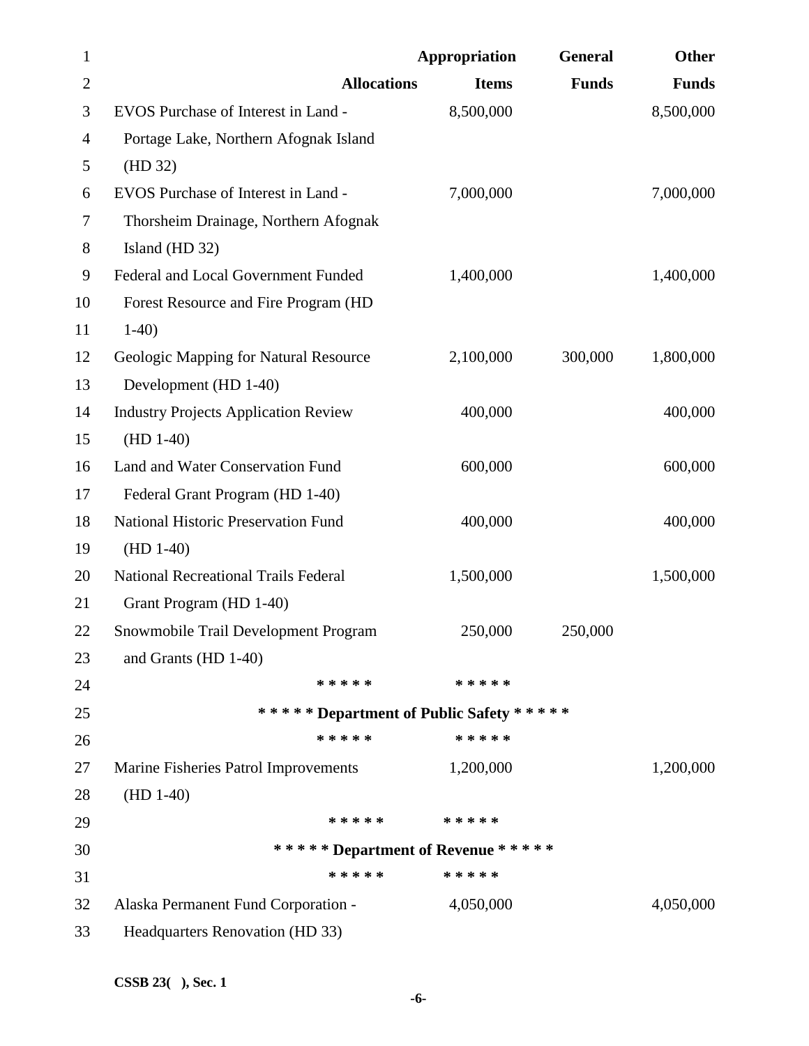| | Allocations | Appropriation Items | General Funds | Other Funds |
|---|---|---|---|---|
| EVOS Purchase of Interest in Land - Portage Lake, Northern Afognak Island (HD 32) | | 8,500,000 | | 8,500,000 |
| EVOS Purchase of Interest in Land - Thorsheim Drainage, Northern Afognak Island (HD 32) | | 7,000,000 | | 7,000,000 |
| Federal and Local Government Funded Forest Resource and Fire Program (HD 1-40) | | 1,400,000 | | 1,400,000 |
| Geologic Mapping for Natural Resource Development (HD 1-40) | | 2,100,000 | 300,000 | 1,800,000 |
| Industry Projects Application Review (HD 1-40) | | 400,000 | | 400,000 |
| Land and Water Conservation Fund Federal Grant Program (HD 1-40) | | 600,000 | | 600,000 |
| National Historic Preservation Fund (HD 1-40) | | 400,000 | | 400,000 |
| National Recreational Trails Federal Grant Program (HD 1-40) | | 1,500,000 | | 1,500,000 |
| Snowmobile Trail Development Program and Grants (HD 1-40) | | 250,000 | 250,000 | |

* * * * * * * * * *

**\* \* \* \* \* Department of Public Safety \* \* \* \* \***

* * * * * * * * * *

| | Allocations | Appropriation Items | General Funds | Other Funds |
|---|---|---|---|---|
| Marine Fisheries Patrol Improvements (HD 1-40) | | 1,200,000 | | 1,200,000 |

* * * * * * * * * *

**\* \* \* \* \* Department of Revenue \* \* \* \* \***

* * * * * * * * * *

| | Allocations | Appropriation Items | General Funds | Other Funds |
|---|---|---|---|---|
| Alaska Permanent Fund Corporation - Headquarters Renovation (HD 33) | | 4,050,000 | | 4,050,000 |

**CSSB 23( ), Sec. 1**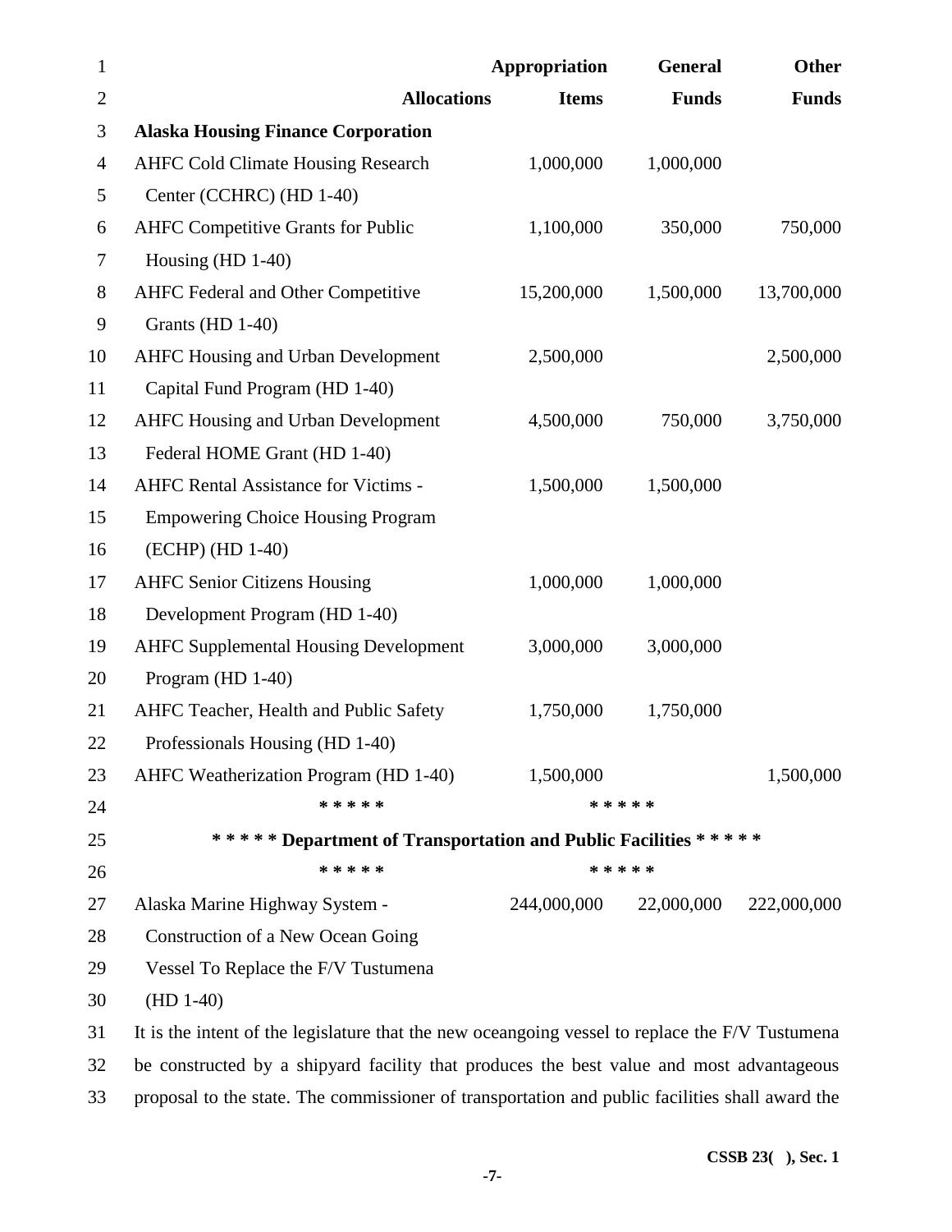| | Allocations | Appropriation Items | General Funds | Other Funds |
|---|---|---|---|---|
| **Alaska Housing Finance Corporation** | | | | |
| AHFC Cold Climate Housing Research Center (CCHRC) (HD 1-40) | | 1,000,000 | 1,000,000 | |
| AHFC Competitive Grants for Public Housing (HD 1-40) | | 1,100,000 | 350,000 | 750,000 |
| AHFC Federal and Other Competitive Grants (HD 1-40) | | 15,200,000 | 1,500,000 | 13,700,000 |
| AHFC Housing and Urban Development Capital Fund Program (HD 1-40) | | 2,500,000 | | 2,500,000 |
| AHFC Housing and Urban Development Federal HOME Grant (HD 1-40) | | 4,500,000 | 750,000 | 3,750,000 |
| AHFC Rental Assistance for Victims - Empowering Choice Housing Program (ECHP) (HD 1-40) | | 1,500,000 | 1,500,000 | |
| AHFC Senior Citizens Housing Development Program (HD 1-40) | | 1,000,000 | 1,000,000 | |
| AHFC Supplemental Housing Development Program (HD 1-40) | | 3,000,000 | 3,000,000 | |
| AHFC Teacher, Health and Public Safety Professionals Housing (HD 1-40) | | 1,750,000 | 1,750,000 | |
| AHFC Weatherization Program (HD 1-40) | | 1,500,000 | | 1,500,000 |

**\* \* \* \* \* Department of Transportation and Public Facilities \* \* \* \* \***

| | Allocations | Appropriation Items | General Funds | Other Funds |
|---|---|---|---|---|
| Alaska Marine Highway System - Construction of a New Ocean Going Vessel To Replace the F/V Tustumena (HD 1-40) | | 244,000,000 | 22,000,000 | 222,000,000 |

It is the intent of the legislature that the new oceangoing vessel to replace the F/V Tustumena be constructed by a shipyard facility that produces the best value and most advantageous proposal to the state. The commissioner of transportation and public facilities shall award the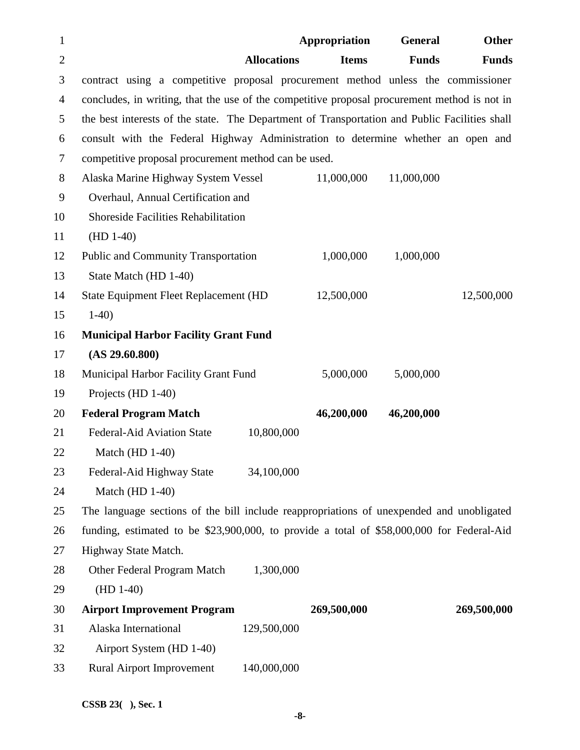| | Allocations | Appropriation Items | General Funds | Other Funds |
|---|---|---|---|---|
| contract using a competitive proposal procurement method unless the commissioner concludes, in writing, that the use of the competitive proposal procurement method is not in the best interests of the state. The Department of Transportation and Public Facilities shall consult with the Federal Highway Administration to determine whether an open and competitive proposal procurement method can be used. | | | | |
| Alaska Marine Highway System Vessel Overhaul, Annual Certification and Shoreside Facilities Rehabilitation (HD 1-40) | | 11,000,000 | 11,000,000 | |
| Public and Community Transportation State Match (HD 1-40) | | 1,000,000 | 1,000,000 | |
| State Equipment Fleet Replacement (HD 1-40) | | 12,500,000 | | 12,500,000 |
| **Municipal Harbor Facility Grant Fund (AS 29.60.800)** | | | | |
| Municipal Harbor Facility Grant Fund Projects (HD 1-40) | | 5,000,000 | 5,000,000 | |
| **Federal Program Match** | | **46,200,000** | **46,200,000** | |
| Federal-Aid Aviation State Match (HD 1-40) | 10,800,000 | | | |
| Federal-Aid Highway State Match (HD 1-40) | 34,100,000 | | | |
| The language sections of the bill include reappropriations of unexpended and unobligated funding, estimated to be $23,900,000, to provide a total of $58,000,000 for Federal-Aid Highway State Match. | | | | |
| Other Federal Program Match (HD 1-40) | 1,300,000 | | | |
| **Airport Improvement Program** | | **269,500,000** | | **269,500,000** |
| Alaska International Airport System (HD 1-40) | 129,500,000 | | | |
| Rural Airport Improvement | 140,000,000 | | | |

**CSSB 23( ), Sec. 1**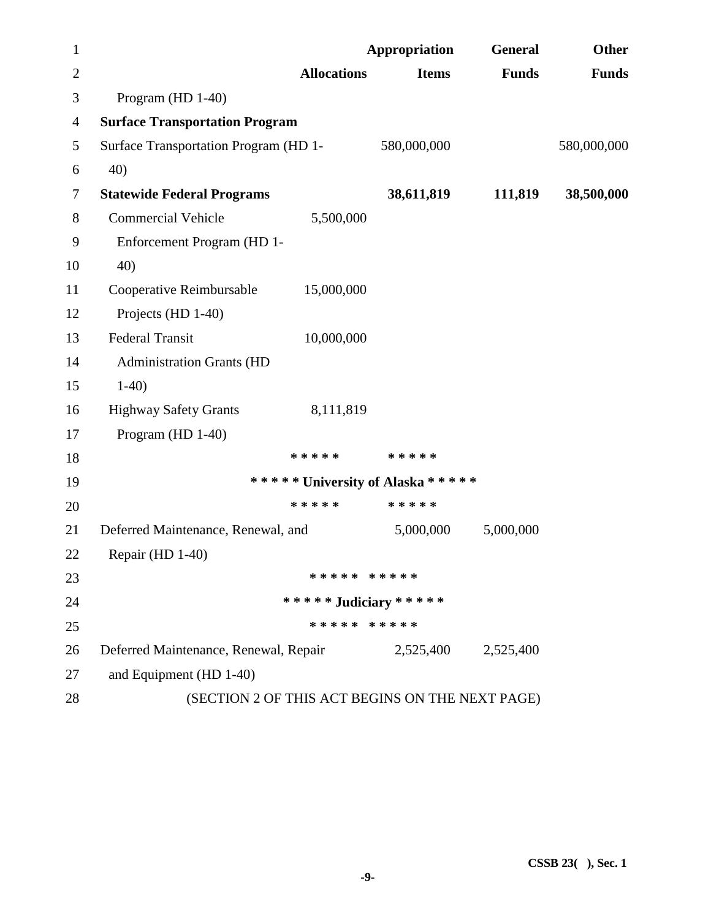| | Allocations | Appropriation Items | General Funds | Other Funds |
|---|---|---|---|---|
| Program (HD 1-40) | | | | |
| **Surface Transportation Program** | | | | |
| Surface Transportation Program (HD 1-40) | | 580,000,000 | | 580,000,000 |
| **Statewide Federal Programs** | | **38,611,819** | **111,819** | **38,500,000** |
| Commercial Vehicle Enforcement Program (HD 1-40) | 5,500,000 | | | |
| Cooperative Reimbursable Projects (HD 1-40) | 15,000,000 | | | |
| Federal Transit Administration Grants (HD 1-40) | 10,000,000 | | | |
| Highway Safety Grants Program (HD 1-40) | 8,111,819 | | | |

**\* \* \* \* \* \* \* \* \* \***

**\* \* \* \* \* University of Alaska \* \* \* \* \***

**\* \* \* \* \* \* \* \* \* \***

| | Allocations | Appropriation Items | General Funds | Other Funds |
|---|---|---|---|---|
| Deferred Maintenance, Renewal, and Repair (HD 1-40) | | 5,000,000 | 5,000,000 | |

**\* \* \* \* \* \* \* \* \* \***

**\* \* \* \* \* Judiciary \* \* \* \* \***

**\* \* \* \* \* \* \* \* \* \***

| | Allocations | Appropriation Items | General Funds | Other Funds |
|---|---|---|---|---|
| Deferred Maintenance, Renewal, Repair and Equipment (HD 1-40) | | 2,525,400 | 2,525,400 | |

(SECTION 2 OF THIS ACT BEGINS ON THE NEXT PAGE)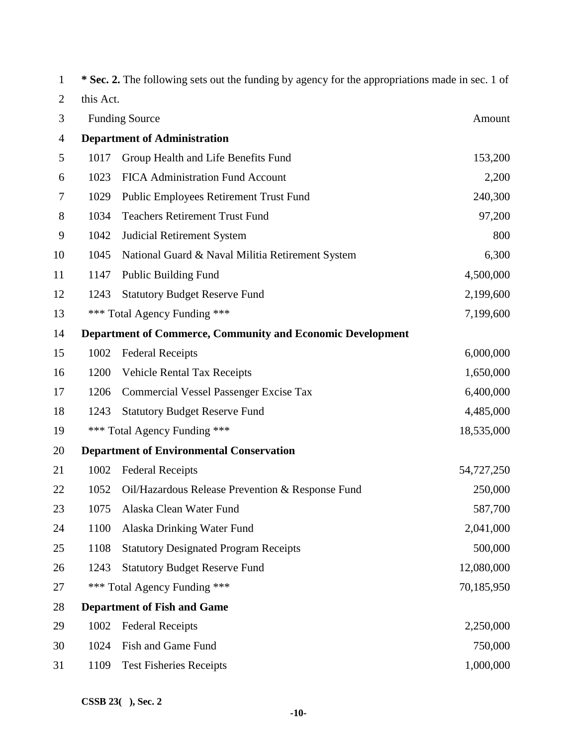**\* Sec. 2.** The following sets out the funding by agency for the appropriations made in sec. 1 of this Act.

| Funding Source | | Amount |
|---|---|---|
| **Department of Administration** | | |
| 1017 | Group Health and Life Benefits Fund | 153,200 |
| 1023 | FICA Administration Fund Account | 2,200 |
| 1029 | Public Employees Retirement Trust Fund | 240,300 |
| 1034 | Teachers Retirement Trust Fund | 97,200 |
| 1042 | Judicial Retirement System | 800 |
| 1045 | National Guard & Naval Militia Retirement System | 6,300 |
| 1147 | Public Building Fund | 4,500,000 |
| 1243 | Statutory Budget Reserve Fund | 2,199,600 |
| *** Total Agency Funding *** | | 7,199,600 |
| **Department of Commerce, Community and Economic Development** | | |
| 1002 | Federal Receipts | 6,000,000 |
| 1200 | Vehicle Rental Tax Receipts | 1,650,000 |
| 1206 | Commercial Vessel Passenger Excise Tax | 6,400,000 |
| 1243 | Statutory Budget Reserve Fund | 4,485,000 |
| *** Total Agency Funding *** | | 18,535,000 |
| **Department of Environmental Conservation** | | |
| 1002 | Federal Receipts | 54,727,250 |
| 1052 | Oil/Hazardous Release Prevention & Response Fund | 250,000 |
| 1075 | Alaska Clean Water Fund | 587,700 |
| 1100 | Alaska Drinking Water Fund | 2,041,000 |
| 1108 | Statutory Designated Program Receipts | 500,000 |
| 1243 | Statutory Budget Reserve Fund | 12,080,000 |
| *** Total Agency Funding *** | | 70,185,950 |
| **Department of Fish and Game** | | |
| 1002 | Federal Receipts | 2,250,000 |
| 1024 | Fish and Game Fund | 750,000 |
| 1109 | Test Fisheries Receipts | 1,000,000 |

CSSB 23( ), Sec. 2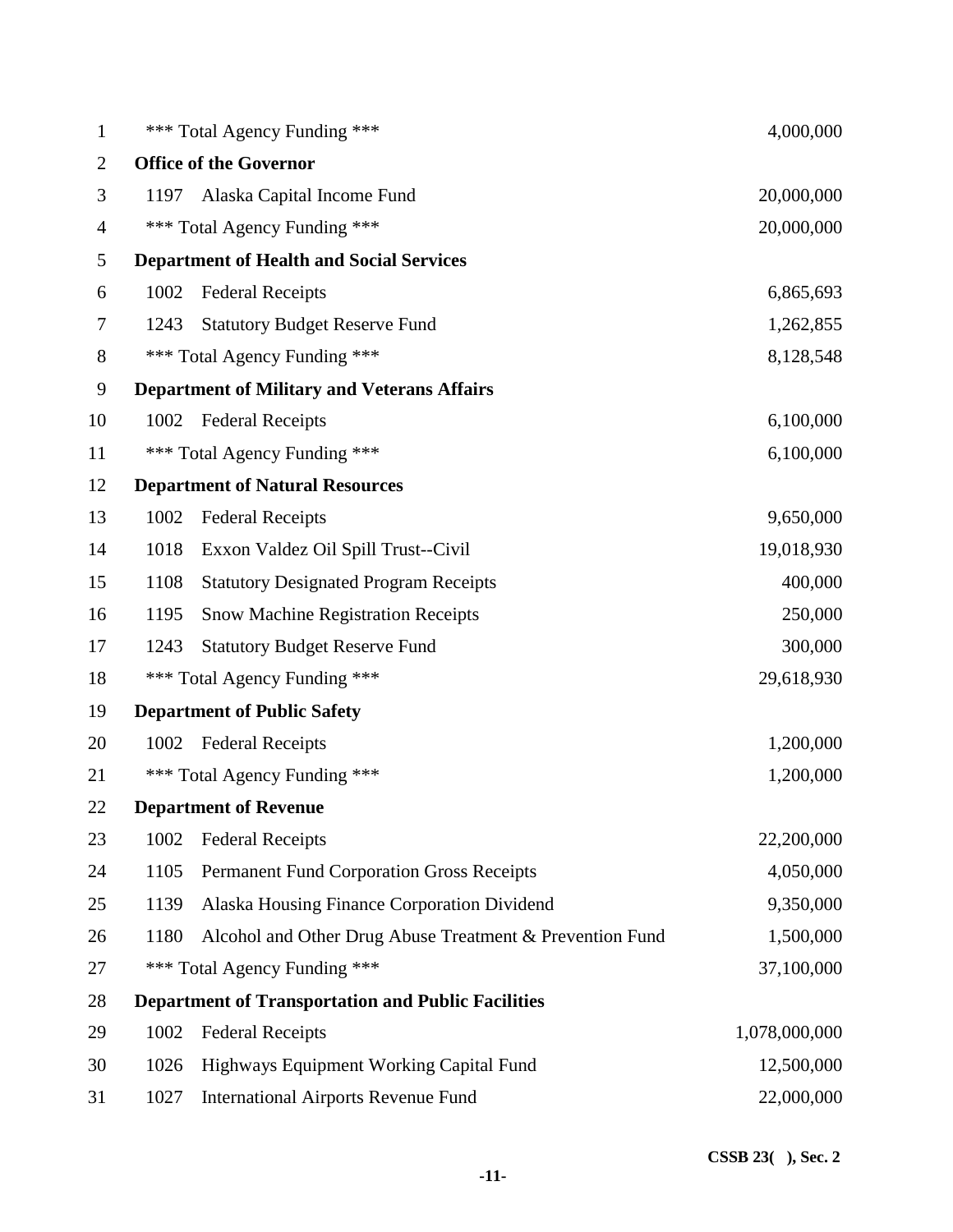| | | |
|---|---|---|
| | \*\*\* Total Agency Funding \*\*\* | 4,000,000 |
| **Office of the Governor** | | |
| 1197 | Alaska Capital Income Fund | 20,000,000 |
| | \*\*\* Total Agency Funding \*\*\* | 20,000,000 |
| **Department of Health and Social Services** | | |
| 1002 | Federal Receipts | 6,865,693 |
| 1243 | Statutory Budget Reserve Fund | 1,262,855 |
| | \*\*\* Total Agency Funding \*\*\* | 8,128,548 |
| **Department of Military and Veterans Affairs** | | |
| 1002 | Federal Receipts | 6,100,000 |
| | \*\*\* Total Agency Funding \*\*\* | 6,100,000 |
| **Department of Natural Resources** | | |
| 1002 | Federal Receipts | 9,650,000 |
| 1018 | Exxon Valdez Oil Spill Trust--Civil | 19,018,930 |
| 1108 | Statutory Designated Program Receipts | 400,000 |
| 1195 | Snow Machine Registration Receipts | 250,000 |
| 1243 | Statutory Budget Reserve Fund | 300,000 |
| | \*\*\* Total Agency Funding \*\*\* | 29,618,930 |
| **Department of Public Safety** | | |
| 1002 | Federal Receipts | 1,200,000 |
| | \*\*\* Total Agency Funding \*\*\* | 1,200,000 |
| **Department of Revenue** | | |
| 1002 | Federal Receipts | 22,200,000 |
| 1105 | Permanent Fund Corporation Gross Receipts | 4,050,000 |
| 1139 | Alaska Housing Finance Corporation Dividend | 9,350,000 |
| 1180 | Alcohol and Other Drug Abuse Treatment & Prevention Fund | 1,500,000 |
| | \*\*\* Total Agency Funding \*\*\* | 37,100,000 |
| **Department of Transportation and Public Facilities** | | |
| 1002 | Federal Receipts | 1,078,000,000 |
| 1026 | Highways Equipment Working Capital Fund | 12,500,000 |
| 1027 | International Airports Revenue Fund | 22,000,000 |

CSSB 23( ), Sec. 2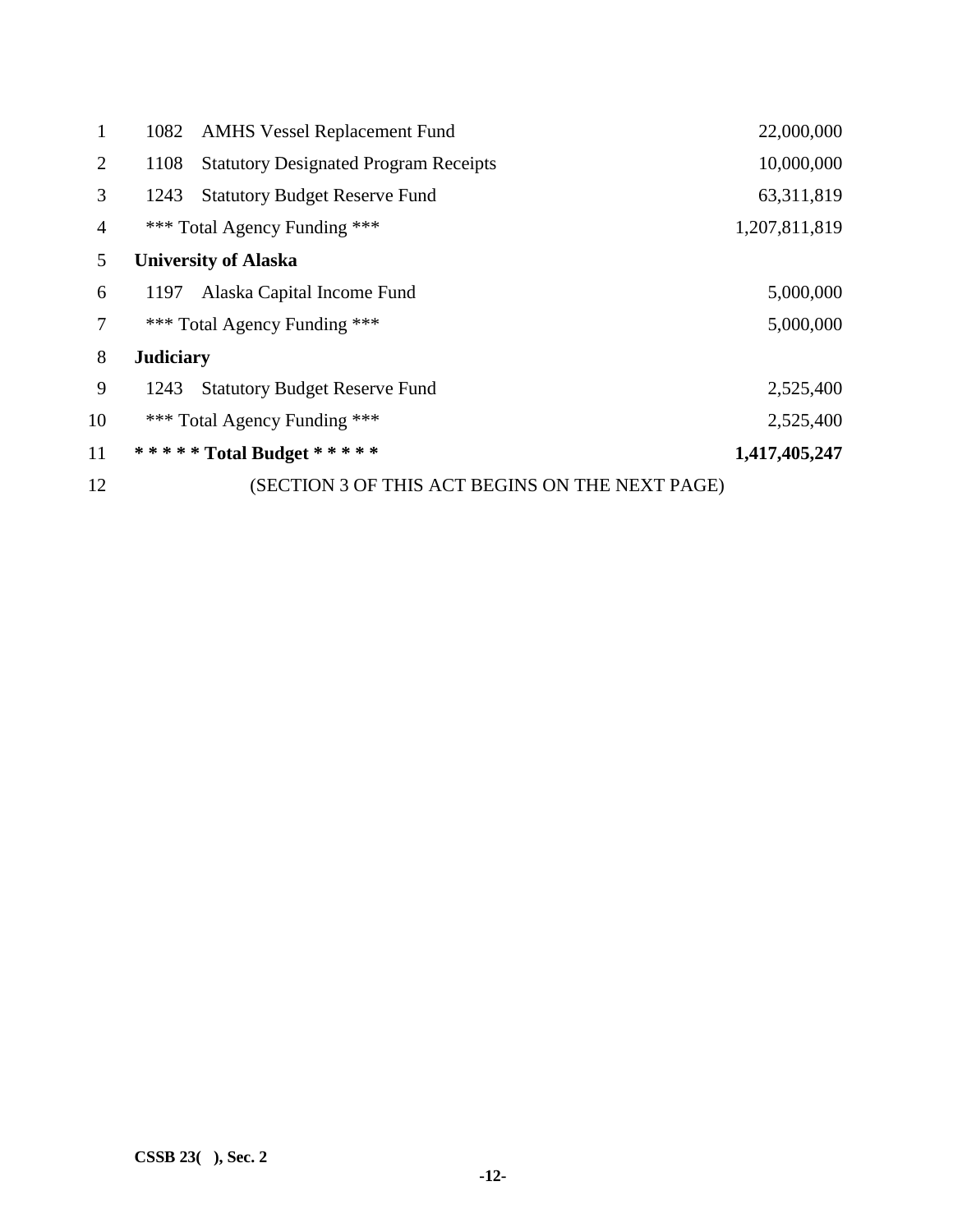| | | |
|---|---|---|
| 1082 | AMHS Vessel Replacement Fund | 22,000,000 |
| 1108 | Statutory Designated Program Receipts | 10,000,000 |
| 1243 | Statutory Budget Reserve Fund | 63,311,819 |
| | *** Total Agency Funding *** | 1,207,811,819 |
| **University of Alaska** | | |
| 1197 | Alaska Capital Income Fund | 5,000,000 |
| | *** Total Agency Funding *** | 5,000,000 |
| **Judiciary** | | |
| 1243 | Statutory Budget Reserve Fund | 2,525,400 |
| | *** Total Agency Funding *** | 2,525,400 |
| | **\* \* \* \* \* Total Budget \* \* \* \* \*** | **1,417,405,247** |

(SECTION 3 OF THIS ACT BEGINS ON THE NEXT PAGE)

**CSSB 23( ), Sec. 2**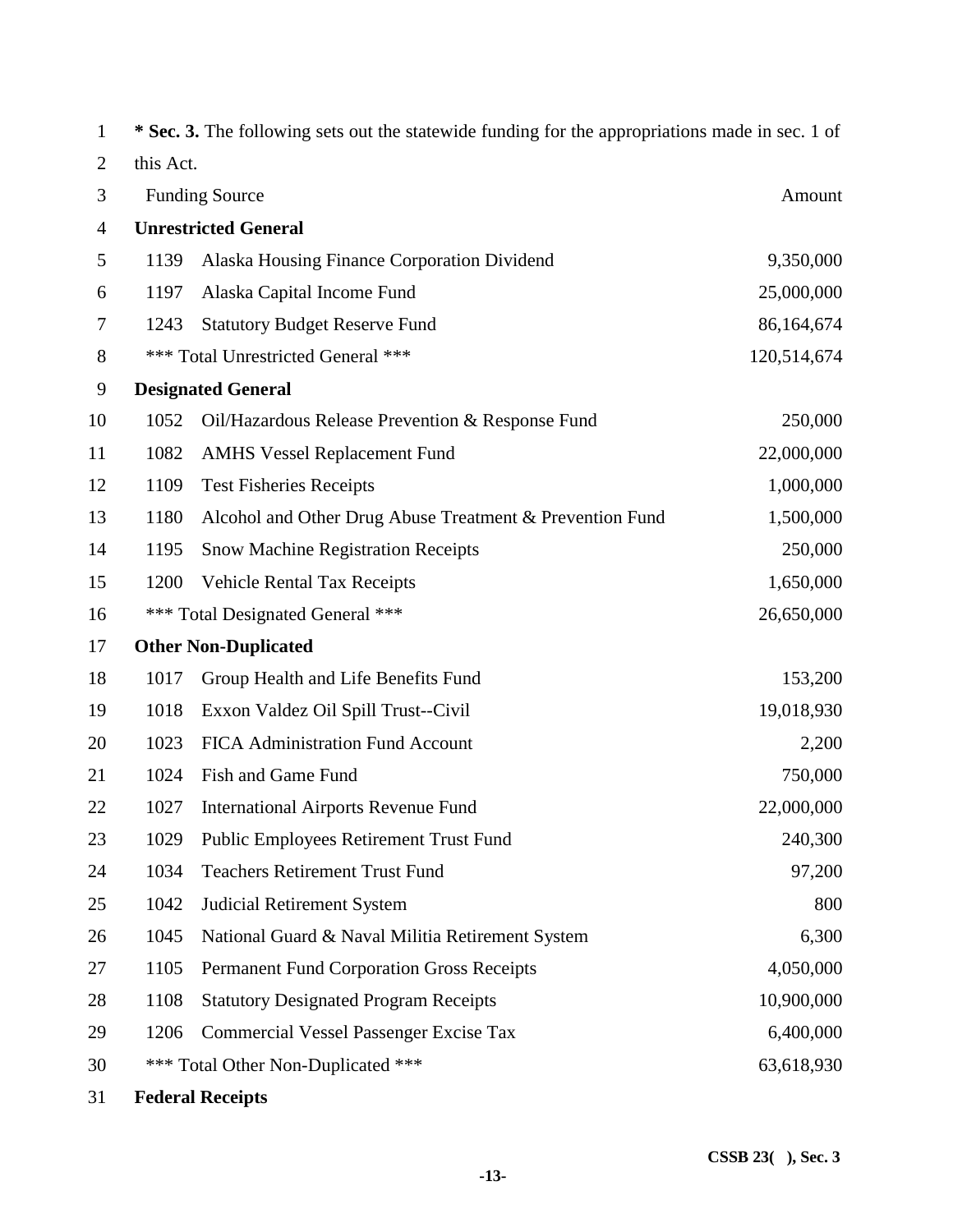**\* Sec. 3.** The following sets out the statewide funding for the appropriations made in sec. 1 of this Act.

| Funding Source | | Amount |
|---|---|---|
| **Unrestricted General** | | |
| 1139 | Alaska Housing Finance Corporation Dividend | 9,350,000 |
| 1197 | Alaska Capital Income Fund | 25,000,000 |
| 1243 | Statutory Budget Reserve Fund | 86,164,674 |
| \*\*\* Total Unrestricted General \*\*\* | | 120,514,674 |
| **Designated General** | | |
| 1052 | Oil/Hazardous Release Prevention & Response Fund | 250,000 |
| 1082 | AMHS Vessel Replacement Fund | 22,000,000 |
| 1109 | Test Fisheries Receipts | 1,000,000 |
| 1180 | Alcohol and Other Drug Abuse Treatment & Prevention Fund | 1,500,000 |
| 1195 | Snow Machine Registration Receipts | 250,000 |
| 1200 | Vehicle Rental Tax Receipts | 1,650,000 |
| \*\*\* Total Designated General \*\*\* | | 26,650,000 |
| **Other Non-Duplicated** | | |
| 1017 | Group Health and Life Benefits Fund | 153,200 |
| 1018 | Exxon Valdez Oil Spill Trust--Civil | 19,018,930 |
| 1023 | FICA Administration Fund Account | 2,200 |
| 1024 | Fish and Game Fund | 750,000 |
| 1027 | International Airports Revenue Fund | 22,000,000 |
| 1029 | Public Employees Retirement Trust Fund | 240,300 |
| 1034 | Teachers Retirement Trust Fund | 97,200 |
| 1042 | Judicial Retirement System | 800 |
| 1045 | National Guard & Naval Militia Retirement System | 6,300 |
| 1105 | Permanent Fund Corporation Gross Receipts | 4,050,000 |
| 1108 | Statutory Designated Program Receipts | 10,900,000 |
| 1206 | Commercial Vessel Passenger Excise Tax | 6,400,000 |
| \*\*\* Total Other Non-Duplicated \*\*\* | | 63,618,930 |
| **Federal Receipts** | | |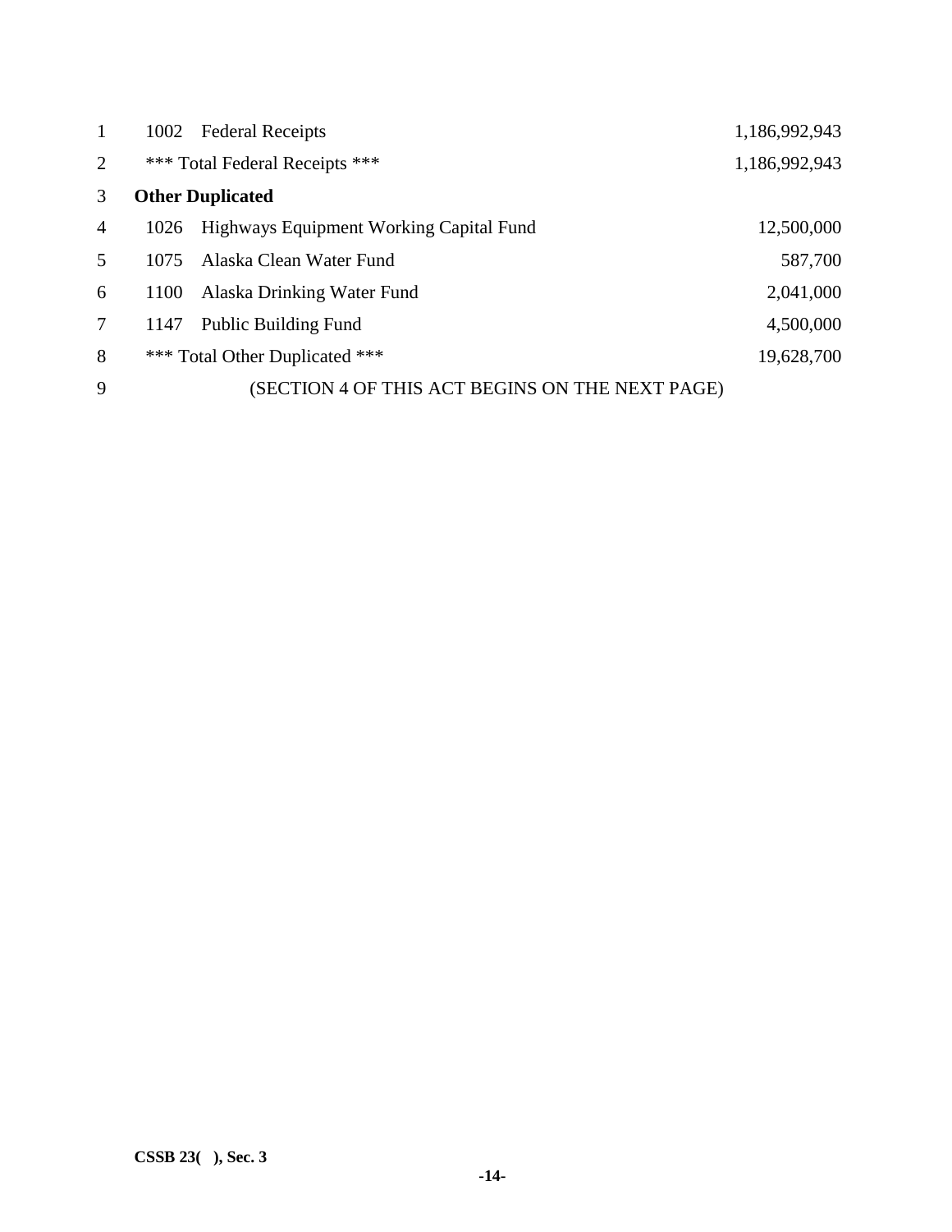| | | |
|---|---|---|
| 1002 | Federal Receipts | 1,186,992,943 |
| *** Total Federal Receipts *** | | 1,186,992,943 |
| **Other Duplicated** | | |
| 1026 | Highways Equipment Working Capital Fund | 12,500,000 |
| 1075 | Alaska Clean Water Fund | 587,700 |
| 1100 | Alaska Drinking Water Fund | 2,041,000 |
| 1147 | Public Building Fund | 4,500,000 |
| *** Total Other Duplicated *** | | 19,628,700 |

(SECTION 4 OF THIS ACT BEGINS ON THE NEXT PAGE)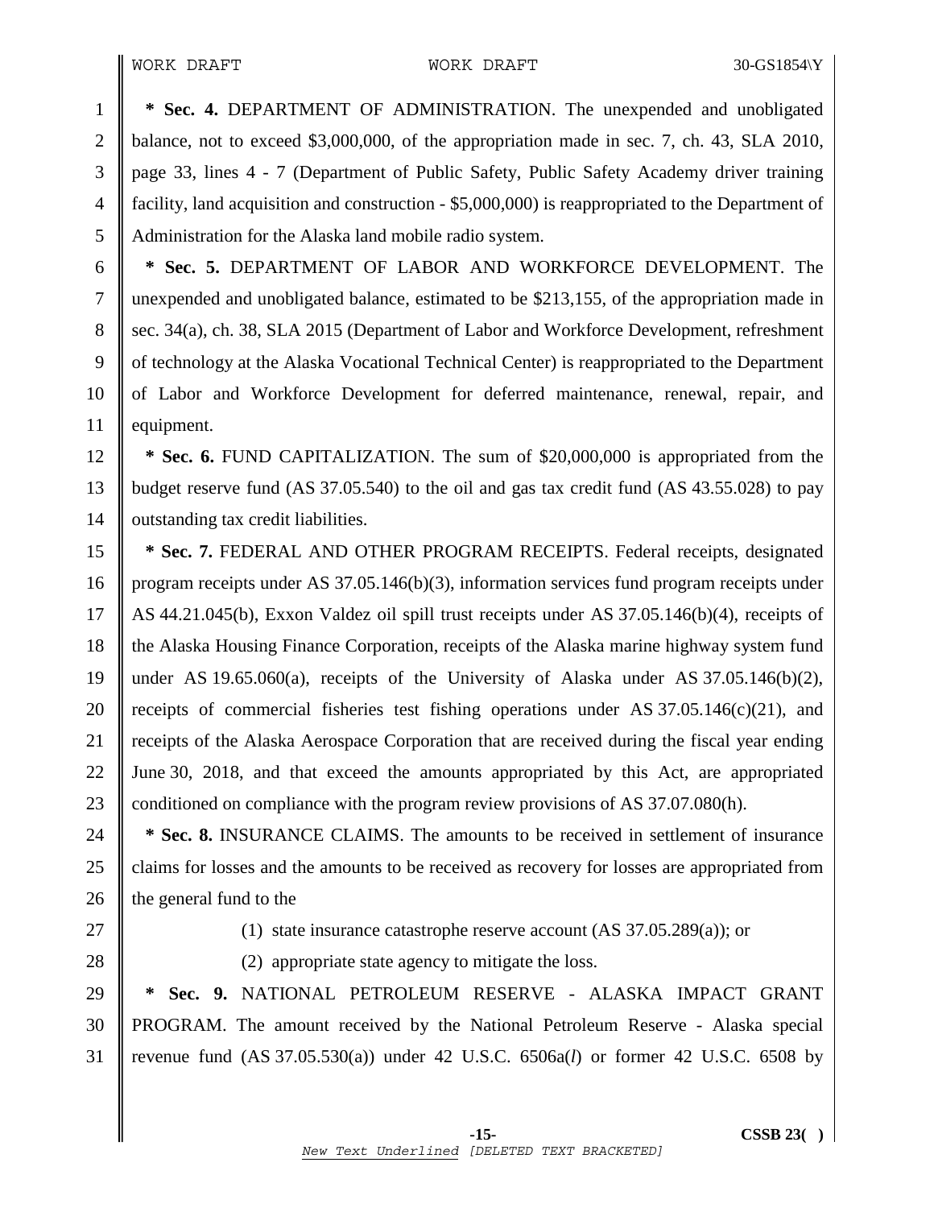**\* Sec. 4.** DEPARTMENT OF ADMINISTRATION. The unexpended and unobligated balance, not to exceed $3,000,000, of the appropriation made in sec. 7, ch. 43, SLA 2010, page 33, lines 4 - 7 (Department of Public Safety, Public Safety Academy driver training facility, land acquisition and construction - $5,000,000) is reappropriated to the Department of Administration for the Alaska land mobile radio system.

**\* Sec. 5.** DEPARTMENT OF LABOR AND WORKFORCE DEVELOPMENT. The unexpended and unobligated balance, estimated to be $213,155, of the appropriation made in sec. 34(a), ch. 38, SLA 2015 (Department of Labor and Workforce Development, refreshment of technology at the Alaska Vocational Technical Center) is reappropriated to the Department of Labor and Workforce Development for deferred maintenance, renewal, repair, and equipment.

**\* Sec. 6.** FUND CAPITALIZATION. The sum of $20,000,000 is appropriated from the budget reserve fund (AS 37.05.540) to the oil and gas tax credit fund (AS 43.55.028) to pay outstanding tax credit liabilities.

**\* Sec. 7.** FEDERAL AND OTHER PROGRAM RECEIPTS. Federal receipts, designated program receipts under AS 37.05.146(b)(3), information services fund program receipts under AS 44.21.045(b), Exxon Valdez oil spill trust receipts under AS 37.05.146(b)(4), receipts of the Alaska Housing Finance Corporation, receipts of the Alaska marine highway system fund under AS 19.65.060(a), receipts of the University of Alaska under AS 37.05.146(b)(2), receipts of commercial fisheries test fishing operations under AS 37.05.146(c)(21), and receipts of the Alaska Aerospace Corporation that are received during the fiscal year ending June 30, 2018, and that exceed the amounts appropriated by this Act, are appropriated conditioned on compliance with the program review provisions of AS 37.07.080(h).

**\* Sec. 8.** INSURANCE CLAIMS. The amounts to be received in settlement of insurance claims for losses and the amounts to be received as recovery for losses are appropriated from the general fund to the

(1) state insurance catastrophe reserve account (AS 37.05.289(a)); or

(2) appropriate state agency to mitigate the loss.

**\* Sec. 9.** NATIONAL PETROLEUM RESERVE - ALASKA IMPACT GRANT PROGRAM. The amount received by the National Petroleum Reserve - Alaska special revenue fund (AS 37.05.530(a)) under 42 U.S.C. 6506a(*l*) or former 42 U.S.C. 6508 by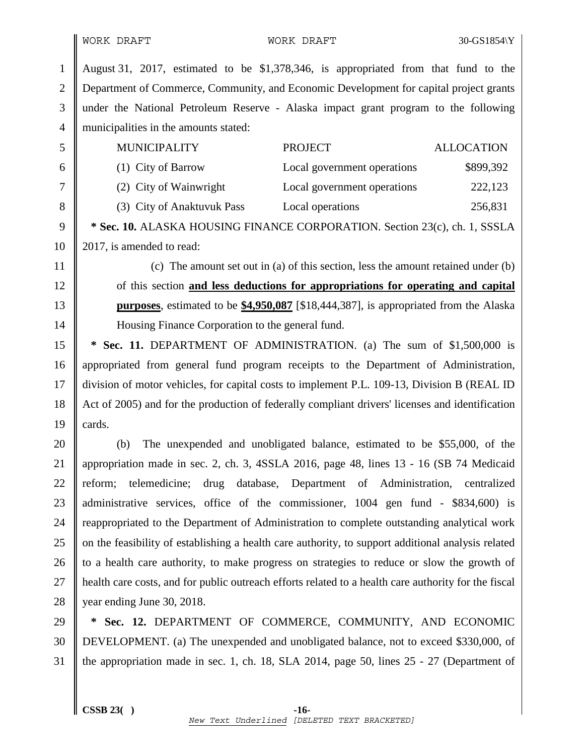August 31, 2017, estimated to be $1,378,346, is appropriated from that fund to the Department of Commerce, Community, and Economic Development for capital project grants under the National Petroleum Reserve - Alaska impact grant program to the following municipalities in the amounts stated:

| MUNICIPALITY | PROJECT | ALLOCATION |
|---|---|---|
| (1) City of Barrow | Local government operations | $899,392 |
| (2) City of Wainwright | Local government operations | 222,123 |
| (3) City of Anaktuvuk Pass | Local operations | 256,831 |

**\* Sec. 10.** ALASKA HOUSING FINANCE CORPORATION. Section 23(c), ch. 1, SSSLA 2017, is amended to read:

(c) The amount set out in (a) of this section, less the amount retained under (b) of this section **and less deductions for appropriations for operating and capital purposes**, estimated to be **$4,950,087** [$18,444,387], is appropriated from the Alaska Housing Finance Corporation to the general fund.

**\* Sec. 11.** DEPARTMENT OF ADMINISTRATION. (a) The sum of $1,500,000 is appropriated from general fund program receipts to the Department of Administration, division of motor vehicles, for capital costs to implement P.L. 109-13, Division B (REAL ID Act of 2005) and for the production of federally compliant drivers' licenses and identification cards.

(b) The unexpended and unobligated balance, estimated to be $55,000, of the appropriation made in sec. 2, ch. 3, 4SSLA 2016, page 48, lines 13 - 16 (SB 74 Medicaid reform; telemedicine; drug database, Department of Administration, centralized administrative services, office of the commissioner, 1004 gen fund - $834,600) is reappropriated to the Department of Administration to complete outstanding analytical work on the feasibility of establishing a health care authority, to support additional analysis related to a health care authority, to make progress on strategies to reduce or slow the growth of health care costs, and for public outreach efforts related to a health care authority for the fiscal year ending June 30, 2018.

**\* Sec. 12.** DEPARTMENT OF COMMERCE, COMMUNITY, AND ECONOMIC DEVELOPMENT. (a) The unexpended and unobligated balance, not to exceed $330,000, of the appropriation made in sec. 1, ch. 18, SLA 2014, page 50, lines 25 - 27 (Department of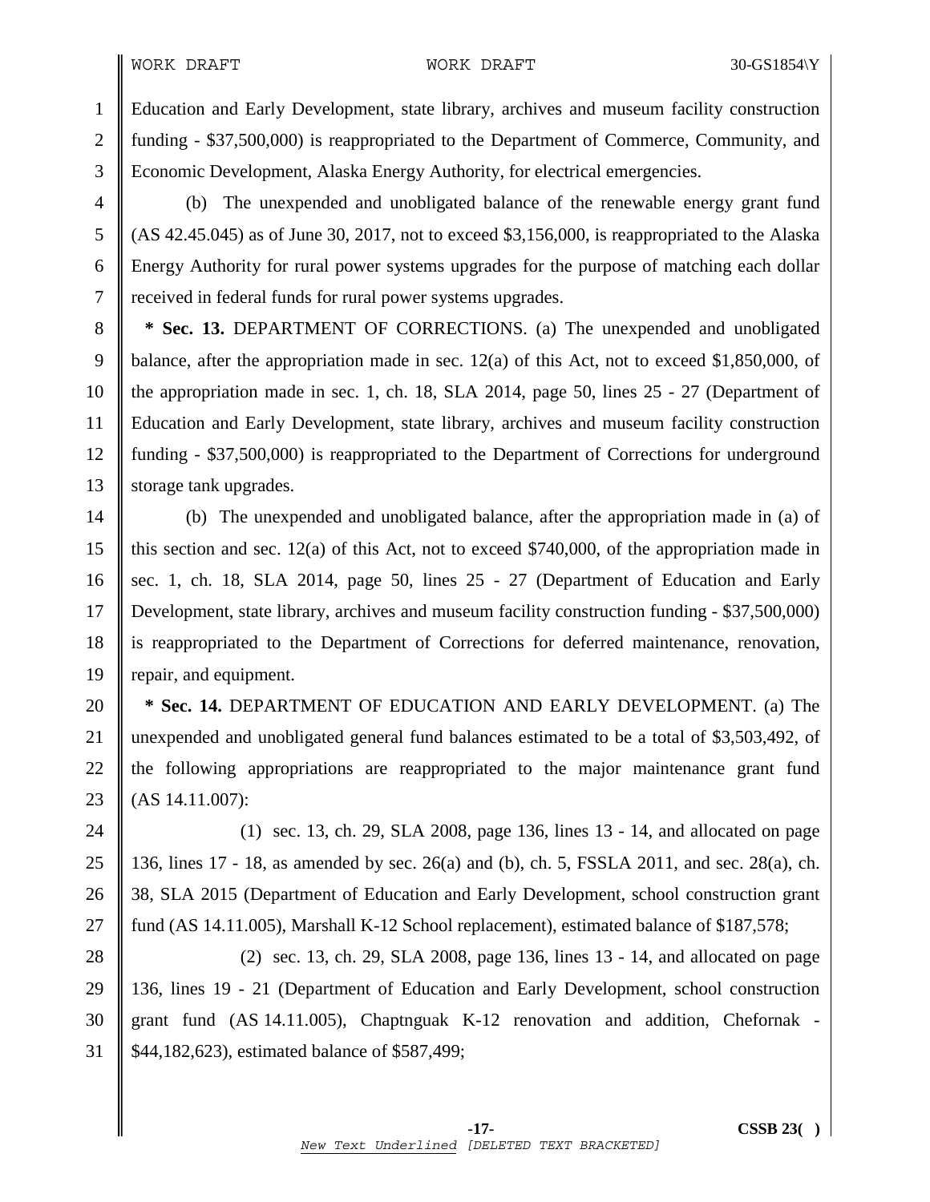Education and Early Development, state library, archives and museum facility construction funding - $37,500,000) is reappropriated to the Department of Commerce, Community, and Economic Development, Alaska Energy Authority, for electrical emergencies.

(b) The unexpended and unobligated balance of the renewable energy grant fund (AS 42.45.045) as of June 30, 2017, not to exceed $3,156,000, is reappropriated to the Alaska Energy Authority for rural power systems upgrades for the purpose of matching each dollar received in federal funds for rural power systems upgrades.

**\* Sec. 13.** DEPARTMENT OF CORRECTIONS. (a) The unexpended and unobligated balance, after the appropriation made in sec. 12(a) of this Act, not to exceed $1,850,000, of the appropriation made in sec. 1, ch. 18, SLA 2014, page 50, lines 25 - 27 (Department of Education and Early Development, state library, archives and museum facility construction funding - $37,500,000) is reappropriated to the Department of Corrections for underground storage tank upgrades.

(b) The unexpended and unobligated balance, after the appropriation made in (a) of this section and sec. 12(a) of this Act, not to exceed $740,000, of the appropriation made in sec. 1, ch. 18, SLA 2014, page 50, lines 25 - 27 (Department of Education and Early Development, state library, archives and museum facility construction funding - $37,500,000) is reappropriated to the Department of Corrections for deferred maintenance, renovation, repair, and equipment.

**\* Sec. 14.** DEPARTMENT OF EDUCATION AND EARLY DEVELOPMENT. (a) The unexpended and unobligated general fund balances estimated to be a total of $3,503,492, of the following appropriations are reappropriated to the major maintenance grant fund (AS 14.11.007):

(1) sec. 13, ch. 29, SLA 2008, page 136, lines 13 - 14, and allocated on page 136, lines 17 - 18, as amended by sec. 26(a) and (b), ch. 5, FSSLA 2011, and sec. 28(a), ch. 38, SLA 2015 (Department of Education and Early Development, school construction grant fund (AS 14.11.005), Marshall K-12 School replacement), estimated balance of $187,578;

(2) sec. 13, ch. 29, SLA 2008, page 136, lines 13 - 14, and allocated on page 136, lines 19 - 21 (Department of Education and Early Development, school construction grant fund (AS 14.11.005), Chaptnguak K-12 renovation and addition, Chefornak - $44,182,623), estimated balance of $587,499;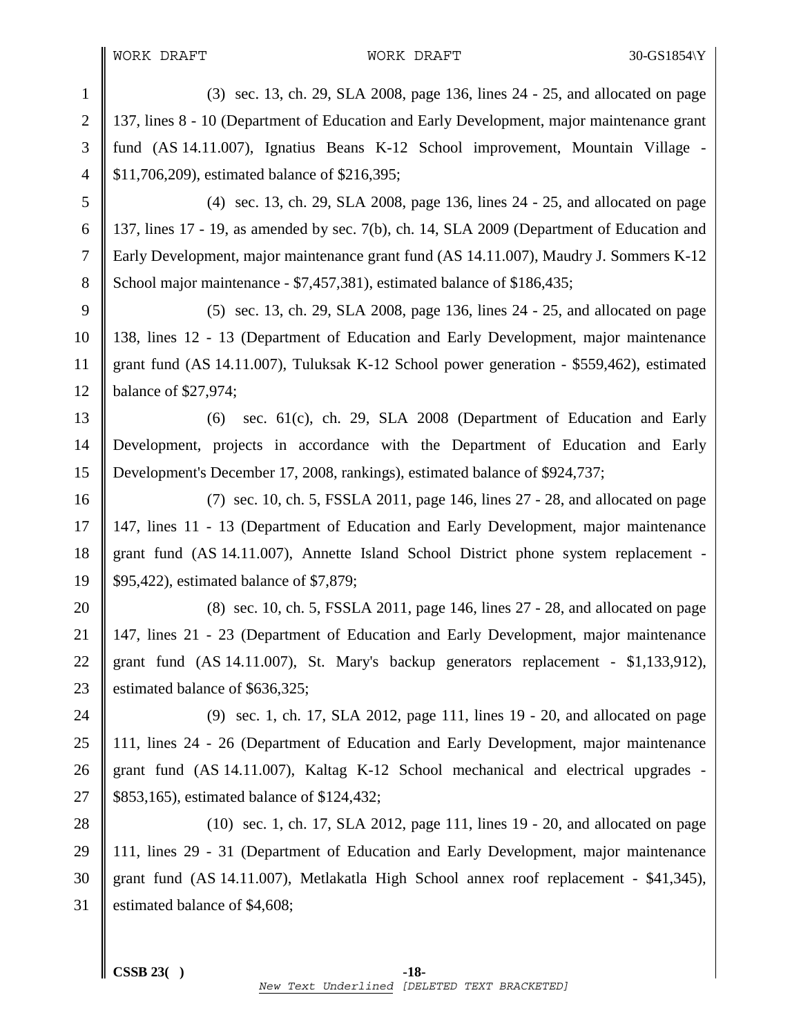(3) sec. 13, ch. 29, SLA 2008, page 136, lines 24 - 25, and allocated on page 137, lines 8 - 10 (Department of Education and Early Development, major maintenance grant fund (AS 14.11.007), Ignatius Beans K-12 School improvement, Mountain Village - $11,706,209), estimated balance of $216,395;

(4) sec. 13, ch. 29, SLA 2008, page 136, lines 24 - 25, and allocated on page 137, lines 17 - 19, as amended by sec. 7(b), ch. 14, SLA 2009 (Department of Education and Early Development, major maintenance grant fund (AS 14.11.007), Maudry J. Sommers K-12 School major maintenance - $7,457,381), estimated balance of $186,435;

(5) sec. 13, ch. 29, SLA 2008, page 136, lines 24 - 25, and allocated on page 138, lines 12 - 13 (Department of Education and Early Development, major maintenance grant fund (AS 14.11.007), Tuluksak K-12 School power generation - $559,462), estimated balance of $27,974;

(6) sec. 61(c), ch. 29, SLA 2008 (Department of Education and Early Development, projects in accordance with the Department of Education and Early Development's December 17, 2008, rankings), estimated balance of $924,737;

(7) sec. 10, ch. 5, FSSLA 2011, page 146, lines 27 - 28, and allocated on page 147, lines 11 - 13 (Department of Education and Early Development, major maintenance grant fund (AS 14.11.007), Annette Island School District phone system replacement - $95,422), estimated balance of $7,879;

(8) sec. 10, ch. 5, FSSLA 2011, page 146, lines 27 - 28, and allocated on page 147, lines 21 - 23 (Department of Education and Early Development, major maintenance grant fund (AS 14.11.007), St. Mary's backup generators replacement - $1,133,912), estimated balance of $636,325;

(9) sec. 1, ch. 17, SLA 2012, page 111, lines 19 - 20, and allocated on page 111, lines 24 - 26 (Department of Education and Early Development, major maintenance grant fund (AS 14.11.007), Kaltag K-12 School mechanical and electrical upgrades - $853,165), estimated balance of $124,432;

(10) sec. 1, ch. 17, SLA 2012, page 111, lines 19 - 20, and allocated on page 111, lines 29 - 31 (Department of Education and Early Development, major maintenance grant fund (AS 14.11.007), Metlakatla High School annex roof replacement - $41,345), estimated balance of $4,608;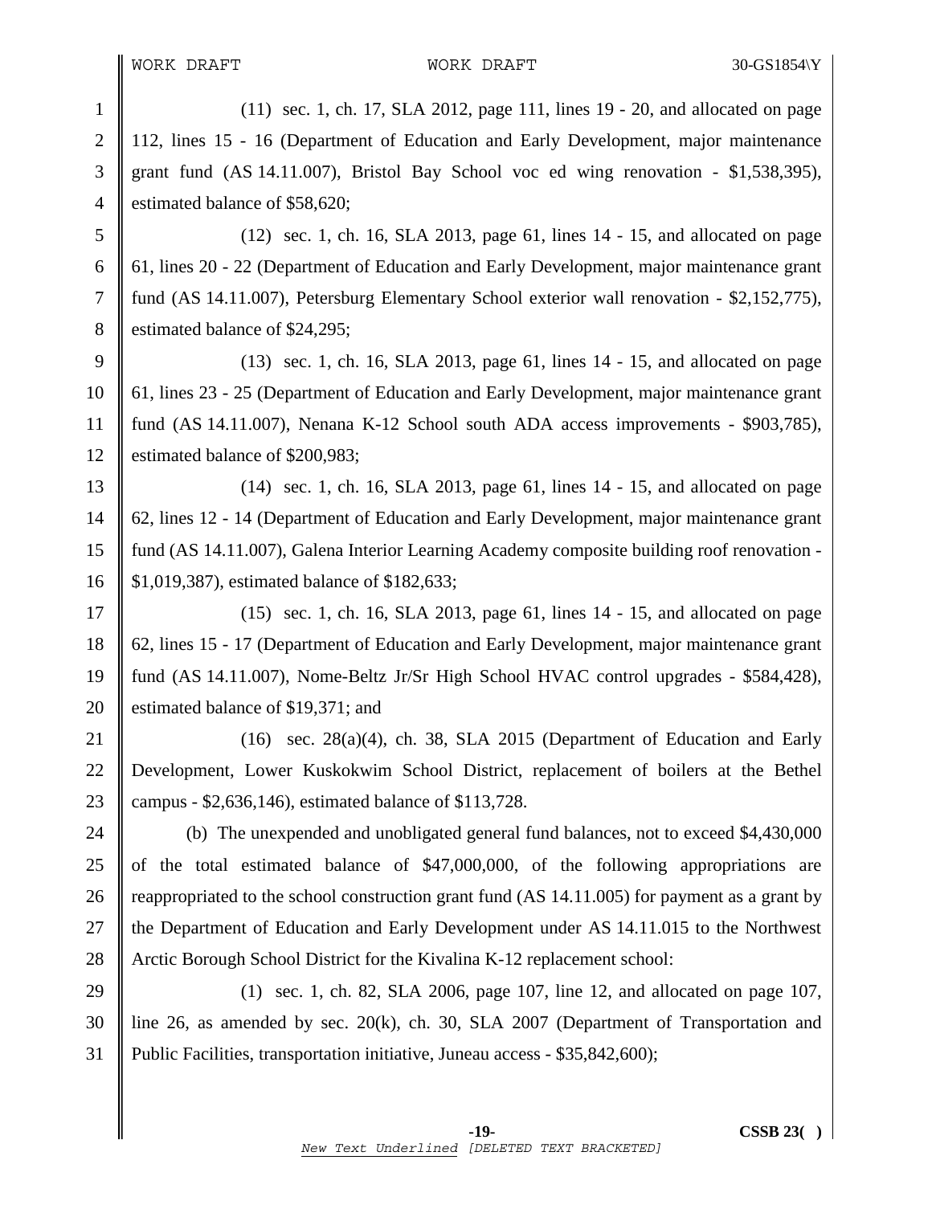(11) sec. 1, ch. 17, SLA 2012, page 111, lines 19 - 20, and allocated on page 112, lines 15 - 16 (Department of Education and Early Development, major maintenance grant fund (AS 14.11.007), Bristol Bay School voc ed wing renovation - $1,538,395), estimated balance of $58,620;

(12) sec. 1, ch. 16, SLA 2013, page 61, lines 14 - 15, and allocated on page 61, lines 20 - 22 (Department of Education and Early Development, major maintenance grant fund (AS 14.11.007), Petersburg Elementary School exterior wall renovation - $2,152,775), estimated balance of $24,295;

(13) sec. 1, ch. 16, SLA 2013, page 61, lines 14 - 15, and allocated on page 61, lines 23 - 25 (Department of Education and Early Development, major maintenance grant fund (AS 14.11.007), Nenana K-12 School south ADA access improvements - $903,785), estimated balance of $200,983;

(14) sec. 1, ch. 16, SLA 2013, page 61, lines 14 - 15, and allocated on page 62, lines 12 - 14 (Department of Education and Early Development, major maintenance grant fund (AS 14.11.007), Galena Interior Learning Academy composite building roof renovation - $1,019,387), estimated balance of $182,633;

(15) sec. 1, ch. 16, SLA 2013, page 61, lines 14 - 15, and allocated on page 62, lines 15 - 17 (Department of Education and Early Development, major maintenance grant fund (AS 14.11.007), Nome-Beltz Jr/Sr High School HVAC control upgrades - $584,428), estimated balance of $19,371; and

(16) sec. 28(a)(4), ch. 38, SLA 2015 (Department of Education and Early Development, Lower Kuskokwim School District, replacement of boilers at the Bethel campus - $2,636,146), estimated balance of $113,728.

(b) The unexpended and unobligated general fund balances, not to exceed $4,430,000 of the total estimated balance of $47,000,000, of the following appropriations are reappropriated to the school construction grant fund (AS 14.11.005) for payment as a grant by the Department of Education and Early Development under AS 14.11.015 to the Northwest Arctic Borough School District for the Kivalina K-12 replacement school:

(1) sec. 1, ch. 82, SLA 2006, page 107, line 12, and allocated on page 107, line 26, as amended by sec. 20(k), ch. 30, SLA 2007 (Department of Transportation and Public Facilities, transportation initiative, Juneau access - $35,842,600);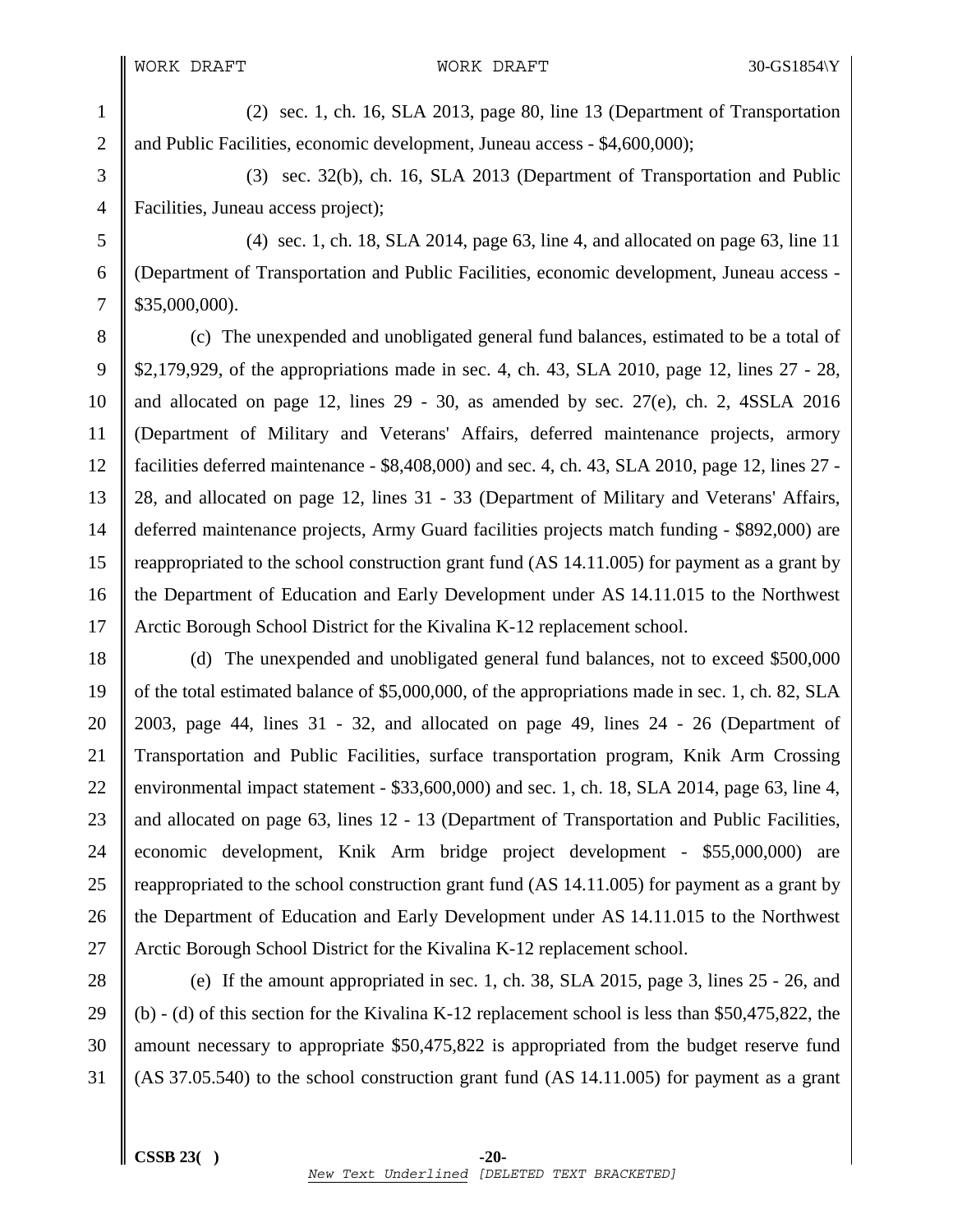(2) sec. 1, ch. 16, SLA 2013, page 80, line 13 (Department of Transportation and Public Facilities, economic development, Juneau access - $4,600,000);

(3) sec. 32(b), ch. 16, SLA 2013 (Department of Transportation and Public Facilities, Juneau access project);

(4) sec. 1, ch. 18, SLA 2014, page 63, line 4, and allocated on page 63, line 11 (Department of Transportation and Public Facilities, economic development, Juneau access - $35,000,000).

(c) The unexpended and unobligated general fund balances, estimated to be a total of $2,179,929, of the appropriations made in sec. 4, ch. 43, SLA 2010, page 12, lines 27 - 28, and allocated on page 12, lines 29 - 30, as amended by sec. 27(e), ch. 2, 4SSLA 2016 (Department of Military and Veterans' Affairs, deferred maintenance projects, armory facilities deferred maintenance - $8,408,000) and sec. 4, ch. 43, SLA 2010, page 12, lines 27 - 28, and allocated on page 12, lines 31 - 33 (Department of Military and Veterans' Affairs, deferred maintenance projects, Army Guard facilities projects match funding - $892,000) are reappropriated to the school construction grant fund (AS 14.11.005) for payment as a grant by the Department of Education and Early Development under AS 14.11.015 to the Northwest Arctic Borough School District for the Kivalina K-12 replacement school.

(d) The unexpended and unobligated general fund balances, not to exceed $500,000 of the total estimated balance of $5,000,000, of the appropriations made in sec. 1, ch. 82, SLA 2003, page 44, lines 31 - 32, and allocated on page 49, lines 24 - 26 (Department of Transportation and Public Facilities, surface transportation program, Knik Arm Crossing environmental impact statement - $33,600,000) and sec. 1, ch. 18, SLA 2014, page 63, line 4, and allocated on page 63, lines 12 - 13 (Department of Transportation and Public Facilities, economic development, Knik Arm bridge project development - $55,000,000) are reappropriated to the school construction grant fund (AS 14.11.005) for payment as a grant by the Department of Education and Early Development under AS 14.11.015 to the Northwest Arctic Borough School District for the Kivalina K-12 replacement school.

(e) If the amount appropriated in sec. 1, ch. 38, SLA 2015, page 3, lines 25 - 26, and (b) - (d) of this section for the Kivalina K-12 replacement school is less than $50,475,822, the amount necessary to appropriate $50,475,822 is appropriated from the budget reserve fund (AS 37.05.540) to the school construction grant fund (AS 14.11.005) for payment as a grant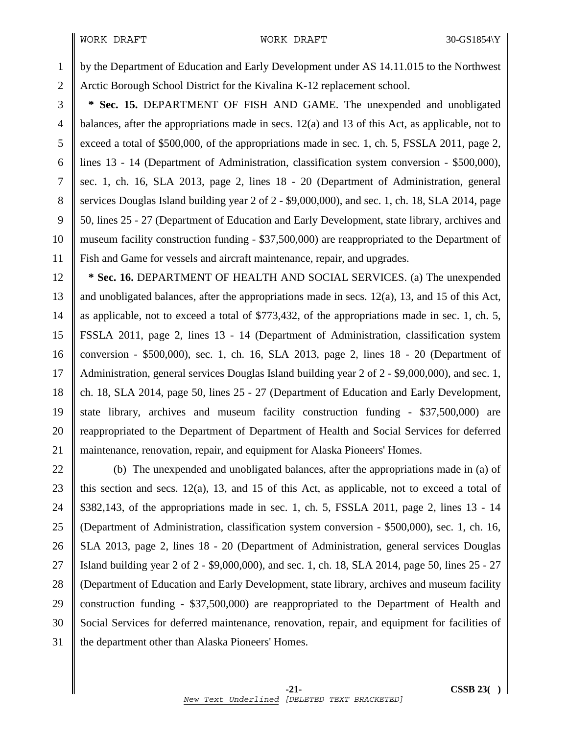by the Department of Education and Early Development under AS 14.11.015 to the Northwest Arctic Borough School District for the Kivalina K-12 replacement school.

**\* Sec. 15.** DEPARTMENT OF FISH AND GAME. The unexpended and unobligated balances, after the appropriations made in secs. 12(a) and 13 of this Act, as applicable, not to exceed a total of $500,000, of the appropriations made in sec. 1, ch. 5, FSSLA 2011, page 2, lines 13 - 14 (Department of Administration, classification system conversion - $500,000), sec. 1, ch. 16, SLA 2013, page 2, lines 18 - 20 (Department of Administration, general services Douglas Island building year 2 of 2 - $9,000,000), and sec. 1, ch. 18, SLA 2014, page 50, lines 25 - 27 (Department of Education and Early Development, state library, archives and museum facility construction funding - $37,500,000) are reappropriated to the Department of Fish and Game for vessels and aircraft maintenance, repair, and upgrades.

**\* Sec. 16.** DEPARTMENT OF HEALTH AND SOCIAL SERVICES. (a) The unexpended and unobligated balances, after the appropriations made in secs. 12(a), 13, and 15 of this Act, as applicable, not to exceed a total of $773,432, of the appropriations made in sec. 1, ch. 5, FSSLA 2011, page 2, lines 13 - 14 (Department of Administration, classification system conversion - $500,000), sec. 1, ch. 16, SLA 2013, page 2, lines 18 - 20 (Department of Administration, general services Douglas Island building year 2 of 2 - $9,000,000), and sec. 1, ch. 18, SLA 2014, page 50, lines 25 - 27 (Department of Education and Early Development, state library, archives and museum facility construction funding - $37,500,000) are reappropriated to the Department of Department of Health and Social Services for deferred maintenance, renovation, repair, and equipment for Alaska Pioneers' Homes.

(b) The unexpended and unobligated balances, after the appropriations made in (a) of this section and secs. 12(a), 13, and 15 of this Act, as applicable, not to exceed a total of $382,143, of the appropriations made in sec. 1, ch. 5, FSSLA 2011, page 2, lines 13 - 14 (Department of Administration, classification system conversion - $500,000), sec. 1, ch. 16, SLA 2013, page 2, lines 18 - 20 (Department of Administration, general services Douglas Island building year 2 of 2 - $9,000,000), and sec. 1, ch. 18, SLA 2014, page 50, lines 25 - 27 (Department of Education and Early Development, state library, archives and museum facility construction funding - $37,500,000) are reappropriated to the Department of Health and Social Services for deferred maintenance, renovation, repair, and equipment for facilities of the department other than Alaska Pioneers' Homes.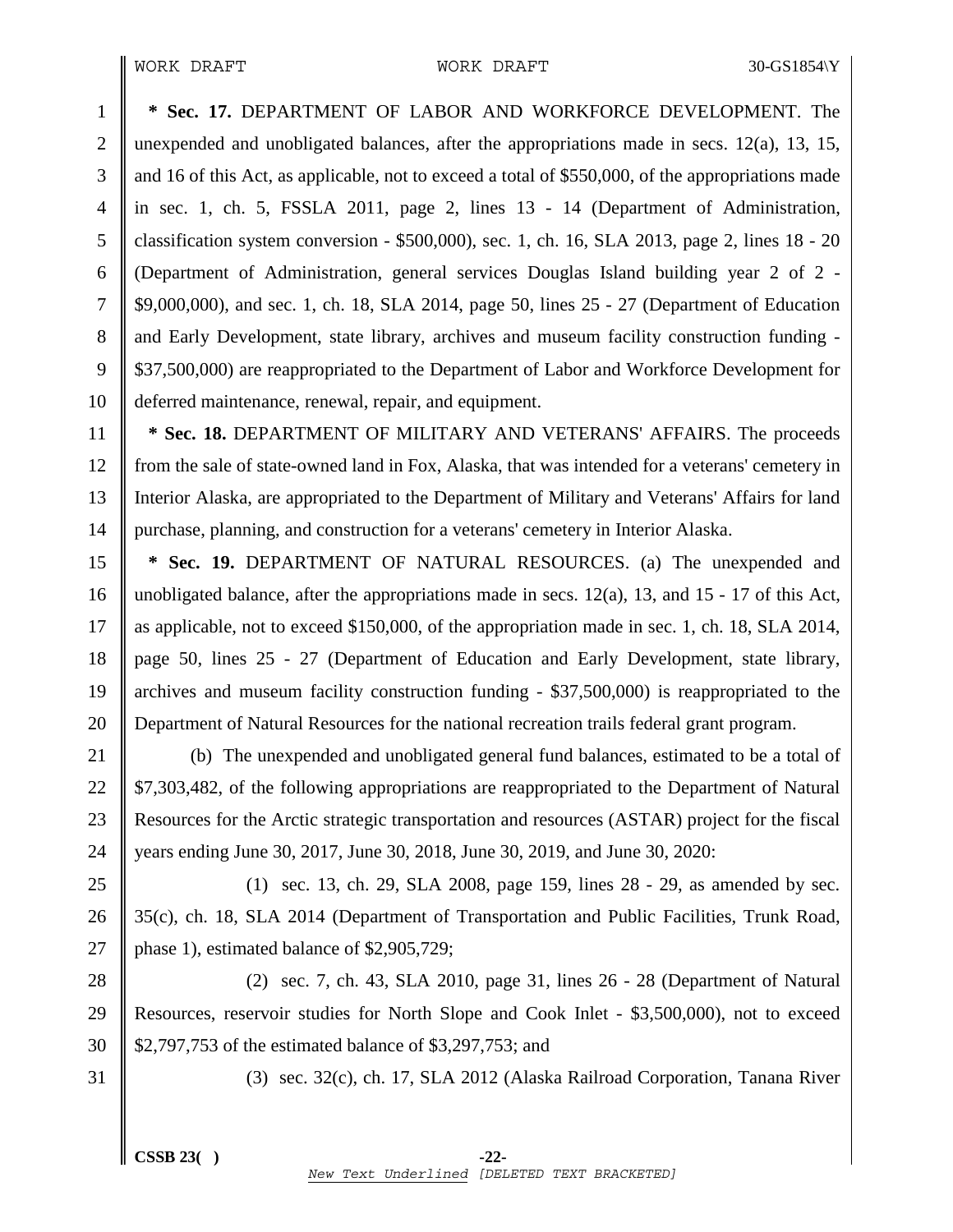**\* Sec. 17.** DEPARTMENT OF LABOR AND WORKFORCE DEVELOPMENT. The unexpended and unobligated balances, after the appropriations made in secs. 12(a), 13, 15, and 16 of this Act, as applicable, not to exceed a total of $550,000, of the appropriations made in sec. 1, ch. 5, FSSLA 2011, page 2, lines 13 - 14 (Department of Administration, classification system conversion - $500,000), sec. 1, ch. 16, SLA 2013, page 2, lines 18 - 20 (Department of Administration, general services Douglas Island building year 2 of 2 - $9,000,000), and sec. 1, ch. 18, SLA 2014, page 50, lines 25 - 27 (Department of Education and Early Development, state library, archives and museum facility construction funding - $37,500,000) are reappropriated to the Department of Labor and Workforce Development for deferred maintenance, renewal, repair, and equipment.

**\* Sec. 18.** DEPARTMENT OF MILITARY AND VETERANS' AFFAIRS. The proceeds from the sale of state-owned land in Fox, Alaska, that was intended for a veterans' cemetery in Interior Alaska, are appropriated to the Department of Military and Veterans' Affairs for land purchase, planning, and construction for a veterans' cemetery in Interior Alaska.

**\* Sec. 19.** DEPARTMENT OF NATURAL RESOURCES. (a) The unexpended and unobligated balance, after the appropriations made in secs. 12(a), 13, and 15 - 17 of this Act, as applicable, not to exceed $150,000, of the appropriation made in sec. 1, ch. 18, SLA 2014, page 50, lines 25 - 27 (Department of Education and Early Development, state library, archives and museum facility construction funding - $37,500,000) is reappropriated to the Department of Natural Resources for the national recreation trails federal grant program.

(b) The unexpended and unobligated general fund balances, estimated to be a total of $7,303,482, of the following appropriations are reappropriated to the Department of Natural Resources for the Arctic strategic transportation and resources (ASTAR) project for the fiscal years ending June 30, 2017, June 30, 2018, June 30, 2019, and June 30, 2020:

(1) sec. 13, ch. 29, SLA 2008, page 159, lines 28 - 29, as amended by sec. 35(c), ch. 18, SLA 2014 (Department of Transportation and Public Facilities, Trunk Road, phase 1), estimated balance of $2,905,729;

(2) sec. 7, ch. 43, SLA 2010, page 31, lines 26 - 28 (Department of Natural Resources, reservoir studies for North Slope and Cook Inlet - $3,500,000), not to exceed $2,797,753 of the estimated balance of $3,297,753; and

(3) sec. 32(c), ch. 17, SLA 2012 (Alaska Railroad Corporation, Tanana River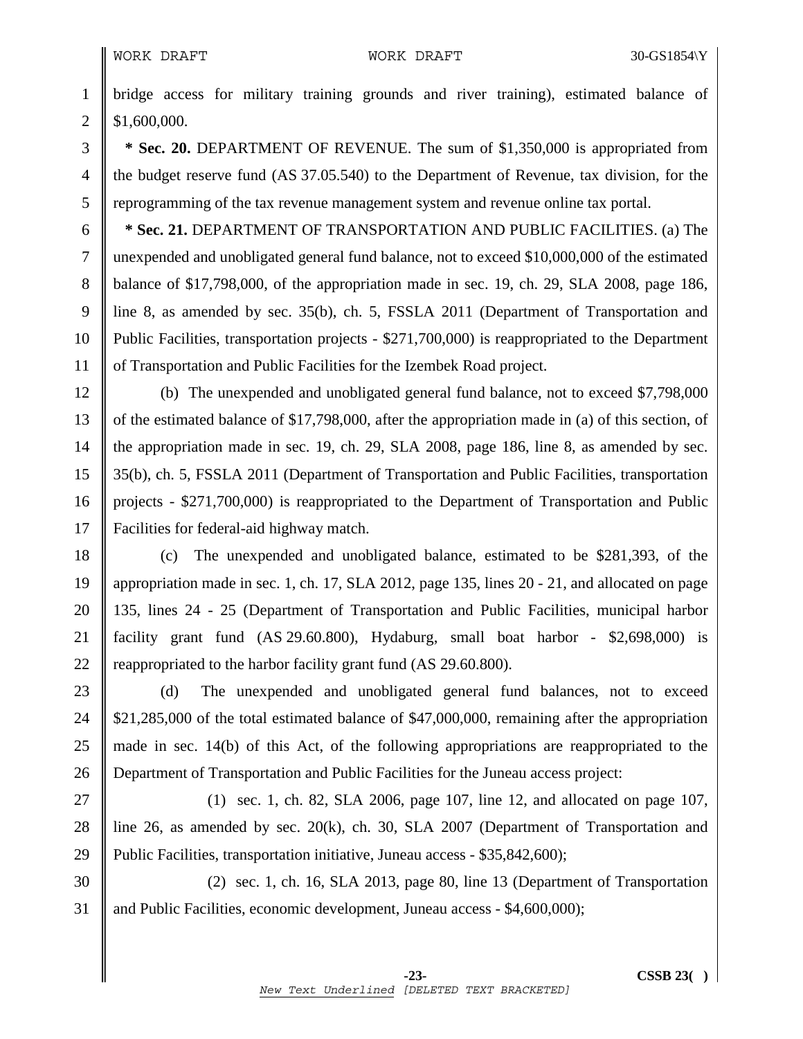bridge access for military training grounds and river training), estimated balance of $1,600,000.

**\* Sec. 20.** DEPARTMENT OF REVENUE. The sum of $1,350,000 is appropriated from the budget reserve fund (AS 37.05.540) to the Department of Revenue, tax division, for the reprogramming of the tax revenue management system and revenue online tax portal.

**\* Sec. 21.** DEPARTMENT OF TRANSPORTATION AND PUBLIC FACILITIES. (a) The unexpended and unobligated general fund balance, not to exceed $10,000,000 of the estimated balance of $17,798,000, of the appropriation made in sec. 19, ch. 29, SLA 2008, page 186, line 8, as amended by sec. 35(b), ch. 5, FSSLA 2011 (Department of Transportation and Public Facilities, transportation projects - $271,700,000) is reappropriated to the Department of Transportation and Public Facilities for the Izembek Road project.

(b) The unexpended and unobligated general fund balance, not to exceed $7,798,000 of the estimated balance of $17,798,000, after the appropriation made in (a) of this section, of the appropriation made in sec. 19, ch. 29, SLA 2008, page 186, line 8, as amended by sec. 35(b), ch. 5, FSSLA 2011 (Department of Transportation and Public Facilities, transportation projects - $271,700,000) is reappropriated to the Department of Transportation and Public Facilities for federal-aid highway match.

(c) The unexpended and unobligated balance, estimated to be $281,393, of the appropriation made in sec. 1, ch. 17, SLA 2012, page 135, lines 20 - 21, and allocated on page 135, lines 24 - 25 (Department of Transportation and Public Facilities, municipal harbor facility grant fund (AS 29.60.800), Hydaburg, small boat harbor - $2,698,000) is reappropriated to the harbor facility grant fund (AS 29.60.800).

(d) The unexpended and unobligated general fund balances, not to exceed $21,285,000 of the total estimated balance of $47,000,000, remaining after the appropriation made in sec. 14(b) of this Act, of the following appropriations are reappropriated to the Department of Transportation and Public Facilities for the Juneau access project:

(1) sec. 1, ch. 82, SLA 2006, page 107, line 12, and allocated on page 107, line 26, as amended by sec. 20(k), ch. 30, SLA 2007 (Department of Transportation and Public Facilities, transportation initiative, Juneau access - $35,842,600);

(2) sec. 1, ch. 16, SLA 2013, page 80, line 13 (Department of Transportation and Public Facilities, economic development, Juneau access - $4,600,000);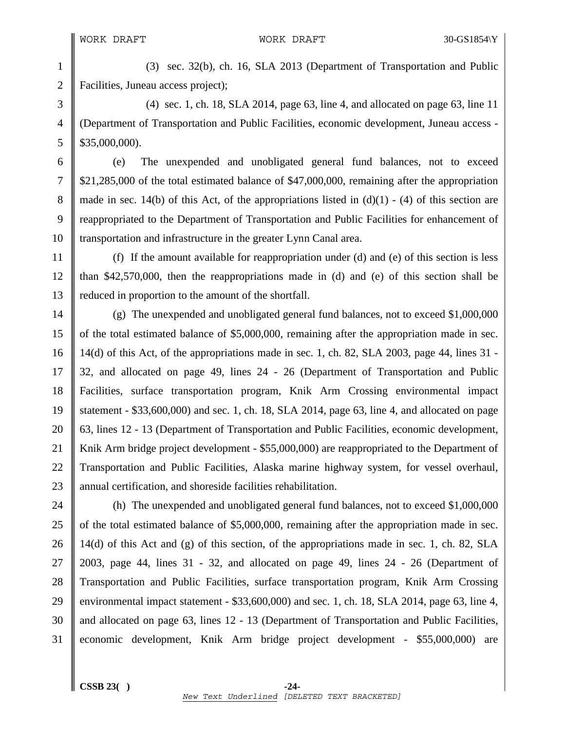(3) sec. 32(b), ch. 16, SLA 2013 (Department of Transportation and Public Facilities, Juneau access project);

(4) sec. 1, ch. 18, SLA 2014, page 63, line 4, and allocated on page 63, line 11 (Department of Transportation and Public Facilities, economic development, Juneau access - $35,000,000).

(e) The unexpended and unobligated general fund balances, not to exceed $21,285,000 of the total estimated balance of $47,000,000, remaining after the appropriation made in sec. 14(b) of this Act, of the appropriations listed in (d)(1) - (4) of this section are reappropriated to the Department of Transportation and Public Facilities for enhancement of transportation and infrastructure in the greater Lynn Canal area.

(f) If the amount available for reappropriation under (d) and (e) of this section is less than $42,570,000, then the reappropriations made in (d) and (e) of this section shall be reduced in proportion to the amount of the shortfall.

(g) The unexpended and unobligated general fund balances, not to exceed $1,000,000 of the total estimated balance of $5,000,000, remaining after the appropriation made in sec. 14(d) of this Act, of the appropriations made in sec. 1, ch. 82, SLA 2003, page 44, lines 31 - 32, and allocated on page 49, lines 24 - 26 (Department of Transportation and Public Facilities, surface transportation program, Knik Arm Crossing environmental impact statement - $33,600,000) and sec. 1, ch. 18, SLA 2014, page 63, line 4, and allocated on page 63, lines 12 - 13 (Department of Transportation and Public Facilities, economic development, Knik Arm bridge project development - $55,000,000) are reappropriated to the Department of Transportation and Public Facilities, Alaska marine highway system, for vessel overhaul, annual certification, and shoreside facilities rehabilitation.

(h) The unexpended and unobligated general fund balances, not to exceed $1,000,000 of the total estimated balance of $5,000,000, remaining after the appropriation made in sec. 14(d) of this Act and (g) of this section, of the appropriations made in sec. 1, ch. 82, SLA 2003, page 44, lines 31 - 32, and allocated on page 49, lines 24 - 26 (Department of Transportation and Public Facilities, surface transportation program, Knik Arm Crossing environmental impact statement - $33,600,000) and sec. 1, ch. 18, SLA 2014, page 63, line 4, and allocated on page 63, lines 12 - 13 (Department of Transportation and Public Facilities, economic development, Knik Arm bridge project development - $55,000,000) are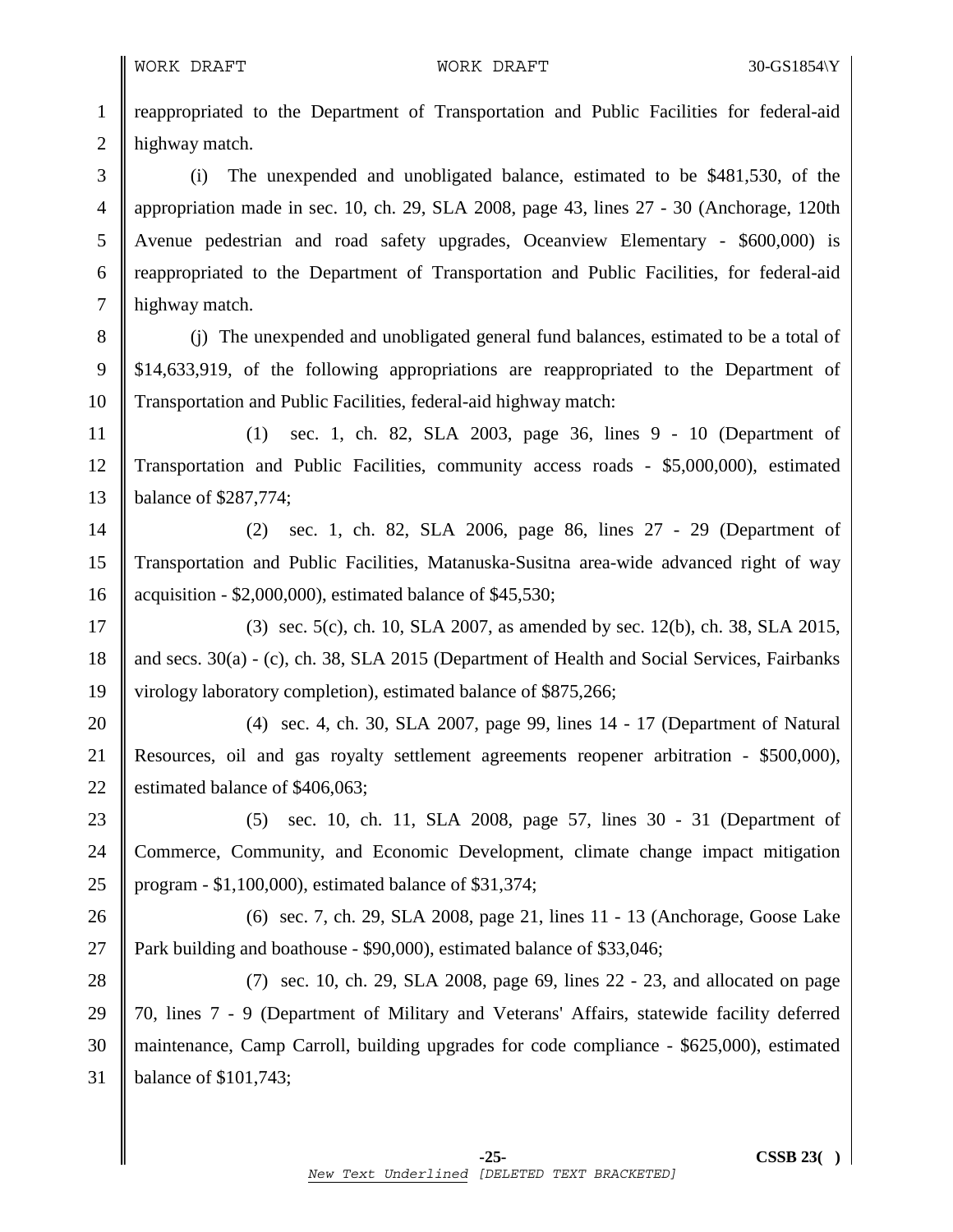reappropriated to the Department of Transportation and Public Facilities for federal-aid highway match.

(i) The unexpended and unobligated balance, estimated to be $481,530, of the appropriation made in sec. 10, ch. 29, SLA 2008, page 43, lines 27 - 30 (Anchorage, 120th Avenue pedestrian and road safety upgrades, Oceanview Elementary - $600,000) is reappropriated to the Department of Transportation and Public Facilities, for federal-aid highway match.

(j) The unexpended and unobligated general fund balances, estimated to be a total of $14,633,919, of the following appropriations are reappropriated to the Department of Transportation and Public Facilities, federal-aid highway match:

(1) sec. 1, ch. 82, SLA 2003, page 36, lines 9 - 10 (Department of Transportation and Public Facilities, community access roads - $5,000,000), estimated balance of $287,774;

(2) sec. 1, ch. 82, SLA 2006, page 86, lines 27 - 29 (Department of Transportation and Public Facilities, Matanuska-Susitna area-wide advanced right of way acquisition - $2,000,000), estimated balance of $45,530;

(3) sec. 5(c), ch. 10, SLA 2007, as amended by sec. 12(b), ch. 38, SLA 2015, and secs. 30(a) - (c), ch. 38, SLA 2015 (Department of Health and Social Services, Fairbanks virology laboratory completion), estimated balance of $875,266;

(4) sec. 4, ch. 30, SLA 2007, page 99, lines 14 - 17 (Department of Natural Resources, oil and gas royalty settlement agreements reopener arbitration - $500,000), estimated balance of $406,063;

(5) sec. 10, ch. 11, SLA 2008, page 57, lines 30 - 31 (Department of Commerce, Community, and Economic Development, climate change impact mitigation program - $1,100,000), estimated balance of $31,374;

(6) sec. 7, ch. 29, SLA 2008, page 21, lines 11 - 13 (Anchorage, Goose Lake Park building and boathouse - $90,000), estimated balance of $33,046;

(7) sec. 10, ch. 29, SLA 2008, page 69, lines 22 - 23, and allocated on page 70, lines 7 - 9 (Department of Military and Veterans' Affairs, statewide facility deferred maintenance, Camp Carroll, building upgrades for code compliance - $625,000), estimated balance of $101,743;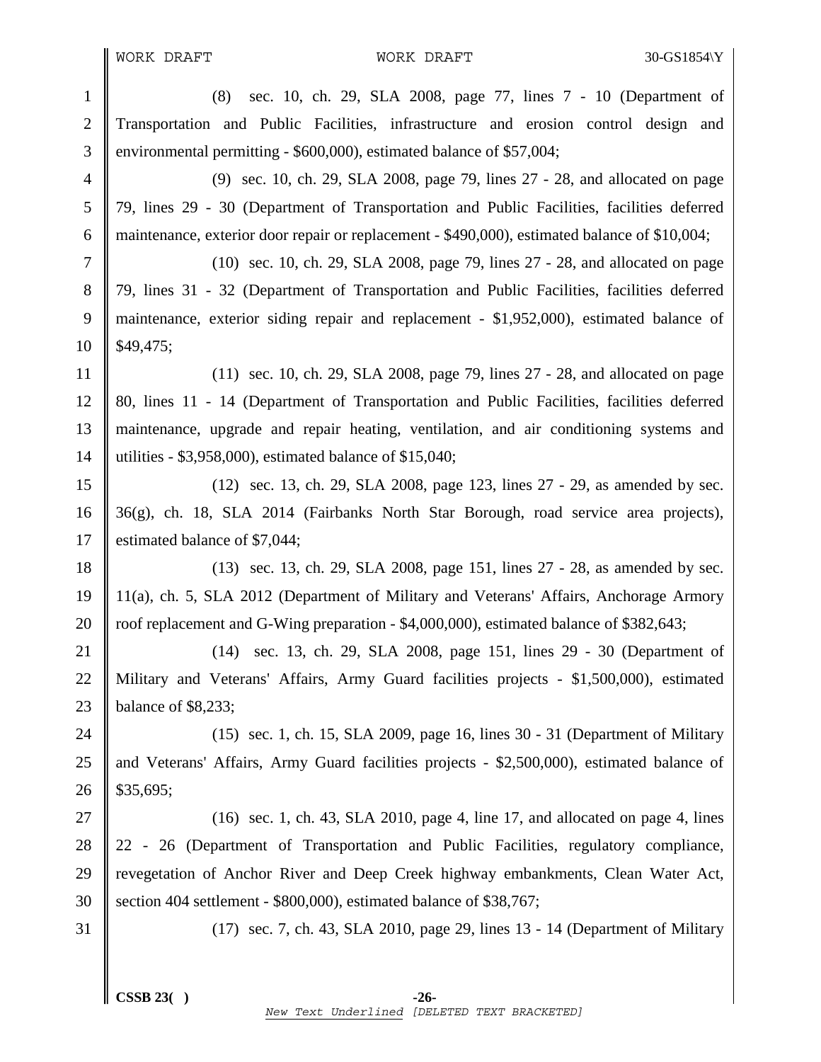(8) sec. 10, ch. 29, SLA 2008, page 77, lines 7 - 10 (Department of Transportation and Public Facilities, infrastructure and erosion control design and environmental permitting - $600,000), estimated balance of $57,004;

(9) sec. 10, ch. 29, SLA 2008, page 79, lines 27 - 28, and allocated on page 79, lines 29 - 30 (Department of Transportation and Public Facilities, facilities deferred maintenance, exterior door repair or replacement - $490,000), estimated balance of $10,004;

(10) sec. 10, ch. 29, SLA 2008, page 79, lines 27 - 28, and allocated on page 79, lines 31 - 32 (Department of Transportation and Public Facilities, facilities deferred maintenance, exterior siding repair and replacement - $1,952,000), estimated balance of $49,475;

(11) sec. 10, ch. 29, SLA 2008, page 79, lines 27 - 28, and allocated on page 80, lines 11 - 14 (Department of Transportation and Public Facilities, facilities deferred maintenance, upgrade and repair heating, ventilation, and air conditioning systems and utilities - $3,958,000), estimated balance of $15,040;

(12) sec. 13, ch. 29, SLA 2008, page 123, lines 27 - 29, as amended by sec. 36(g), ch. 18, SLA 2014 (Fairbanks North Star Borough, road service area projects), estimated balance of $7,044;

(13) sec. 13, ch. 29, SLA 2008, page 151, lines 27 - 28, as amended by sec. 11(a), ch. 5, SLA 2012 (Department of Military and Veterans' Affairs, Anchorage Armory roof replacement and G-Wing preparation - $4,000,000), estimated balance of $382,643;

(14) sec. 13, ch. 29, SLA 2008, page 151, lines 29 - 30 (Department of Military and Veterans' Affairs, Army Guard facilities projects - $1,500,000), estimated balance of $8,233;

(15) sec. 1, ch. 15, SLA 2009, page 16, lines 30 - 31 (Department of Military and Veterans' Affairs, Army Guard facilities projects - $2,500,000), estimated balance of $35,695;

(16) sec. 1, ch. 43, SLA 2010, page 4, line 17, and allocated on page 4, lines 22 - 26 (Department of Transportation and Public Facilities, regulatory compliance, revegetation of Anchor River and Deep Creek highway embankments, Clean Water Act, section 404 settlement - $800,000), estimated balance of $38,767;

(17) sec. 7, ch. 43, SLA 2010, page 29, lines 13 - 14 (Department of Military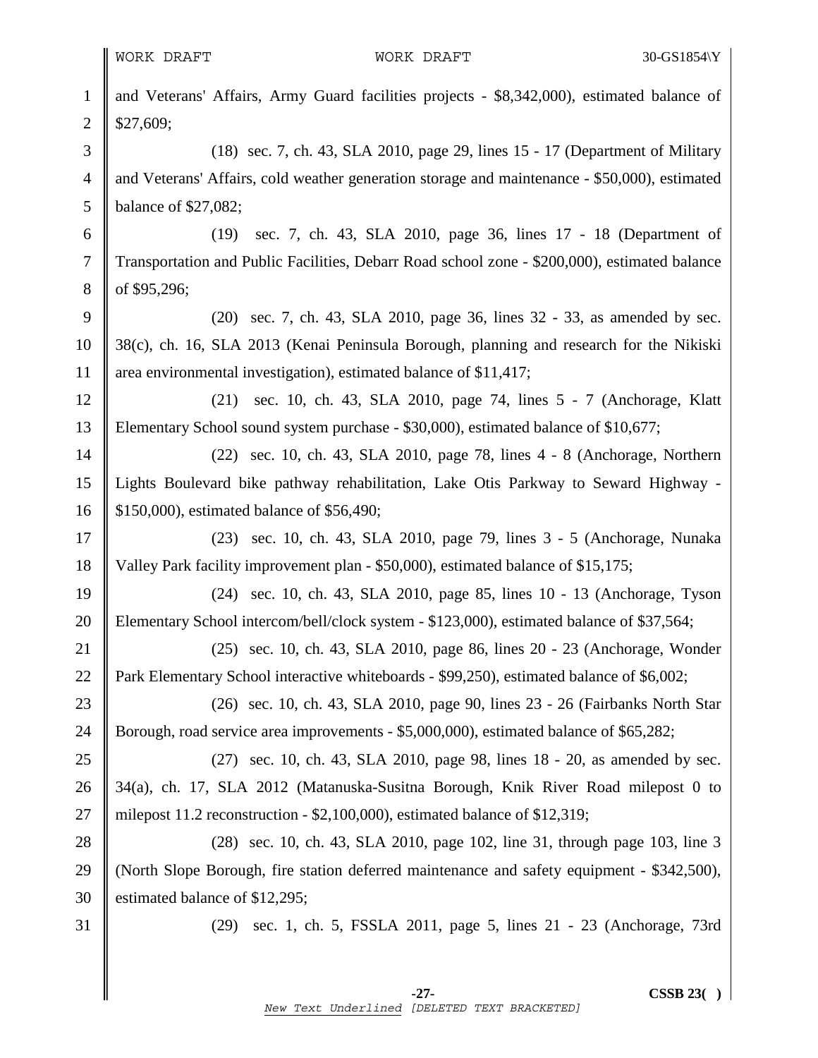and Veterans' Affairs, Army Guard facilities projects - $8,342,000), estimated balance of $27,609;

(18) sec. 7, ch. 43, SLA 2010, page 29, lines 15 - 17 (Department of Military and Veterans' Affairs, cold weather generation storage and maintenance - $50,000), estimated balance of $27,082;

(19) sec. 7, ch. 43, SLA 2010, page 36, lines 17 - 18 (Department of Transportation and Public Facilities, Debarr Road school zone - $200,000), estimated balance of $95,296;

(20) sec. 7, ch. 43, SLA 2010, page 36, lines 32 - 33, as amended by sec. 38(c), ch. 16, SLA 2013 (Kenai Peninsula Borough, planning and research for the Nikiski area environmental investigation), estimated balance of $11,417;

(21) sec. 10, ch. 43, SLA 2010, page 74, lines 5 - 7 (Anchorage, Klatt Elementary School sound system purchase - $30,000), estimated balance of $10,677;

(22) sec. 10, ch. 43, SLA 2010, page 78, lines 4 - 8 (Anchorage, Northern Lights Boulevard bike pathway rehabilitation, Lake Otis Parkway to Seward Highway - $150,000), estimated balance of $56,490;

(23) sec. 10, ch. 43, SLA 2010, page 79, lines 3 - 5 (Anchorage, Nunaka Valley Park facility improvement plan - $50,000), estimated balance of $15,175;

(24) sec. 10, ch. 43, SLA 2010, page 85, lines 10 - 13 (Anchorage, Tyson Elementary School intercom/bell/clock system - $123,000), estimated balance of $37,564;

(25) sec. 10, ch. 43, SLA 2010, page 86, lines 20 - 23 (Anchorage, Wonder Park Elementary School interactive whiteboards - $99,250), estimated balance of $6,002;

(26) sec. 10, ch. 43, SLA 2010, page 90, lines 23 - 26 (Fairbanks North Star Borough, road service area improvements - $5,000,000), estimated balance of $65,282;

(27) sec. 10, ch. 43, SLA 2010, page 98, lines 18 - 20, as amended by sec. 34(a), ch. 17, SLA 2012 (Matanuska-Susitna Borough, Knik River Road milepost 0 to milepost 11.2 reconstruction - $2,100,000), estimated balance of $12,319;

(28) sec. 10, ch. 43, SLA 2010, page 102, line 31, through page 103, line 3 (North Slope Borough, fire station deferred maintenance and safety equipment - $342,500), estimated balance of $12,295;

(29) sec. 1, ch. 5, FSSLA 2011, page 5, lines 21 - 23 (Anchorage, 73rd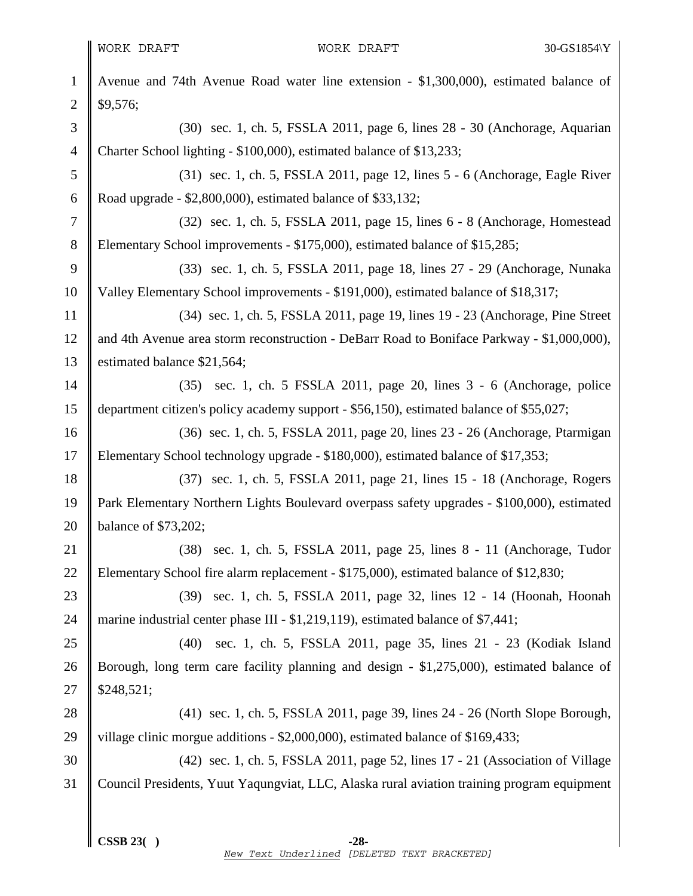Avenue and 74th Avenue Road water line extension - $1,300,000), estimated balance of $9,576;

(30) sec. 1, ch. 5, FSSLA 2011, page 6, lines 28 - 30 (Anchorage, Aquarian Charter School lighting - $100,000), estimated balance of $13,233;

(31) sec. 1, ch. 5, FSSLA 2011, page 12, lines 5 - 6 (Anchorage, Eagle River Road upgrade - $2,800,000), estimated balance of $33,132;

(32) sec. 1, ch. 5, FSSLA 2011, page 15, lines 6 - 8 (Anchorage, Homestead Elementary School improvements - $175,000), estimated balance of $15,285;

(33) sec. 1, ch. 5, FSSLA 2011, page 18, lines 27 - 29 (Anchorage, Nunaka Valley Elementary School improvements - $191,000), estimated balance of $18,317;

(34) sec. 1, ch. 5, FSSLA 2011, page 19, lines 19 - 23 (Anchorage, Pine Street and 4th Avenue area storm reconstruction - DeBarr Road to Boniface Parkway - $1,000,000), estimated balance $21,564;

(35) sec. 1, ch. 5 FSSLA 2011, page 20, lines 3 - 6 (Anchorage, police department citizen's policy academy support - $56,150), estimated balance of $55,027;

(36) sec. 1, ch. 5, FSSLA 2011, page 20, lines 23 - 26 (Anchorage, Ptarmigan Elementary School technology upgrade - $180,000), estimated balance of $17,353;

(37) sec. 1, ch. 5, FSSLA 2011, page 21, lines 15 - 18 (Anchorage, Rogers Park Elementary Northern Lights Boulevard overpass safety upgrades - $100,000), estimated balance of $73,202;

(38) sec. 1, ch. 5, FSSLA 2011, page 25, lines 8 - 11 (Anchorage, Tudor Elementary School fire alarm replacement - $175,000), estimated balance of $12,830;

(39) sec. 1, ch. 5, FSSLA 2011, page 32, lines 12 - 14 (Hoonah, Hoonah marine industrial center phase III - $1,219,119), estimated balance of $7,441;

(40) sec. 1, ch. 5, FSSLA 2011, page 35, lines 21 - 23 (Kodiak Island Borough, long term care facility planning and design - $1,275,000), estimated balance of $248,521;

(41) sec. 1, ch. 5, FSSLA 2011, page 39, lines 24 - 26 (North Slope Borough, village clinic morgue additions - $2,000,000), estimated balance of $169,433;

(42) sec. 1, ch. 5, FSSLA 2011, page 52, lines 17 - 21 (Association of Village Council Presidents, Yuut Yaqungviat, LLC, Alaska rural aviation training program equipment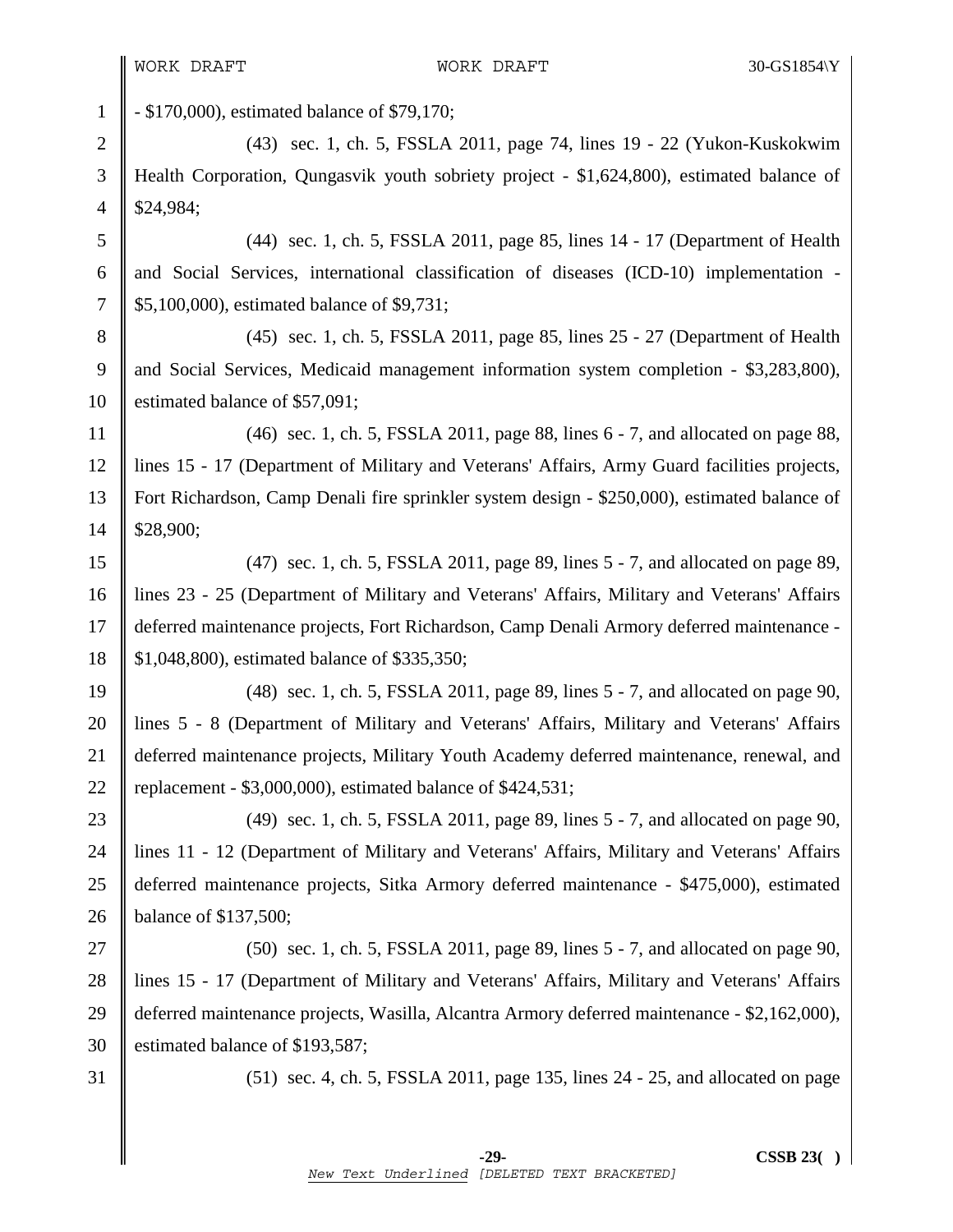- $170,000), estimated balance of $79,170;

(43) sec. 1, ch. 5, FSSLA 2011, page 74, lines 19 - 22 (Yukon-Kuskokwim Health Corporation, Qungasvik youth sobriety project - $1,624,800), estimated balance of $24,984;

(44) sec. 1, ch. 5, FSSLA 2011, page 85, lines 14 - 17 (Department of Health and Social Services, international classification of diseases (ICD-10) implementation - $5,100,000), estimated balance of $9,731;

(45) sec. 1, ch. 5, FSSLA 2011, page 85, lines 25 - 27 (Department of Health and Social Services, Medicaid management information system completion - $3,283,800), estimated balance of $57,091;

(46) sec. 1, ch. 5, FSSLA 2011, page 88, lines 6 - 7, and allocated on page 88, lines 15 - 17 (Department of Military and Veterans' Affairs, Army Guard facilities projects, Fort Richardson, Camp Denali fire sprinkler system design - $250,000), estimated balance of $28,900;

(47) sec. 1, ch. 5, FSSLA 2011, page 89, lines 5 - 7, and allocated on page 89, lines 23 - 25 (Department of Military and Veterans' Affairs, Military and Veterans' Affairs deferred maintenance projects, Fort Richardson, Camp Denali Armory deferred maintenance - $1,048,800), estimated balance of $335,350;

(48) sec. 1, ch. 5, FSSLA 2011, page 89, lines 5 - 7, and allocated on page 90, lines 5 - 8 (Department of Military and Veterans' Affairs, Military and Veterans' Affairs deferred maintenance projects, Military Youth Academy deferred maintenance, renewal, and replacement - $3,000,000), estimated balance of $424,531;

(49) sec. 1, ch. 5, FSSLA 2011, page 89, lines 5 - 7, and allocated on page 90, lines 11 - 12 (Department of Military and Veterans' Affairs, Military and Veterans' Affairs deferred maintenance projects, Sitka Armory deferred maintenance - $475,000), estimated balance of $137,500;

(50) sec. 1, ch. 5, FSSLA 2011, page 89, lines 5 - 7, and allocated on page 90, lines 15 - 17 (Department of Military and Veterans' Affairs, Military and Veterans' Affairs deferred maintenance projects, Wasilla, Alcantra Armory deferred maintenance - $2,162,000), estimated balance of $193,587;

(51) sec. 4, ch. 5, FSSLA 2011, page 135, lines 24 - 25, and allocated on page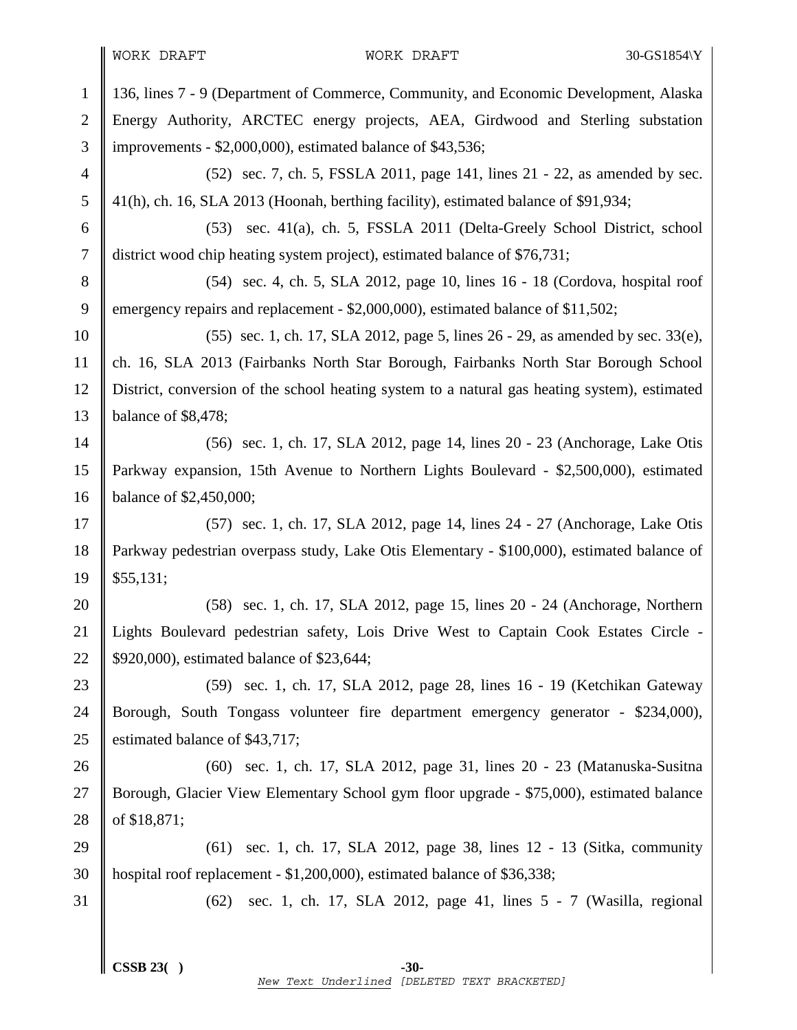136, lines 7 - 9 (Department of Commerce, Community, and Economic Development, Alaska Energy Authority, ARCTEC energy projects, AEA, Girdwood and Sterling substation improvements - $2,000,000), estimated balance of $43,536;

(52) sec. 7, ch. 5, FSSLA 2011, page 141, lines 21 - 22, as amended by sec. 41(h), ch. 16, SLA 2013 (Hoonah, berthing facility), estimated balance of $91,934;

(53) sec. 41(a), ch. 5, FSSLA 2011 (Delta-Greely School District, school district wood chip heating system project), estimated balance of $76,731;

(54) sec. 4, ch. 5, SLA 2012, page 10, lines 16 - 18 (Cordova, hospital roof emergency repairs and replacement - $2,000,000), estimated balance of $11,502;

(55) sec. 1, ch. 17, SLA 2012, page 5, lines 26 - 29, as amended by sec. 33(e), ch. 16, SLA 2013 (Fairbanks North Star Borough, Fairbanks North Star Borough School District, conversion of the school heating system to a natural gas heating system), estimated balance of $8,478;

(56) sec. 1, ch. 17, SLA 2012, page 14, lines 20 - 23 (Anchorage, Lake Otis Parkway expansion, 15th Avenue to Northern Lights Boulevard - $2,500,000), estimated balance of $2,450,000;

(57) sec. 1, ch. 17, SLA 2012, page 14, lines 24 - 27 (Anchorage, Lake Otis Parkway pedestrian overpass study, Lake Otis Elementary - $100,000), estimated balance of $55,131;

(58) sec. 1, ch. 17, SLA 2012, page 15, lines 20 - 24 (Anchorage, Northern Lights Boulevard pedestrian safety, Lois Drive West to Captain Cook Estates Circle - $920,000), estimated balance of $23,644;

(59) sec. 1, ch. 17, SLA 2012, page 28, lines 16 - 19 (Ketchikan Gateway Borough, South Tongass volunteer fire department emergency generator - $234,000), estimated balance of $43,717;

(60) sec. 1, ch. 17, SLA 2012, page 31, lines 20 - 23 (Matanuska-Susitna Borough, Glacier View Elementary School gym floor upgrade - $75,000), estimated balance of $18,871;

(61) sec. 1, ch. 17, SLA 2012, page 38, lines 12 - 13 (Sitka, community hospital roof replacement - $1,200,000), estimated balance of $36,338;

(62) sec. 1, ch. 17, SLA 2012, page 41, lines 5 - 7 (Wasilla, regional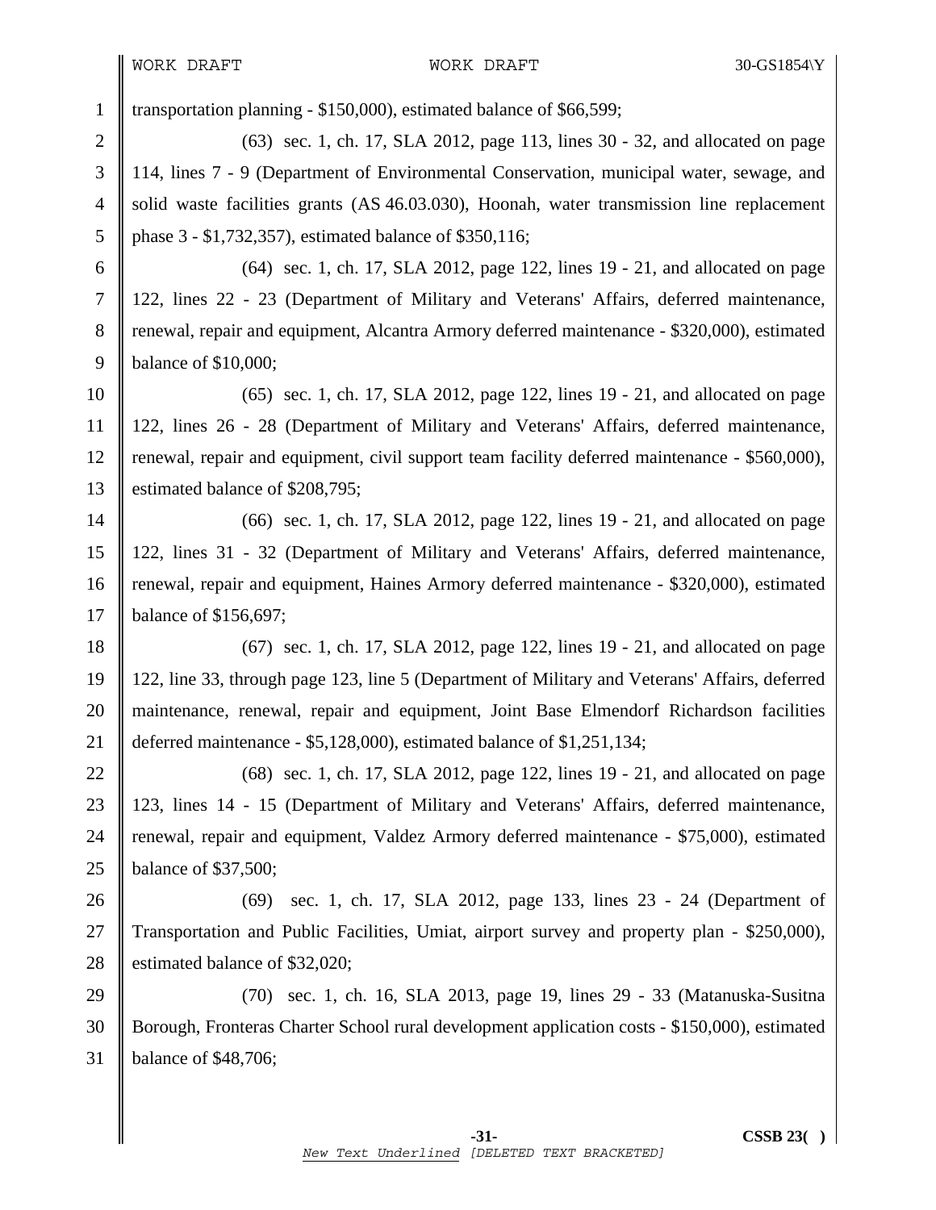transportation planning - $150,000), estimated balance of $66,599;

(63) sec. 1, ch. 17, SLA 2012, page 113, lines 30 - 32, and allocated on page 114, lines 7 - 9 (Department of Environmental Conservation, municipal water, sewage, and solid waste facilities grants (AS 46.03.030), Hoonah, water transmission line replacement phase 3 - $1,732,357), estimated balance of $350,116;

(64) sec. 1, ch. 17, SLA 2012, page 122, lines 19 - 21, and allocated on page 122, lines 22 - 23 (Department of Military and Veterans' Affairs, deferred maintenance, renewal, repair and equipment, Alcantra Armory deferred maintenance - $320,000), estimated balance of $10,000;

(65) sec. 1, ch. 17, SLA 2012, page 122, lines 19 - 21, and allocated on page 122, lines 26 - 28 (Department of Military and Veterans' Affairs, deferred maintenance, renewal, repair and equipment, civil support team facility deferred maintenance - $560,000), estimated balance of $208,795;

(66) sec. 1, ch. 17, SLA 2012, page 122, lines 19 - 21, and allocated on page 122, lines 31 - 32 (Department of Military and Veterans' Affairs, deferred maintenance, renewal, repair and equipment, Haines Armory deferred maintenance - $320,000), estimated balance of $156,697;

(67) sec. 1, ch. 17, SLA 2012, page 122, lines 19 - 21, and allocated on page 122, line 33, through page 123, line 5 (Department of Military and Veterans' Affairs, deferred maintenance, renewal, repair and equipment, Joint Base Elmendorf Richardson facilities deferred maintenance - $5,128,000), estimated balance of $1,251,134;

(68) sec. 1, ch. 17, SLA 2012, page 122, lines 19 - 21, and allocated on page 123, lines 14 - 15 (Department of Military and Veterans' Affairs, deferred maintenance, renewal, repair and equipment, Valdez Armory deferred maintenance - $75,000), estimated balance of $37,500;

(69) sec. 1, ch. 17, SLA 2012, page 133, lines 23 - 24 (Department of Transportation and Public Facilities, Umiat, airport survey and property plan - $250,000), estimated balance of $32,020;

(70) sec. 1, ch. 16, SLA 2013, page 19, lines 29 - 33 (Matanuska-Susitna Borough, Fronteras Charter School rural development application costs - $150,000), estimated balance of $48,706;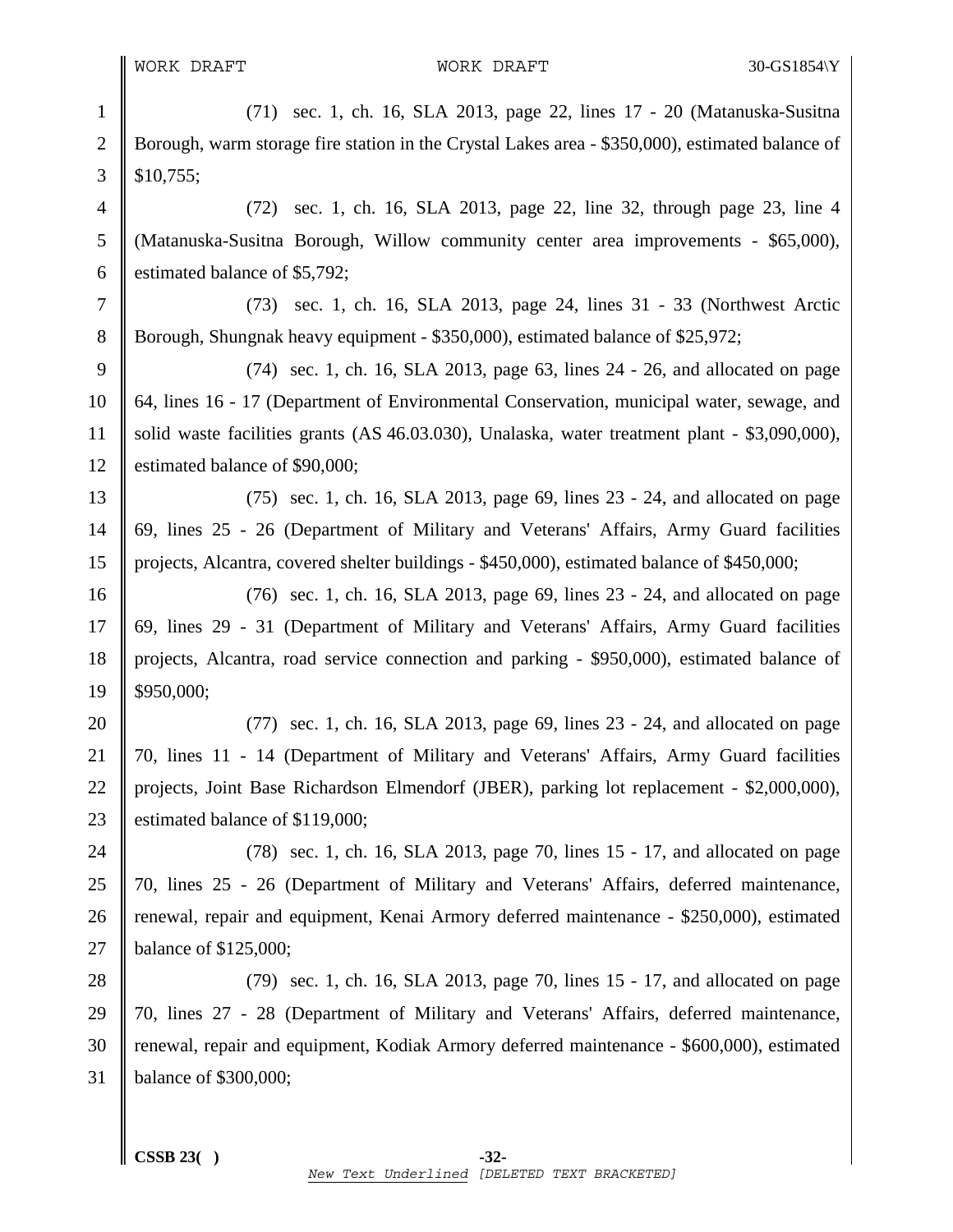(71) sec. 1, ch. 16, SLA 2013, page 22, lines 17 - 20 (Matanuska-Susitna Borough, warm storage fire station in the Crystal Lakes area - $350,000), estimated balance of $10,755;

(72) sec. 1, ch. 16, SLA 2013, page 22, line 32, through page 23, line 4 (Matanuska-Susitna Borough, Willow community center area improvements - $65,000), estimated balance of $5,792;

(73) sec. 1, ch. 16, SLA 2013, page 24, lines 31 - 33 (Northwest Arctic Borough, Shungnak heavy equipment - $350,000), estimated balance of $25,972;

(74) sec. 1, ch. 16, SLA 2013, page 63, lines 24 - 26, and allocated on page 64, lines 16 - 17 (Department of Environmental Conservation, municipal water, sewage, and solid waste facilities grants (AS 46.03.030), Unalaska, water treatment plant - $3,090,000), estimated balance of $90,000;

(75) sec. 1, ch. 16, SLA 2013, page 69, lines 23 - 24, and allocated on page 69, lines 25 - 26 (Department of Military and Veterans' Affairs, Army Guard facilities projects, Alcantra, covered shelter buildings - $450,000), estimated balance of $450,000;

(76) sec. 1, ch. 16, SLA 2013, page 69, lines 23 - 24, and allocated on page 69, lines 29 - 31 (Department of Military and Veterans' Affairs, Army Guard facilities projects, Alcantra, road service connection and parking - $950,000), estimated balance of $950,000;

(77) sec. 1, ch. 16, SLA 2013, page 69, lines 23 - 24, and allocated on page 70, lines 11 - 14 (Department of Military and Veterans' Affairs, Army Guard facilities projects, Joint Base Richardson Elmendorf (JBER), parking lot replacement - $2,000,000), estimated balance of $119,000;

(78) sec. 1, ch. 16, SLA 2013, page 70, lines 15 - 17, and allocated on page 70, lines 25 - 26 (Department of Military and Veterans' Affairs, deferred maintenance, renewal, repair and equipment, Kenai Armory deferred maintenance - $250,000), estimated balance of $125,000;

(79) sec. 1, ch. 16, SLA 2013, page 70, lines 15 - 17, and allocated on page 70, lines 27 - 28 (Department of Military and Veterans' Affairs, deferred maintenance, renewal, repair and equipment, Kodiak Armory deferred maintenance - $600,000), estimated balance of $300,000;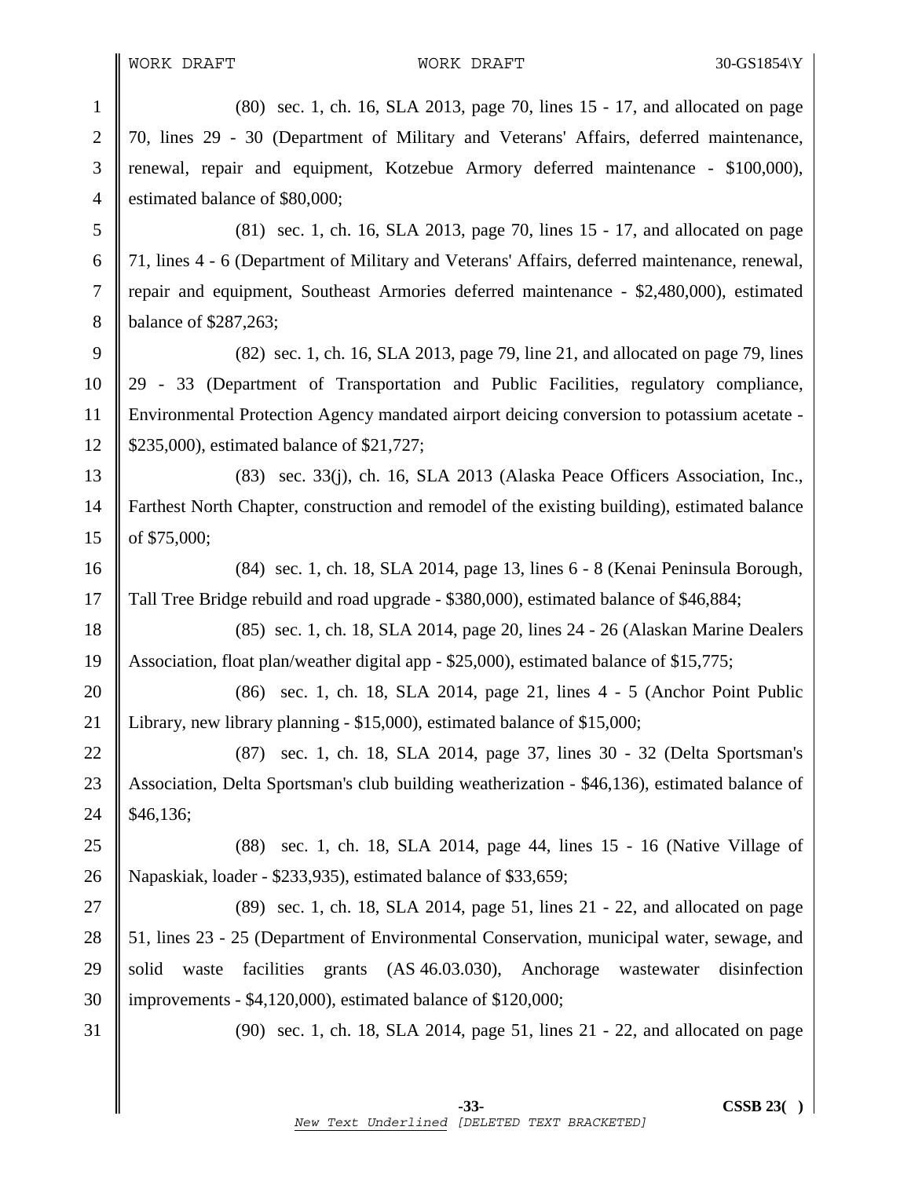(80) sec. 1, ch. 16, SLA 2013, page 70, lines 15 - 17, and allocated on page 70, lines 29 - 30 (Department of Military and Veterans' Affairs, deferred maintenance, renewal, repair and equipment, Kotzebue Armory deferred maintenance - $100,000), estimated balance of $80,000;

(81) sec. 1, ch. 16, SLA 2013, page 70, lines 15 - 17, and allocated on page 71, lines 4 - 6 (Department of Military and Veterans' Affairs, deferred maintenance, renewal, repair and equipment, Southeast Armories deferred maintenance - $2,480,000), estimated balance of $287,263;

(82) sec. 1, ch. 16, SLA 2013, page 79, line 21, and allocated on page 79, lines 29 - 33 (Department of Transportation and Public Facilities, regulatory compliance, Environmental Protection Agency mandated airport deicing conversion to potassium acetate - $235,000), estimated balance of $21,727;

(83) sec. 33(j), ch. 16, SLA 2013 (Alaska Peace Officers Association, Inc., Farthest North Chapter, construction and remodel of the existing building), estimated balance of $75,000;

(84) sec. 1, ch. 18, SLA 2014, page 13, lines 6 - 8 (Kenai Peninsula Borough, Tall Tree Bridge rebuild and road upgrade - $380,000), estimated balance of $46,884;

(85) sec. 1, ch. 18, SLA 2014, page 20, lines 24 - 26 (Alaskan Marine Dealers Association, float plan/weather digital app - $25,000), estimated balance of $15,775;

(86) sec. 1, ch. 18, SLA 2014, page 21, lines 4 - 5 (Anchor Point Public Library, new library planning - $15,000), estimated balance of $15,000;

(87) sec. 1, ch. 18, SLA 2014, page 37, lines 30 - 32 (Delta Sportsman's Association, Delta Sportsman's club building weatherization - $46,136), estimated balance of $46,136;

(88) sec. 1, ch. 18, SLA 2014, page 44, lines 15 - 16 (Native Village of Napaskiak, loader - $233,935), estimated balance of $33,659;

(89) sec. 1, ch. 18, SLA 2014, page 51, lines 21 - 22, and allocated on page 51, lines 23 - 25 (Department of Environmental Conservation, municipal water, sewage, and solid waste facilities grants (AS 46.03.030), Anchorage wastewater disinfection improvements - $4,120,000), estimated balance of $120,000;

(90) sec. 1, ch. 18, SLA 2014, page 51, lines 21 - 22, and allocated on page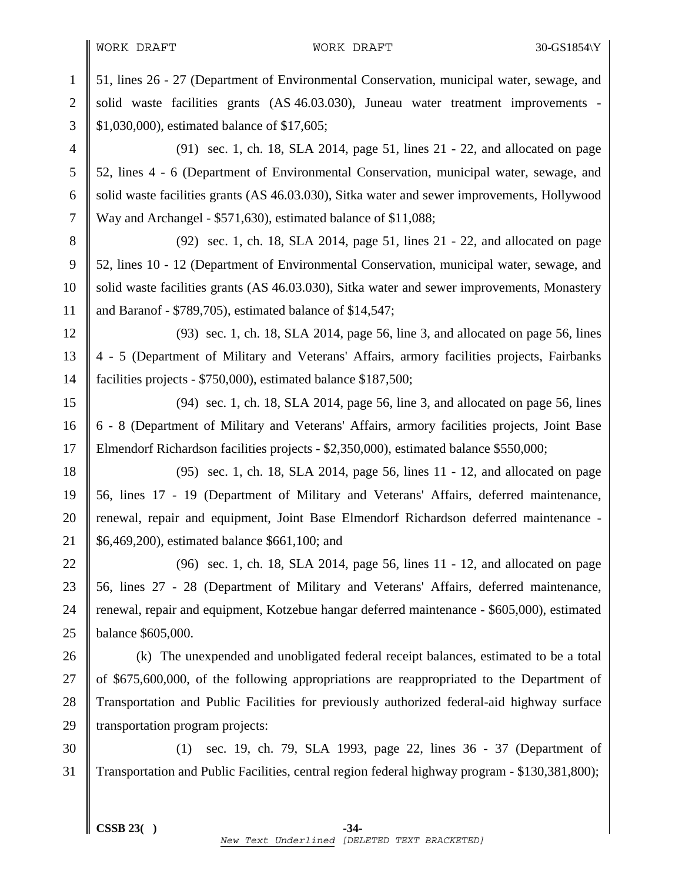51, lines 26 - 27 (Department of Environmental Conservation, municipal water, sewage, and solid waste facilities grants (AS 46.03.030), Juneau water treatment improvements - $1,030,000), estimated balance of $17,605;

(91) sec. 1, ch. 18, SLA 2014, page 51, lines 21 - 22, and allocated on page 52, lines 4 - 6 (Department of Environmental Conservation, municipal water, sewage, and solid waste facilities grants (AS 46.03.030), Sitka water and sewer improvements, Hollywood Way and Archangel - $571,630), estimated balance of $11,088;

(92) sec. 1, ch. 18, SLA 2014, page 51, lines 21 - 22, and allocated on page 52, lines 10 - 12 (Department of Environmental Conservation, municipal water, sewage, and solid waste facilities grants (AS 46.03.030), Sitka water and sewer improvements, Monastery and Baranof - $789,705), estimated balance of $14,547;

(93) sec. 1, ch. 18, SLA 2014, page 56, line 3, and allocated on page 56, lines 4 - 5 (Department of Military and Veterans' Affairs, armory facilities projects, Fairbanks facilities projects - $750,000), estimated balance $187,500;

(94) sec. 1, ch. 18, SLA 2014, page 56, line 3, and allocated on page 56, lines 6 - 8 (Department of Military and Veterans' Affairs, armory facilities projects, Joint Base Elmendorf Richardson facilities projects - $2,350,000), estimated balance $550,000;

(95) sec. 1, ch. 18, SLA 2014, page 56, lines 11 - 12, and allocated on page 56, lines 17 - 19 (Department of Military and Veterans' Affairs, deferred maintenance, renewal, repair and equipment, Joint Base Elmendorf Richardson deferred maintenance - $6,469,200), estimated balance $661,100; and

(96) sec. 1, ch. 18, SLA 2014, page 56, lines 11 - 12, and allocated on page 56, lines 27 - 28 (Department of Military and Veterans' Affairs, deferred maintenance, renewal, repair and equipment, Kotzebue hangar deferred maintenance - $605,000), estimated balance $605,000.

(k) The unexpended and unobligated federal receipt balances, estimated to be a total of $675,600,000, of the following appropriations are reappropriated to the Department of Transportation and Public Facilities for previously authorized federal-aid highway surface transportation program projects:

(1) sec. 19, ch. 79, SLA 1993, page 22, lines 36 - 37 (Department of Transportation and Public Facilities, central region federal highway program - $130,381,800);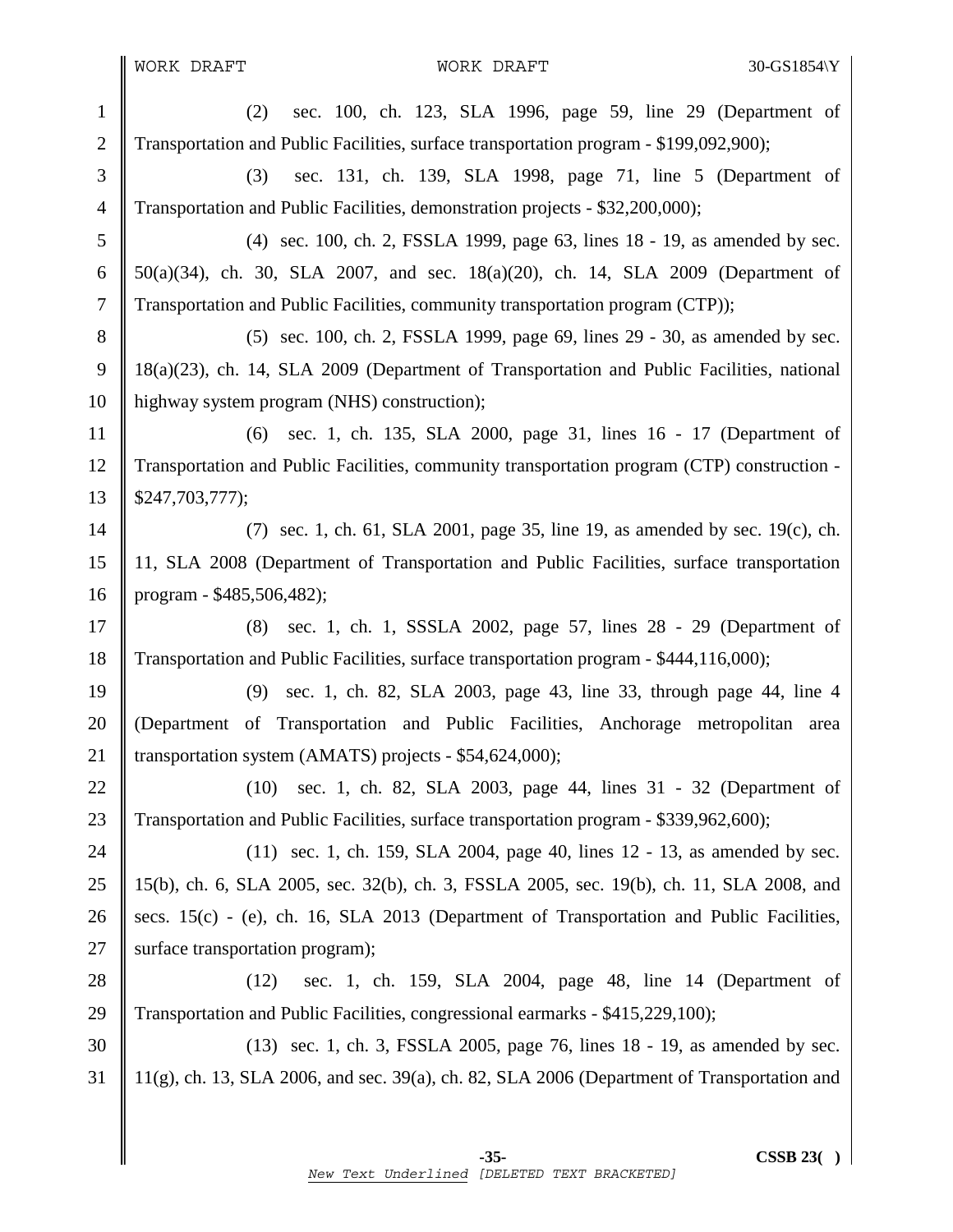(2) sec. 100, ch. 123, SLA 1996, page 59, line 29 (Department of Transportation and Public Facilities, surface transportation program - $199,092,900);

(3) sec. 131, ch. 139, SLA 1998, page 71, line 5 (Department of Transportation and Public Facilities, demonstration projects - $32,200,000);

(4) sec. 100, ch. 2, FSSLA 1999, page 63, lines 18 - 19, as amended by sec. 50(a)(34), ch. 30, SLA 2007, and sec. 18(a)(20), ch. 14, SLA 2009 (Department of Transportation and Public Facilities, community transportation program (CTP));

(5) sec. 100, ch. 2, FSSLA 1999, page 69, lines 29 - 30, as amended by sec. 18(a)(23), ch. 14, SLA 2009 (Department of Transportation and Public Facilities, national highway system program (NHS) construction);

(6) sec. 1, ch. 135, SLA 2000, page 31, lines 16 - 17 (Department of Transportation and Public Facilities, community transportation program (CTP) construction - $247,703,777);

(7) sec. 1, ch. 61, SLA 2001, page 35, line 19, as amended by sec. 19(c), ch. 11, SLA 2008 (Department of Transportation and Public Facilities, surface transportation program - $485,506,482);

(8) sec. 1, ch. 1, SSSLA 2002, page 57, lines 28 - 29 (Department of Transportation and Public Facilities, surface transportation program - $444,116,000);

(9) sec. 1, ch. 82, SLA 2003, page 43, line 33, through page 44, line 4 (Department of Transportation and Public Facilities, Anchorage metropolitan area transportation system (AMATS) projects - $54,624,000);

(10) sec. 1, ch. 82, SLA 2003, page 44, lines 31 - 32 (Department of Transportation and Public Facilities, surface transportation program - $339,962,600);

(11) sec. 1, ch. 159, SLA 2004, page 40, lines 12 - 13, as amended by sec. 15(b), ch. 6, SLA 2005, sec. 32(b), ch. 3, FSSLA 2005, sec. 19(b), ch. 11, SLA 2008, and secs. 15(c) - (e), ch. 16, SLA 2013 (Department of Transportation and Public Facilities, surface transportation program);

(12) sec. 1, ch. 159, SLA 2004, page 48, line 14 (Department of Transportation and Public Facilities, congressional earmarks - $415,229,100);

(13) sec. 1, ch. 3, FSSLA 2005, page 76, lines 18 - 19, as amended by sec. 11(g), ch. 13, SLA 2006, and sec. 39(a), ch. 82, SLA 2006 (Department of Transportation and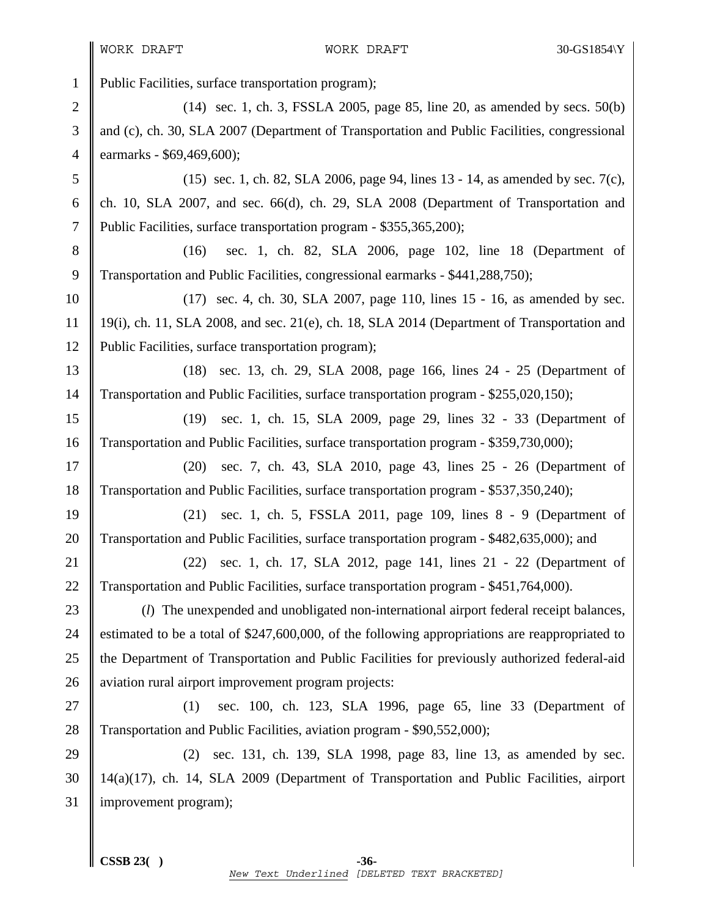Public Facilities, surface transportation program);

(14) sec. 1, ch. 3, FSSLA 2005, page 85, line 20, as amended by secs. 50(b) and (c), ch. 30, SLA 2007 (Department of Transportation and Public Facilities, congressional earmarks - $69,469,600);

(15) sec. 1, ch. 82, SLA 2006, page 94, lines 13 - 14, as amended by sec. 7(c), ch. 10, SLA 2007, and sec. 66(d), ch. 29, SLA 2008 (Department of Transportation and Public Facilities, surface transportation program - $355,365,200);

(16) sec. 1, ch. 82, SLA 2006, page 102, line 18 (Department of Transportation and Public Facilities, congressional earmarks - $441,288,750);

(17) sec. 4, ch. 30, SLA 2007, page 110, lines 15 - 16, as amended by sec. 19(i), ch. 11, SLA 2008, and sec. 21(e), ch. 18, SLA 2014 (Department of Transportation and Public Facilities, surface transportation program);

(18) sec. 13, ch. 29, SLA 2008, page 166, lines 24 - 25 (Department of Transportation and Public Facilities, surface transportation program - $255,020,150);

(19) sec. 1, ch. 15, SLA 2009, page 29, lines 32 - 33 (Department of Transportation and Public Facilities, surface transportation program - $359,730,000);

(20) sec. 7, ch. 43, SLA 2010, page 43, lines 25 - 26 (Department of Transportation and Public Facilities, surface transportation program - $537,350,240);

(21) sec. 1, ch. 5, FSSLA 2011, page 109, lines 8 - 9 (Department of Transportation and Public Facilities, surface transportation program - $482,635,000); and

(22) sec. 1, ch. 17, SLA 2012, page 141, lines 21 - 22 (Department of Transportation and Public Facilities, surface transportation program - $451,764,000).

(*l*) The unexpended and unobligated non-international airport federal receipt balances, estimated to be a total of $247,600,000, of the following appropriations are reappropriated to the Department of Transportation and Public Facilities for previously authorized federal-aid aviation rural airport improvement program projects:

(1) sec. 100, ch. 123, SLA 1996, page 65, line 33 (Department of Transportation and Public Facilities, aviation program - $90,552,000);

(2) sec. 131, ch. 139, SLA 1998, page 83, line 13, as amended by sec. 14(a)(17), ch. 14, SLA 2009 (Department of Transportation and Public Facilities, airport improvement program);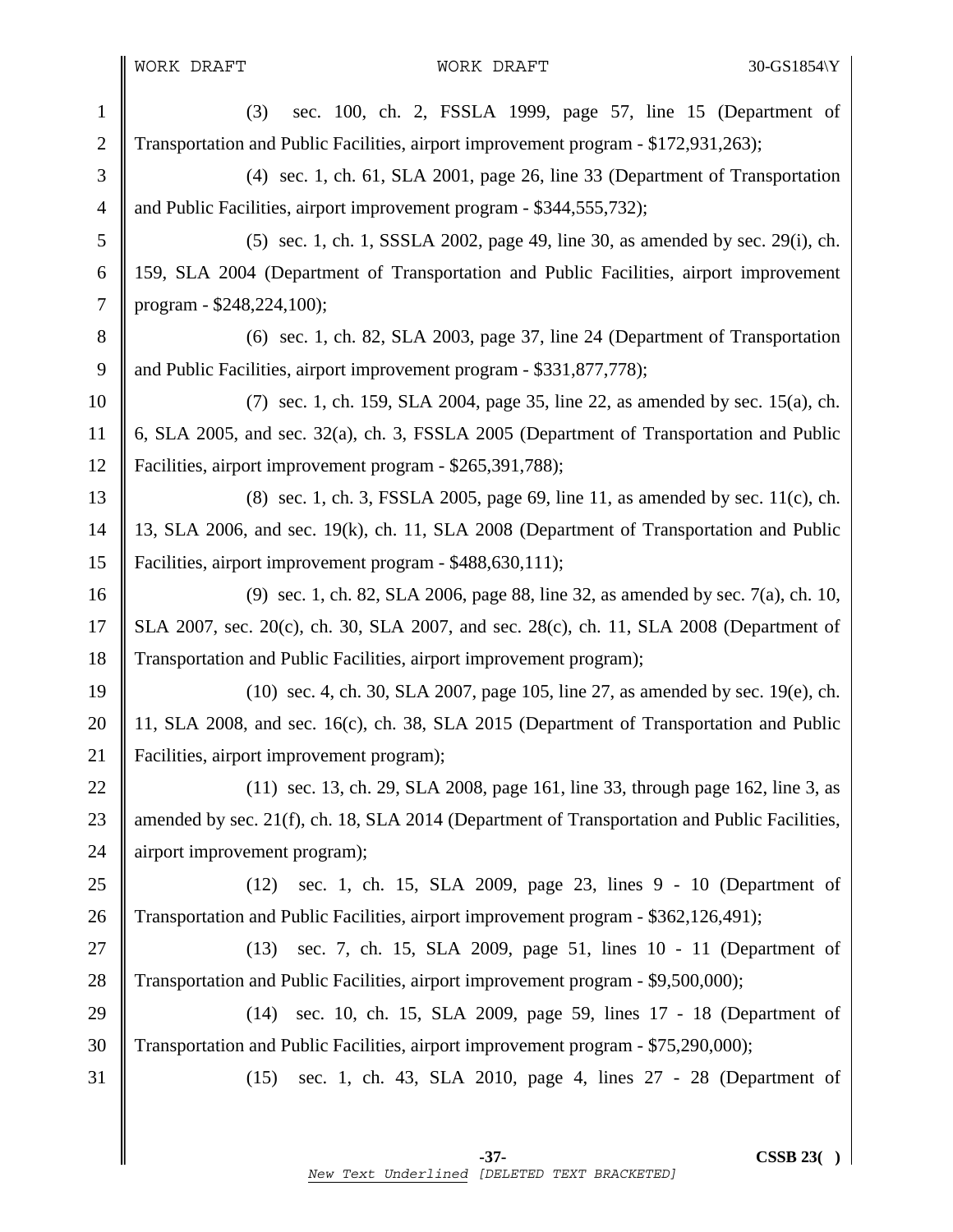(3) sec. 100, ch. 2, FSSLA 1999, page 57, line 15 (Department of Transportation and Public Facilities, airport improvement program - $172,931,263);

(4) sec. 1, ch. 61, SLA 2001, page 26, line 33 (Department of Transportation and Public Facilities, airport improvement program - $344,555,732);

(5) sec. 1, ch. 1, SSSLA 2002, page 49, line 30, as amended by sec. 29(i), ch. 159, SLA 2004 (Department of Transportation and Public Facilities, airport improvement program - $248,224,100);

(6) sec. 1, ch. 82, SLA 2003, page 37, line 24 (Department of Transportation and Public Facilities, airport improvement program - $331,877,778);

(7) sec. 1, ch. 159, SLA 2004, page 35, line 22, as amended by sec. 15(a), ch. 6, SLA 2005, and sec. 32(a), ch. 3, FSSLA 2005 (Department of Transportation and Public Facilities, airport improvement program - $265,391,788);

(8) sec. 1, ch. 3, FSSLA 2005, page 69, line 11, as amended by sec. 11(c), ch. 13, SLA 2006, and sec. 19(k), ch. 11, SLA 2008 (Department of Transportation and Public Facilities, airport improvement program - $488,630,111);

(9) sec. 1, ch. 82, SLA 2006, page 88, line 32, as amended by sec. 7(a), ch. 10, SLA 2007, sec. 20(c), ch. 30, SLA 2007, and sec. 28(c), ch. 11, SLA 2008 (Department of Transportation and Public Facilities, airport improvement program);

(10) sec. 4, ch. 30, SLA 2007, page 105, line 27, as amended by sec. 19(e), ch. 11, SLA 2008, and sec. 16(c), ch. 38, SLA 2015 (Department of Transportation and Public Facilities, airport improvement program);

(11) sec. 13, ch. 29, SLA 2008, page 161, line 33, through page 162, line 3, as amended by sec. 21(f), ch. 18, SLA 2014 (Department of Transportation and Public Facilities, airport improvement program);

(12) sec. 1, ch. 15, SLA 2009, page 23, lines 9 - 10 (Department of Transportation and Public Facilities, airport improvement program - $362,126,491);

(13) sec. 7, ch. 15, SLA 2009, page 51, lines 10 - 11 (Department of Transportation and Public Facilities, airport improvement program - $9,500,000);

(14) sec. 10, ch. 15, SLA 2009, page 59, lines 17 - 18 (Department of Transportation and Public Facilities, airport improvement program - $75,290,000);

(15) sec. 1, ch. 43, SLA 2010, page 4, lines 27 - 28 (Department of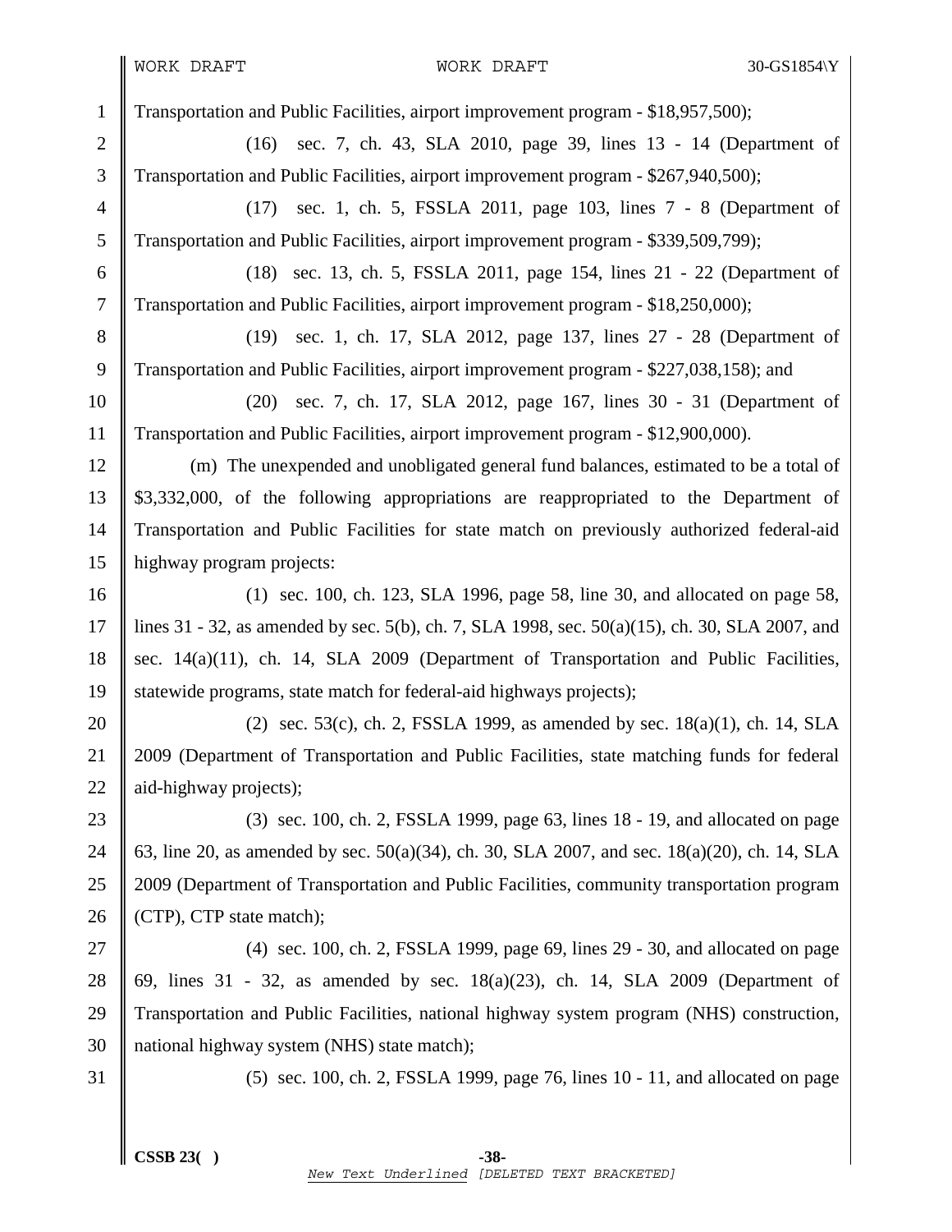Transportation and Public Facilities, airport improvement program - $18,957,500);

(16) sec. 7, ch. 43, SLA 2010, page 39, lines 13 - 14 (Department of Transportation and Public Facilities, airport improvement program - $267,940,500);

(17) sec. 1, ch. 5, FSSLA 2011, page 103, lines 7 - 8 (Department of Transportation and Public Facilities, airport improvement program - $339,509,799);

(18) sec. 13, ch. 5, FSSLA 2011, page 154, lines 21 - 22 (Department of Transportation and Public Facilities, airport improvement program - $18,250,000);

(19) sec. 1, ch. 17, SLA 2012, page 137, lines 27 - 28 (Department of Transportation and Public Facilities, airport improvement program - $227,038,158); and

(20) sec. 7, ch. 17, SLA 2012, page 167, lines 30 - 31 (Department of Transportation and Public Facilities, airport improvement program - $12,900,000).

(m) The unexpended and unobligated general fund balances, estimated to be a total of $3,332,000, of the following appropriations are reappropriated to the Department of Transportation and Public Facilities for state match on previously authorized federal-aid highway program projects:

(1) sec. 100, ch. 123, SLA 1996, page 58, line 30, and allocated on page 58, lines 31 - 32, as amended by sec. 5(b), ch. 7, SLA 1998, sec. 50(a)(15), ch. 30, SLA 2007, and sec. 14(a)(11), ch. 14, SLA 2009 (Department of Transportation and Public Facilities, statewide programs, state match for federal-aid highways projects);

(2) sec. 53(c), ch. 2, FSSLA 1999, as amended by sec. 18(a)(1), ch. 14, SLA 2009 (Department of Transportation and Public Facilities, state matching funds for federal aid-highway projects);

(3) sec. 100, ch. 2, FSSLA 1999, page 63, lines 18 - 19, and allocated on page 63, line 20, as amended by sec. 50(a)(34), ch. 30, SLA 2007, and sec. 18(a)(20), ch. 14, SLA 2009 (Department of Transportation and Public Facilities, community transportation program (CTP), CTP state match);

(4) sec. 100, ch. 2, FSSLA 1999, page 69, lines 29 - 30, and allocated on page 69, lines 31 - 32, as amended by sec. 18(a)(23), ch. 14, SLA 2009 (Department of Transportation and Public Facilities, national highway system program (NHS) construction, national highway system (NHS) state match);

(5) sec. 100, ch. 2, FSSLA 1999, page 76, lines 10 - 11, and allocated on page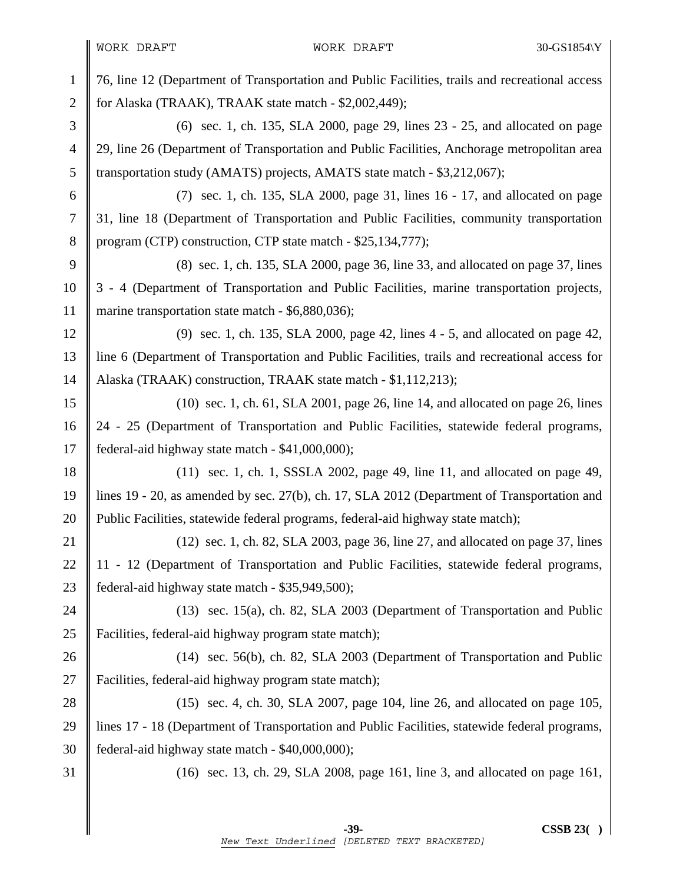76, line 12 (Department of Transportation and Public Facilities, trails and recreational access for Alaska (TRAAK), TRAAK state match - $2,002,449);

(6) sec. 1, ch. 135, SLA 2000, page 29, lines 23 - 25, and allocated on page 29, line 26 (Department of Transportation and Public Facilities, Anchorage metropolitan area transportation study (AMATS) projects, AMATS state match - $3,212,067);

(7) sec. 1, ch. 135, SLA 2000, page 31, lines 16 - 17, and allocated on page 31, line 18 (Department of Transportation and Public Facilities, community transportation program (CTP) construction, CTP state match - $25,134,777);

(8) sec. 1, ch. 135, SLA 2000, page 36, line 33, and allocated on page 37, lines 3 - 4 (Department of Transportation and Public Facilities, marine transportation projects, marine transportation state match - $6,880,036);

(9) sec. 1, ch. 135, SLA 2000, page 42, lines 4 - 5, and allocated on page 42, line 6 (Department of Transportation and Public Facilities, trails and recreational access for Alaska (TRAAK) construction, TRAAK state match - $1,112,213);

(10) sec. 1, ch. 61, SLA 2001, page 26, line 14, and allocated on page 26, lines 24 - 25 (Department of Transportation and Public Facilities, statewide federal programs, federal-aid highway state match - $41,000,000);

(11) sec. 1, ch. 1, SSSLA 2002, page 49, line 11, and allocated on page 49, lines 19 - 20, as amended by sec. 27(b), ch. 17, SLA 2012 (Department of Transportation and Public Facilities, statewide federal programs, federal-aid highway state match);

(12) sec. 1, ch. 82, SLA 2003, page 36, line 27, and allocated on page 37, lines 11 - 12 (Department of Transportation and Public Facilities, statewide federal programs, federal-aid highway state match - $35,949,500);

(13) sec. 15(a), ch. 82, SLA 2003 (Department of Transportation and Public Facilities, federal-aid highway program state match);

(14) sec. 56(b), ch. 82, SLA 2003 (Department of Transportation and Public Facilities, federal-aid highway program state match);

(15) sec. 4, ch. 30, SLA 2007, page 104, line 26, and allocated on page 105, lines 17 - 18 (Department of Transportation and Public Facilities, statewide federal programs, federal-aid highway state match - $40,000,000);

(16) sec. 13, ch. 29, SLA 2008, page 161, line 3, and allocated on page 161,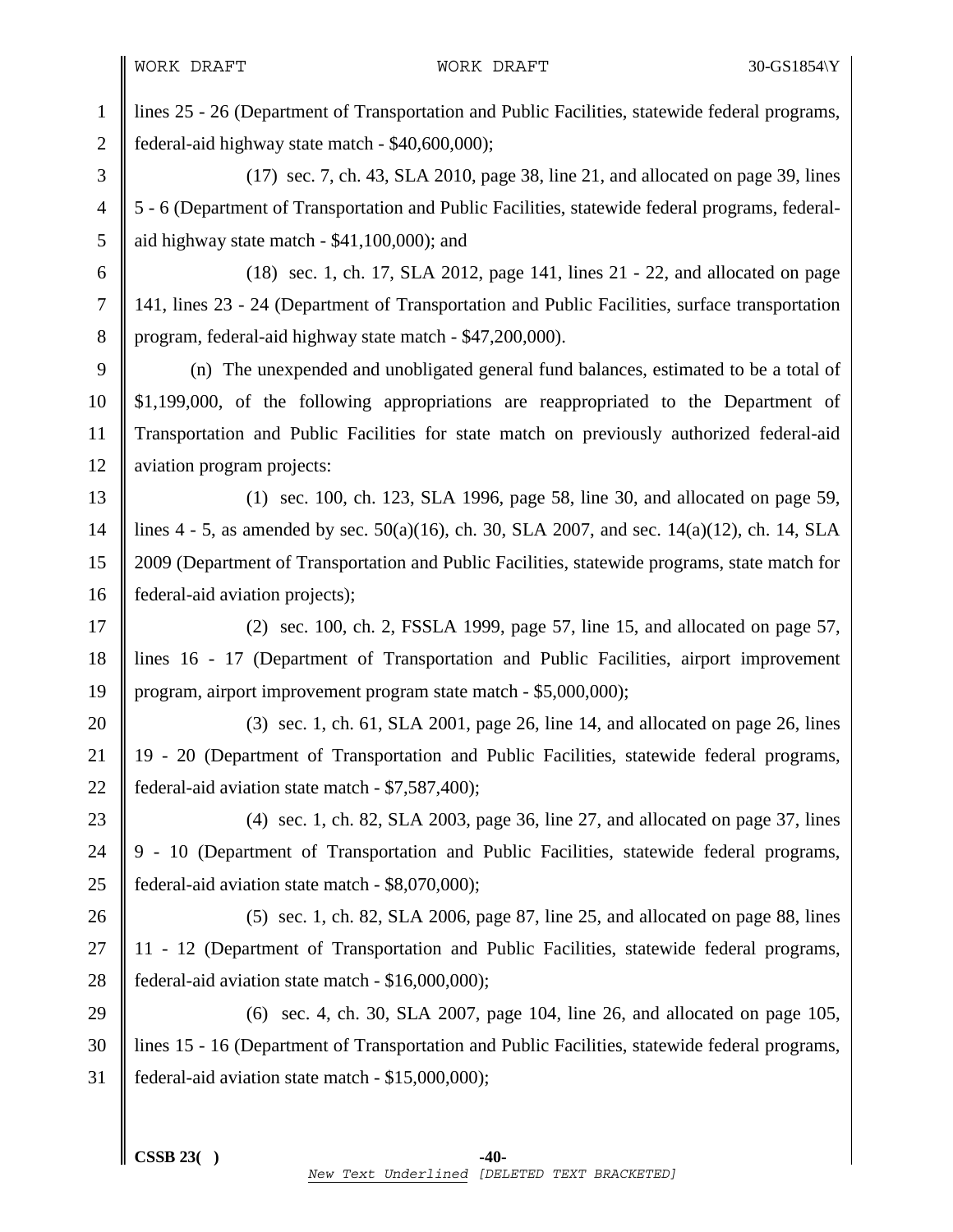lines 25 - 26 (Department of Transportation and Public Facilities, statewide federal programs, federal-aid highway state match - $40,600,000);

(17) sec. 7, ch. 43, SLA 2010, page 38, line 21, and allocated on page 39, lines 5 - 6 (Department of Transportation and Public Facilities, statewide federal programs, federal-aid highway state match - $41,100,000); and

(18) sec. 1, ch. 17, SLA 2012, page 141, lines 21 - 22, and allocated on page 141, lines 23 - 24 (Department of Transportation and Public Facilities, surface transportation program, federal-aid highway state match - $47,200,000).

(n) The unexpended and unobligated general fund balances, estimated to be a total of $1,199,000, of the following appropriations are reappropriated to the Department of Transportation and Public Facilities for state match on previously authorized federal-aid aviation program projects:

(1) sec. 100, ch. 123, SLA 1996, page 58, line 30, and allocated on page 59, lines 4 - 5, as amended by sec. 50(a)(16), ch. 30, SLA 2007, and sec. 14(a)(12), ch. 14, SLA 2009 (Department of Transportation and Public Facilities, statewide programs, state match for federal-aid aviation projects);

(2) sec. 100, ch. 2, FSSLA 1999, page 57, line 15, and allocated on page 57, lines 16 - 17 (Department of Transportation and Public Facilities, airport improvement program, airport improvement program state match - $5,000,000);

(3) sec. 1, ch. 61, SLA 2001, page 26, line 14, and allocated on page 26, lines 19 - 20 (Department of Transportation and Public Facilities, statewide federal programs, federal-aid aviation state match - $7,587,400);

(4) sec. 1, ch. 82, SLA 2003, page 36, line 27, and allocated on page 37, lines 9 - 10 (Department of Transportation and Public Facilities, statewide federal programs, federal-aid aviation state match - $8,070,000);

(5) sec. 1, ch. 82, SLA 2006, page 87, line 25, and allocated on page 88, lines 11 - 12 (Department of Transportation and Public Facilities, statewide federal programs, federal-aid aviation state match - $16,000,000);

(6) sec. 4, ch. 30, SLA 2007, page 104, line 26, and allocated on page 105, lines 15 - 16 (Department of Transportation and Public Facilities, statewide federal programs, federal-aid aviation state match - $15,000,000);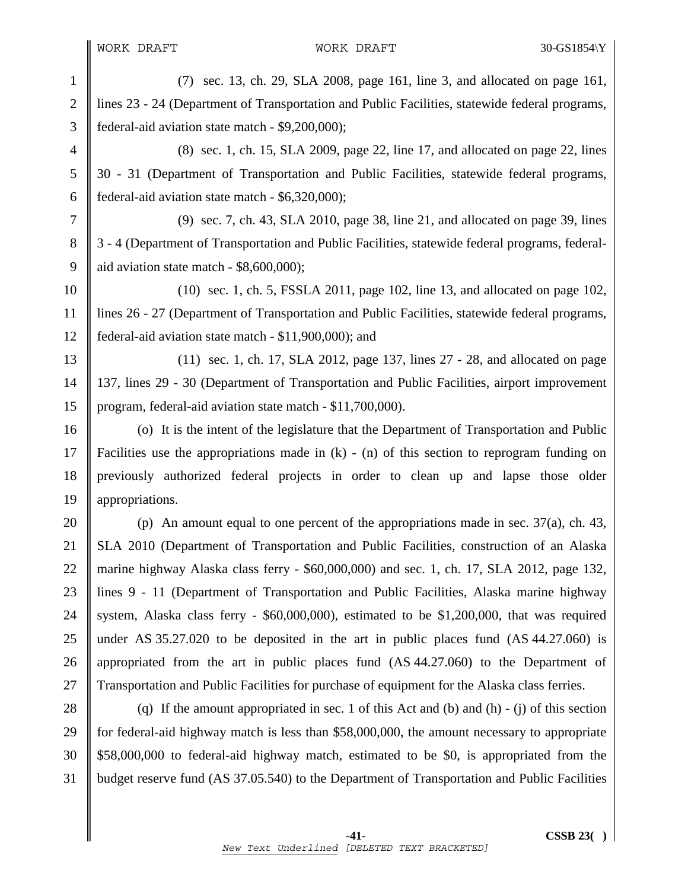(7) sec. 13, ch. 29, SLA 2008, page 161, line 3, and allocated on page 161, lines 23 - 24 (Department of Transportation and Public Facilities, statewide federal programs, federal-aid aviation state match - $9,200,000);

(8) sec. 1, ch. 15, SLA 2009, page 22, line 17, and allocated on page 22, lines 30 - 31 (Department of Transportation and Public Facilities, statewide federal programs, federal-aid aviation state match - $6,320,000);

(9) sec. 7, ch. 43, SLA 2010, page 38, line 21, and allocated on page 39, lines 3 - 4 (Department of Transportation and Public Facilities, statewide federal programs, federal-aid aviation state match - $8,600,000);

(10) sec. 1, ch. 5, FSSLA 2011, page 102, line 13, and allocated on page 102, lines 26 - 27 (Department of Transportation and Public Facilities, statewide federal programs, federal-aid aviation state match - $11,900,000); and

(11) sec. 1, ch. 17, SLA 2012, page 137, lines 27 - 28, and allocated on page 137, lines 29 - 30 (Department of Transportation and Public Facilities, airport improvement program, federal-aid aviation state match - $11,700,000).

(o) It is the intent of the legislature that the Department of Transportation and Public Facilities use the appropriations made in (k) - (n) of this section to reprogram funding on previously authorized federal projects in order to clean up and lapse those older appropriations.

(p) An amount equal to one percent of the appropriations made in sec. 37(a), ch. 43, SLA 2010 (Department of Transportation and Public Facilities, construction of an Alaska marine highway Alaska class ferry - $60,000,000) and sec. 1, ch. 17, SLA 2012, page 132, lines 9 - 11 (Department of Transportation and Public Facilities, Alaska marine highway system, Alaska class ferry - $60,000,000), estimated to be $1,200,000, that was required under AS 35.27.020 to be deposited in the art in public places fund (AS 44.27.060) is appropriated from the art in public places fund (AS 44.27.060) to the Department of Transportation and Public Facilities for purchase of equipment for the Alaska class ferries.

(q) If the amount appropriated in sec. 1 of this Act and (b) and (h) - (j) of this section for federal-aid highway match is less than $58,000,000, the amount necessary to appropriate $58,000,000 to federal-aid highway match, estimated to be $0, is appropriated from the budget reserve fund (AS 37.05.540) to the Department of Transportation and Public Facilities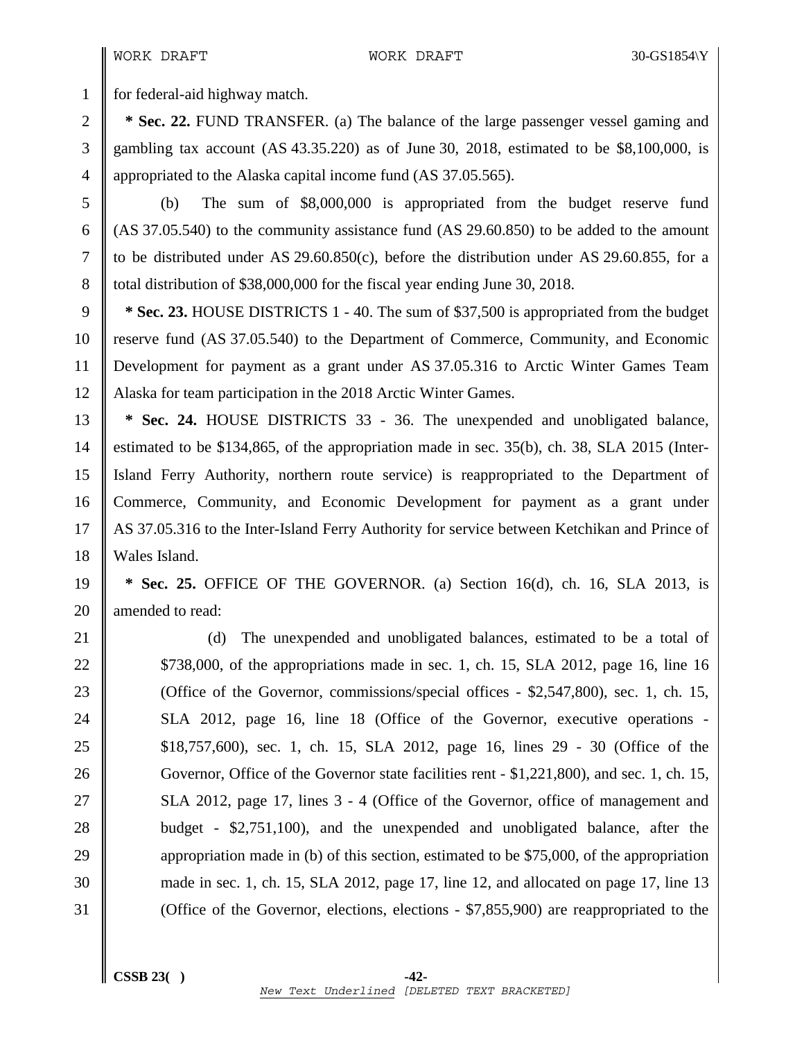for federal-aid highway match.

**\* Sec. 22.** FUND TRANSFER. (a) The balance of the large passenger vessel gaming and gambling tax account (AS 43.35.220) as of June 30, 2018, estimated to be $8,100,000, is appropriated to the Alaska capital income fund (AS 37.05.565).

(b) The sum of $8,000,000 is appropriated from the budget reserve fund (AS 37.05.540) to the community assistance fund (AS 29.60.850) to be added to the amount to be distributed under AS 29.60.850(c), before the distribution under AS 29.60.855, for a total distribution of $38,000,000 for the fiscal year ending June 30, 2018.

**\* Sec. 23.** HOUSE DISTRICTS 1 - 40. The sum of $37,500 is appropriated from the budget reserve fund (AS 37.05.540) to the Department of Commerce, Community, and Economic Development for payment as a grant under AS 37.05.316 to Arctic Winter Games Team Alaska for team participation in the 2018 Arctic Winter Games.

**\* Sec. 24.** HOUSE DISTRICTS 33 - 36. The unexpended and unobligated balance, estimated to be $134,865, of the appropriation made in sec. 35(b), ch. 38, SLA 2015 (Inter-Island Ferry Authority, northern route service) is reappropriated to the Department of Commerce, Community, and Economic Development for payment as a grant under AS 37.05.316 to the Inter-Island Ferry Authority for service between Ketchikan and Prince of Wales Island.

**\* Sec. 25.** OFFICE OF THE GOVERNOR. (a) Section 16(d), ch. 16, SLA 2013, is amended to read:

> (d) The unexpended and unobligated balances, estimated to be a total of $738,000, of the appropriations made in sec. 1, ch. 15, SLA 2012, page 16, line 16 (Office of the Governor, commissions/special offices - $2,547,800), sec. 1, ch. 15, SLA 2012, page 16, line 18 (Office of the Governor, executive operations - $18,757,600), sec. 1, ch. 15, SLA 2012, page 16, lines 29 - 30 (Office of the Governor, Office of the Governor state facilities rent - $1,221,800), and sec. 1, ch. 15, SLA 2012, page 17, lines 3 - 4 (Office of the Governor, office of management and budget - $2,751,100), and the unexpended and unobligated balance, after the appropriation made in (b) of this section, estimated to be $75,000, of the appropriation made in sec. 1, ch. 15, SLA 2012, page 17, line 12, and allocated on page 17, line 13 (Office of the Governor, elections, elections - $7,855,900) are reappropriated to the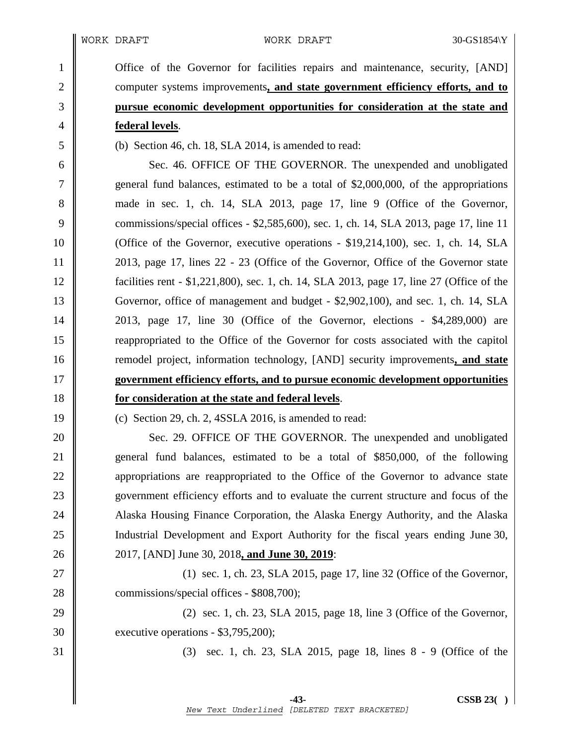Office of the Governor for facilities repairs and maintenance, security, [AND] computer systems improvements**, and state government efficiency efforts, and to pursue economic development opportunities for consideration at the state and federal levels**.

(b) Section 46, ch. 18, SLA 2014, is amended to read:

Sec. 46. OFFICE OF THE GOVERNOR. The unexpended and unobligated general fund balances, estimated to be a total of $2,000,000, of the appropriations made in sec. 1, ch. 14, SLA 2013, page 17, line 9 (Office of the Governor, commissions/special offices - $2,585,600), sec. 1, ch. 14, SLA 2013, page 17, line 11 (Office of the Governor, executive operations - $19,214,100), sec. 1, ch. 14, SLA 2013, page 17, lines 22 - 23 (Office of the Governor, Office of the Governor state facilities rent - $1,221,800), sec. 1, ch. 14, SLA 2013, page 17, line 27 (Office of the Governor, office of management and budget - $2,902,100), and sec. 1, ch. 14, SLA 2013, page 17, line 30 (Office of the Governor, elections - $4,289,000) are reappropriated to the Office of the Governor for costs associated with the capitol remodel project, information technology, [AND] security improvements**, and state government efficiency efforts, and to pursue economic development opportunities for consideration at the state and federal levels**.

(c) Section 29, ch. 2, 4SSLA 2016, is amended to read:

Sec. 29. OFFICE OF THE GOVERNOR. The unexpended and unobligated general fund balances, estimated to be a total of $850,000, of the following appropriations are reappropriated to the Office of the Governor to advance state government efficiency efforts and to evaluate the current structure and focus of the Alaska Housing Finance Corporation, the Alaska Energy Authority, and the Alaska Industrial Development and Export Authority for the fiscal years ending June 30, 2017, [AND] June 30, 2018**, and June 30, 2019**:

(1) sec. 1, ch. 23, SLA 2015, page 17, line 32 (Office of the Governor, commissions/special offices - $808,700);

(2) sec. 1, ch. 23, SLA 2015, page 18, line 3 (Office of the Governor, executive operations - $3,795,200);

(3) sec. 1, ch. 23, SLA 2015, page 18, lines 8 - 9 (Office of the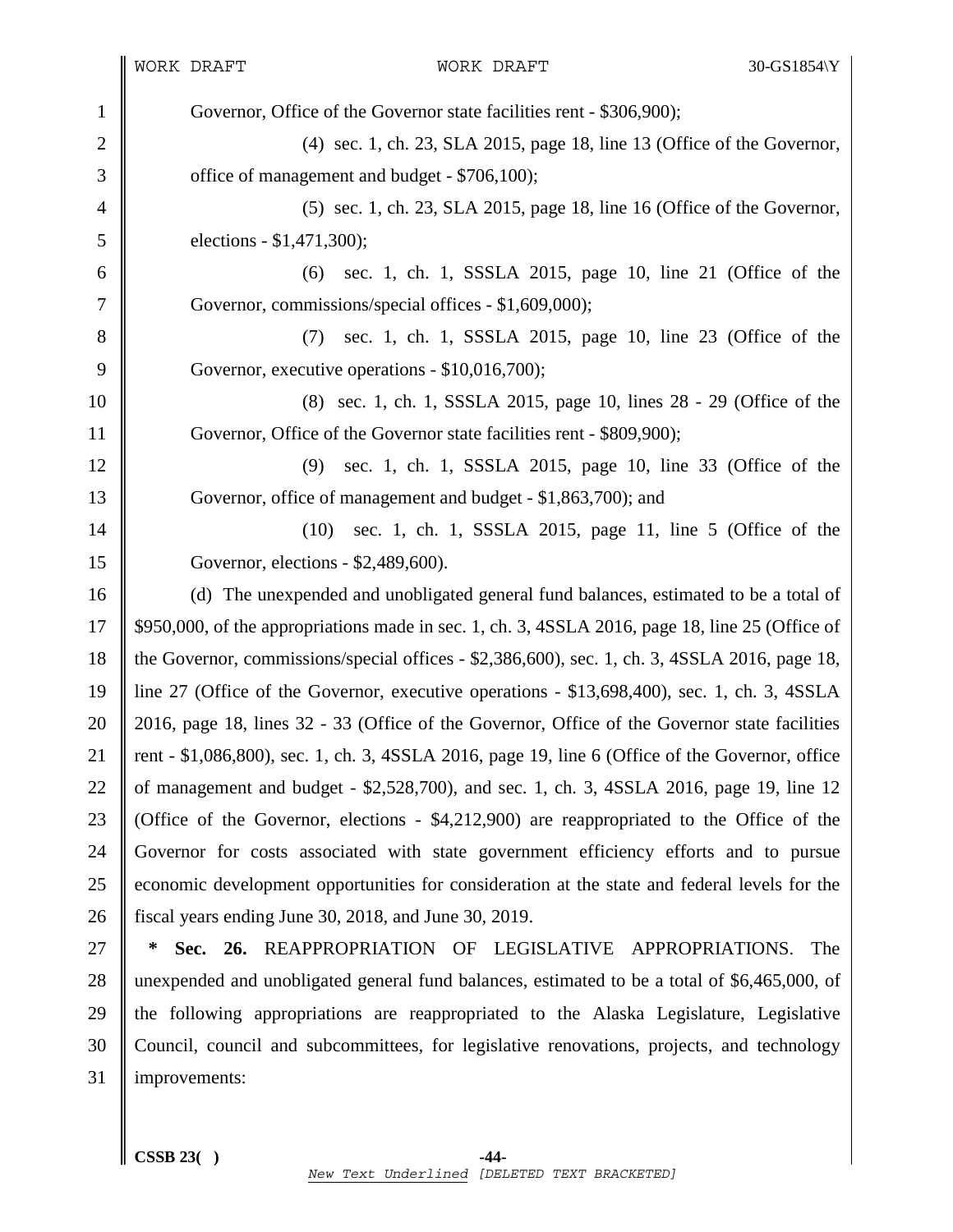Governor, Office of the Governor state facilities rent - $306,900);

(4) sec. 1, ch. 23, SLA 2015, page 18, line 13 (Office of the Governor, office of management and budget - $706,100);

(5) sec. 1, ch. 23, SLA 2015, page 18, line 16 (Office of the Governor, elections - $1,471,300);

(6) sec. 1, ch. 1, SSSLA 2015, page 10, line 21 (Office of the Governor, commissions/special offices - $1,609,000);

(7) sec. 1, ch. 1, SSSLA 2015, page 10, line 23 (Office of the Governor, executive operations - $10,016,700);

(8) sec. 1, ch. 1, SSSLA 2015, page 10, lines 28 - 29 (Office of the Governor, Office of the Governor state facilities rent - $809,900);

(9) sec. 1, ch. 1, SSSLA 2015, page 10, line 33 (Office of the Governor, office of management and budget - $1,863,700); and

(10) sec. 1, ch. 1, SSSLA 2015, page 11, line 5 (Office of the Governor, elections - $2,489,600).

(d) The unexpended and unobligated general fund balances, estimated to be a total of $950,000, of the appropriations made in sec. 1, ch. 3, 4SSLA 2016, page 18, line 25 (Office of the Governor, commissions/special offices - $2,386,600), sec. 1, ch. 3, 4SSLA 2016, page 18, line 27 (Office of the Governor, executive operations - $13,698,400), sec. 1, ch. 3, 4SSLA 2016, page 18, lines 32 - 33 (Office of the Governor, Office of the Governor state facilities rent - $1,086,800), sec. 1, ch. 3, 4SSLA 2016, page 19, line 6 (Office of the Governor, office of management and budget - $2,528,700), and sec. 1, ch. 3, 4SSLA 2016, page 19, line 12 (Office of the Governor, elections - $4,212,900) are reappropriated to the Office of the Governor for costs associated with state government efficiency efforts and to pursue economic development opportunities for consideration at the state and federal levels for the fiscal years ending June 30, 2018, and June 30, 2019.

\* **Sec. 26.** REAPPROPRIATION OF LEGISLATIVE APPROPRIATIONS. The unexpended and unobligated general fund balances, estimated to be a total of $6,465,000, of the following appropriations are reappropriated to the Alaska Legislature, Legislative Council, council and subcommittees, for legislative renovations, projects, and technology improvements: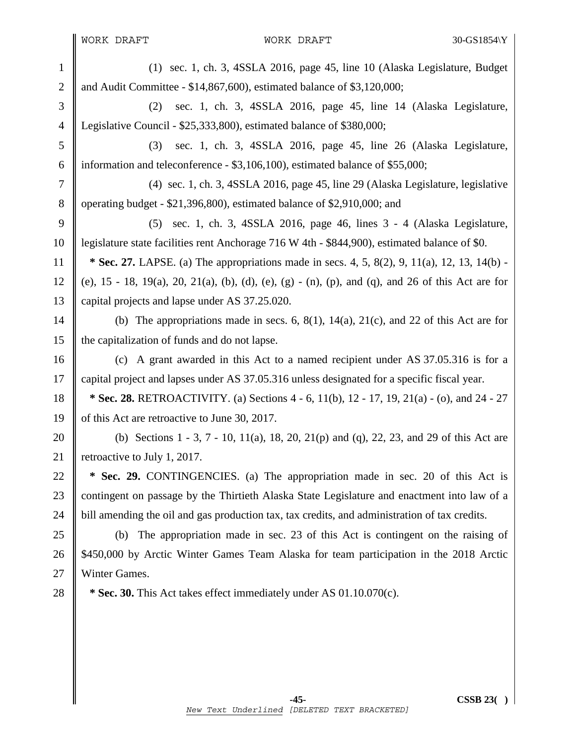(1) sec. 1, ch. 3, 4SSLA 2016, page 45, line 10 (Alaska Legislature, Budget and Audit Committee - $14,867,600), estimated balance of $3,120,000;

(2) sec. 1, ch. 3, 4SSLA 2016, page 45, line 14 (Alaska Legislature, Legislative Council - $25,333,800), estimated balance of $380,000;

(3) sec. 1, ch. 3, 4SSLA 2016, page 45, line 26 (Alaska Legislature, information and teleconference - $3,106,100), estimated balance of $55,000;

(4) sec. 1, ch. 3, 4SSLA 2016, page 45, line 29 (Alaska Legislature, legislative operating budget - $21,396,800), estimated balance of $2,910,000; and

(5) sec. 1, ch. 3, 4SSLA 2016, page 46, lines 3 - 4 (Alaska Legislature, legislature state facilities rent Anchorage 716 W 4th - $844,900), estimated balance of $0.

**\* Sec. 27.** LAPSE. (a) The appropriations made in secs. 4, 5, 8(2), 9, 11(a), 12, 13, 14(b) - (e), 15 - 18, 19(a), 20, 21(a), (b), (d), (e), (g) - (n), (p), and (q), and 26 of this Act are for capital projects and lapse under AS 37.25.020.

(b) The appropriations made in secs. 6, 8(1), 14(a), 21(c), and 22 of this Act are for the capitalization of funds and do not lapse.

(c) A grant awarded in this Act to a named recipient under AS 37.05.316 is for a capital project and lapses under AS 37.05.316 unless designated for a specific fiscal year.

**\* Sec. 28.** RETROACTIVITY. (a) Sections 4 - 6, 11(b), 12 - 17, 19, 21(a) - (o), and 24 - 27 of this Act are retroactive to June 30, 2017.

(b) Sections 1 - 3, 7 - 10, 11(a), 18, 20, 21(p) and (q), 22, 23, and 29 of this Act are retroactive to July 1, 2017.

**\* Sec. 29.** CONTINGENCIES. (a) The appropriation made in sec. 20 of this Act is contingent on passage by the Thirtieth Alaska State Legislature and enactment into law of a bill amending the oil and gas production tax, tax credits, and administration of tax credits.

(b) The appropriation made in sec. 23 of this Act is contingent on the raising of $450,000 by Arctic Winter Games Team Alaska for team participation in the 2018 Arctic Winter Games.

**\* Sec. 30.** This Act takes effect immediately under AS 01.10.070(c).